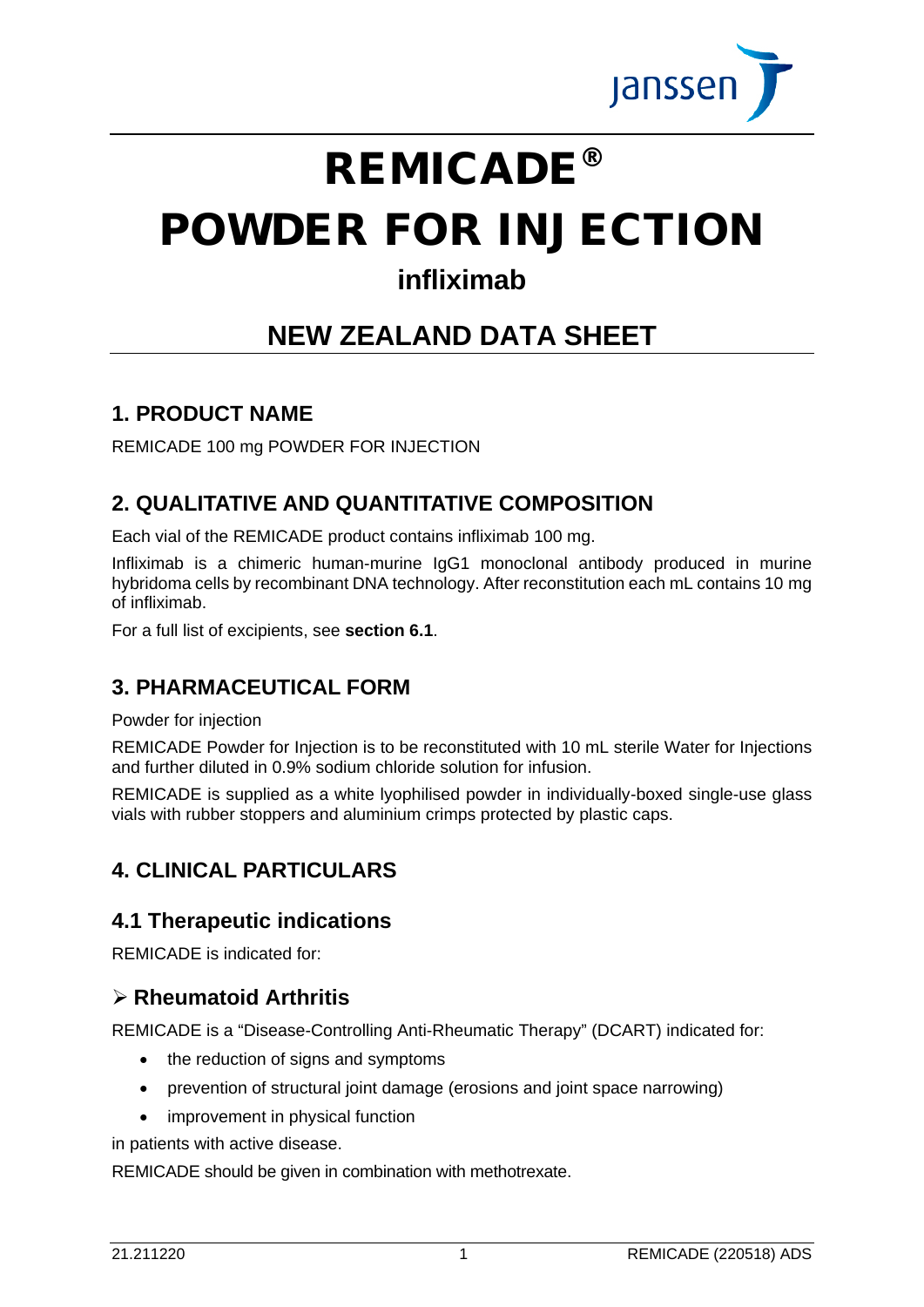# REMICADE®

# POWDER FOR INJECTION

## infliximab

## NEW ZEALAND DATA SHEET

## 1. PRODUCT NAME

REMICADE 100 mg POWDER FOR INJECTION

## 2. QUALITATIVE AND QUANTITATIVE COMPOSITION

Each vial of the REMICADE product contains infliximab 100 mg.

Infliximab is a chimeric human-murine IgG1 monoclonal antibody produced in murine hybridoma cells by recombinant DNA technology. After reconstitution each mL contains 10 mg of infliximab.

For a full list of excipients, see **section 6.1**.

## 3. PHARMACEUTICAL FORM

Powder for injection

REMICADE Powder for Injection is to be reconstituted with 10 mL sterile Water for Injections and further diluted in 0.9% sodium chloride solution for infusion.

REMICADE is supplied as a white lyophilised powder in individually-boxed single-use glass vials with rubber stoppers and aluminium crimps protected by plastic caps.

## 4. CLINICAL PARTICULARS

### 4.1 Therapeutic indications

REMICADE is indicated for:

### ➢ Rheumatoid Arthritis

REMICADE is a "Disease-Controlling Anti-Rheumatic Therapy" (DCART) indicated for:

- the reduction of signs and symptoms
- prevention of structural joint damage (erosions and joint space narrowing)
- improvement in physical function

in patients with active disease.

REMICADE should be given in combination with methotrexate.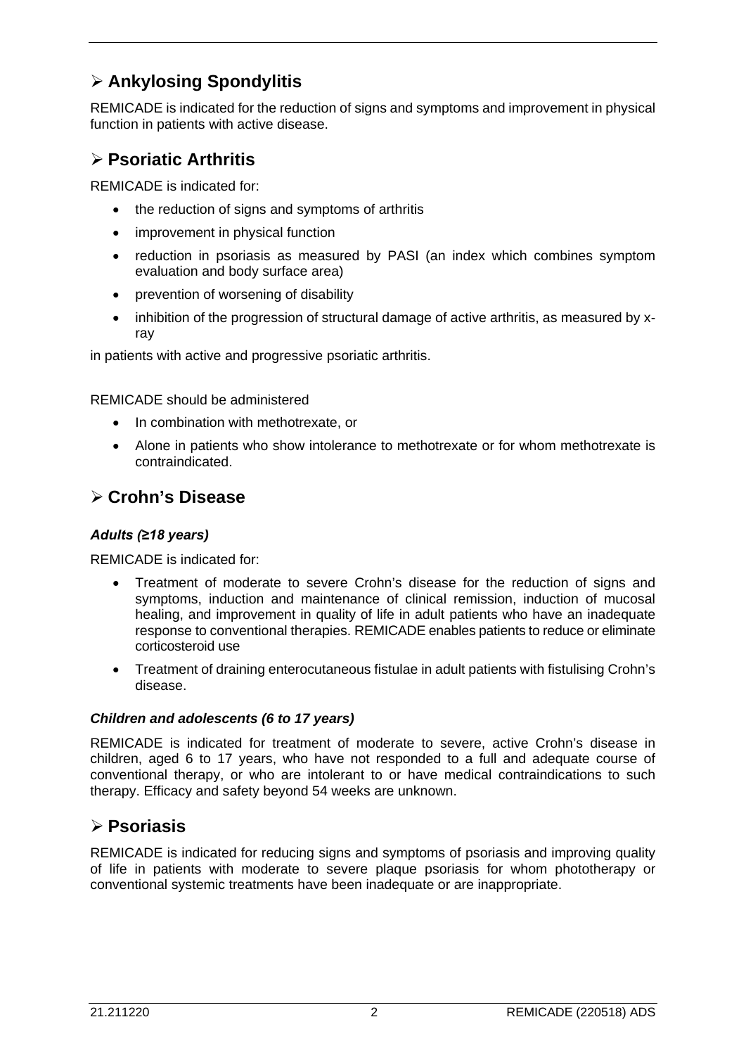## ➢ Ankylosing Spondylitis

REMICADE is indicated for the reduction of signs and symptoms and improvement in physical function in patients with active disease.

## ➢ Psoriatic Arthritis

REMICADE is indicated for:

- the reduction of signs and symptoms of arthritis
- improvement in physical function
- reduction in psoriasis as measured by PASI (an index which combines symptom evaluation and body surface area)
- prevention of worsening of disability
- inhibition of the progression of structural damage of active arthritis, as measured by x-ray

in patients with active and progressive psoriatic arthritis.

REMICADE should be administered

- In combination with methotrexate, or
- Alone in patients who show intolerance to methotrexate or for whom methotrexate is contraindicated.

## ➢ Crohn's Disease

***Adults (≥18 years)***

REMICADE is indicated for:

- Treatment of moderate to severe Crohn's disease for the reduction of signs and symptoms, induction and maintenance of clinical remission, induction of mucosal healing, and improvement in quality of life in adult patients who have an inadequate response to conventional therapies. REMICADE enables patients to reduce or eliminate corticosteroid use
- Treatment of draining enterocutaneous fistulae in adult patients with fistulising Crohn's disease.

***Children and adolescents (6 to 17 years)***

REMICADE is indicated for treatment of moderate to severe, active Crohn's disease in children, aged 6 to 17 years, who have not responded to a full and adequate course of conventional therapy, or who are intolerant to or have medical contraindications to such therapy. Efficacy and safety beyond 54 weeks are unknown.

## ➢ Psoriasis

REMICADE is indicated for reducing signs and symptoms of psoriasis and improving quality of life in patients with moderate to severe plaque psoriasis for whom phototherapy or conventional systemic treatments have been inadequate or are inappropriate.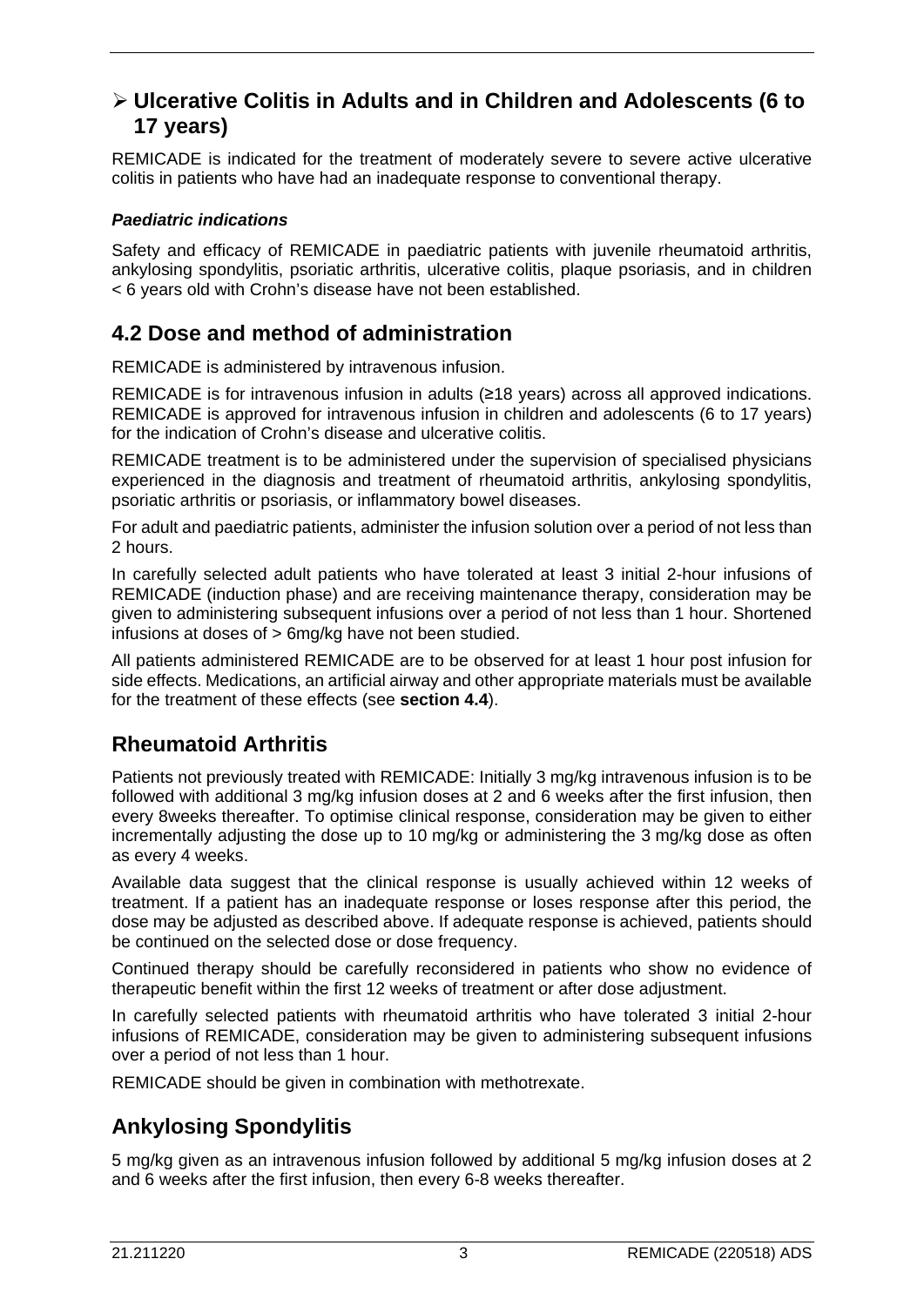## ➢ Ulcerative Colitis in Adults and in Children and Adolescents (6 to 17 years)

REMICADE is indicated for the treatment of moderately severe to severe active ulcerative colitis in patients who have had an inadequate response to conventional therapy.

### *Paediatric indications*

Safety and efficacy of REMICADE in paediatric patients with juvenile rheumatoid arthritis, ankylosing spondylitis, psoriatic arthritis, ulcerative colitis, plaque psoriasis, and in children < 6 years old with Crohn's disease have not been established.

## 4.2 Dose and method of administration

REMICADE is administered by intravenous infusion.

REMICADE is for intravenous infusion in adults (≥18 years) across all approved indications. REMICADE is approved for intravenous infusion in children and adolescents (6 to 17 years) for the indication of Crohn's disease and ulcerative colitis.

REMICADE treatment is to be administered under the supervision of specialised physicians experienced in the diagnosis and treatment of rheumatoid arthritis, ankylosing spondylitis, psoriatic arthritis or psoriasis, or inflammatory bowel diseases.

For adult and paediatric patients, administer the infusion solution over a period of not less than 2 hours.

In carefully selected adult patients who have tolerated at least 3 initial 2-hour infusions of REMICADE (induction phase) and are receiving maintenance therapy, consideration may be given to administering subsequent infusions over a period of not less than 1 hour. Shortened infusions at doses of > 6mg/kg have not been studied.

All patients administered REMICADE are to be observed for at least 1 hour post infusion for side effects. Medications, an artificial airway and other appropriate materials must be available for the treatment of these effects (see **section 4.4**).

## Rheumatoid Arthritis

Patients not previously treated with REMICADE: Initially 3 mg/kg intravenous infusion is to be followed with additional 3 mg/kg infusion doses at 2 and 6 weeks after the first infusion, then every 8weeks thereafter. To optimise clinical response, consideration may be given to either incrementally adjusting the dose up to 10 mg/kg or administering the 3 mg/kg dose as often as every 4 weeks.

Available data suggest that the clinical response is usually achieved within 12 weeks of treatment. If a patient has an inadequate response or loses response after this period, the dose may be adjusted as described above. If adequate response is achieved, patients should be continued on the selected dose or dose frequency.

Continued therapy should be carefully reconsidered in patients who show no evidence of therapeutic benefit within the first 12 weeks of treatment or after dose adjustment.

In carefully selected patients with rheumatoid arthritis who have tolerated 3 initial 2-hour infusions of REMICADE, consideration may be given to administering subsequent infusions over a period of not less than 1 hour.

REMICADE should be given in combination with methotrexate.

## Ankylosing Spondylitis

5 mg/kg given as an intravenous infusion followed by additional 5 mg/kg infusion doses at 2 and 6 weeks after the first infusion, then every 6-8 weeks thereafter.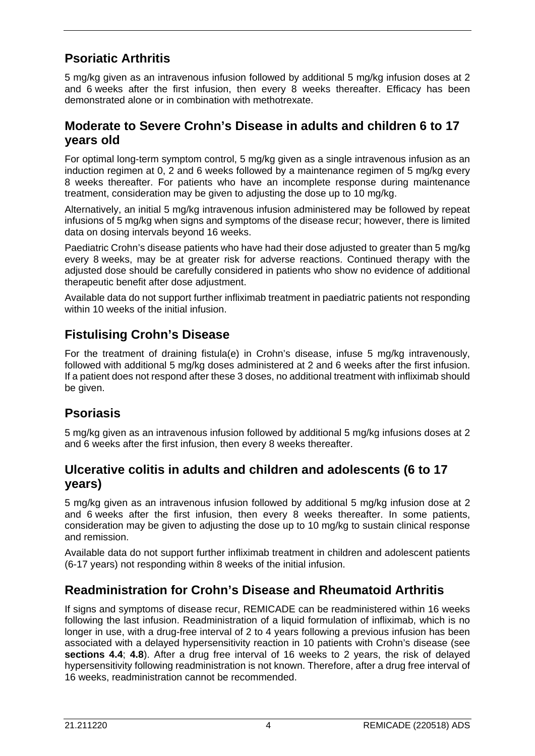## Psoriatic Arthritis

5 mg/kg given as an intravenous infusion followed by additional 5 mg/kg infusion doses at 2 and 6 weeks after the first infusion, then every 8 weeks thereafter. Efficacy has been demonstrated alone or in combination with methotrexate.

## Moderate to Severe Crohn's Disease in adults and children 6 to 17 years old

For optimal long-term symptom control, 5 mg/kg given as a single intravenous infusion as an induction regimen at 0, 2 and 6 weeks followed by a maintenance regimen of 5 mg/kg every 8 weeks thereafter. For patients who have an incomplete response during maintenance treatment, consideration may be given to adjusting the dose up to 10 mg/kg.

Alternatively, an initial 5 mg/kg intravenous infusion administered may be followed by repeat infusions of 5 mg/kg when signs and symptoms of the disease recur; however, there is limited data on dosing intervals beyond 16 weeks.

Paediatric Crohn's disease patients who have had their dose adjusted to greater than 5 mg/kg every 8 weeks, may be at greater risk for adverse reactions. Continued therapy with the adjusted dose should be carefully considered in patients who show no evidence of additional therapeutic benefit after dose adjustment.

Available data do not support further infliximab treatment in paediatric patients not responding within 10 weeks of the initial infusion.

## Fistulising Crohn's Disease

For the treatment of draining fistula(e) in Crohn's disease, infuse 5 mg/kg intravenously, followed with additional 5 mg/kg doses administered at 2 and 6 weeks after the first infusion. If a patient does not respond after these 3 doses, no additional treatment with infliximab should be given.

## Psoriasis

5 mg/kg given as an intravenous infusion followed by additional 5 mg/kg infusions doses at 2 and 6 weeks after the first infusion, then every 8 weeks thereafter.

## Ulcerative colitis in adults and children and adolescents (6 to 17 years)

5 mg/kg given as an intravenous infusion followed by additional 5 mg/kg infusion dose at 2 and 6 weeks after the first infusion, then every 8 weeks thereafter. In some patients, consideration may be given to adjusting the dose up to 10 mg/kg to sustain clinical response and remission.

Available data do not support further infliximab treatment in children and adolescent patients (6-17 years) not responding within 8 weeks of the initial infusion.

## Readministration for Crohn's Disease and Rheumatoid Arthritis

If signs and symptoms of disease recur, REMICADE can be readministered within 16 weeks following the last infusion. Readministration of a liquid formulation of infliximab, which is no longer in use, with a drug-free interval of 2 to 4 years following a previous infusion has been associated with a delayed hypersensitivity reaction in 10 patients with Crohn's disease (see **sections 4.4**; **4.8**). After a drug free interval of 16 weeks to 2 years, the risk of delayed hypersensitivity following readministration is not known. Therefore, after a drug free interval of 16 weeks, readministration cannot be recommended.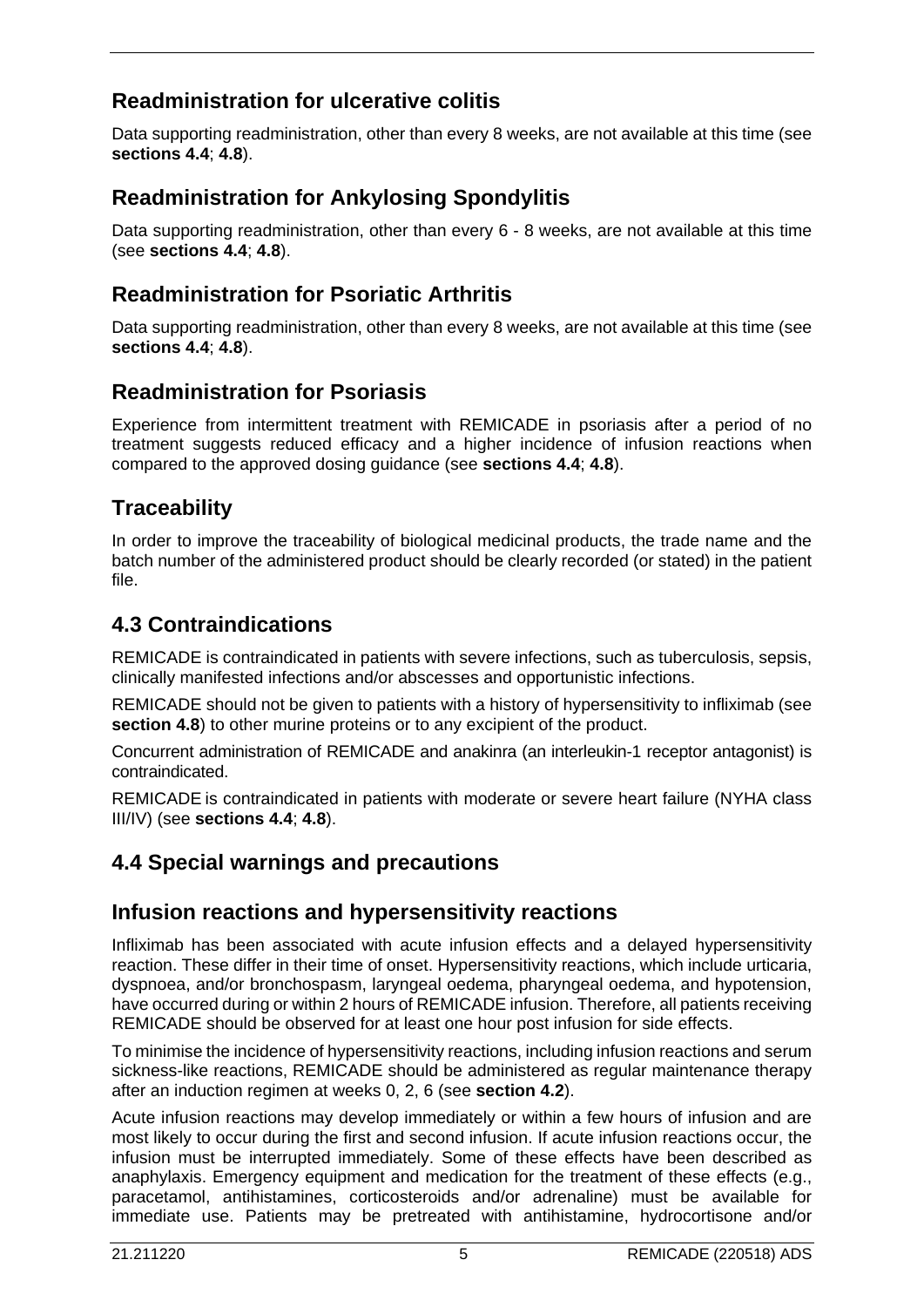## Readministration for ulcerative colitis

Data supporting readministration, other than every 8 weeks, are not available at this time (see **sections 4.4**; **4.8**).

## Readministration for Ankylosing Spondylitis

Data supporting readministration, other than every 6 - 8 weeks, are not available at this time (see **sections 4.4**; **4.8**).

## Readministration for Psoriatic Arthritis

Data supporting readministration, other than every 8 weeks, are not available at this time (see **sections 4.4**; **4.8**).

## Readministration for Psoriasis

Experience from intermittent treatment with REMICADE in psoriasis after a period of no treatment suggests reduced efficacy and a higher incidence of infusion reactions when compared to the approved dosing guidance (see **sections 4.4**; **4.8**).

## Traceability

In order to improve the traceability of biological medicinal products, the trade name and the batch number of the administered product should be clearly recorded (or stated) in the patient file.

# 4.3 Contraindications

REMICADE is contraindicated in patients with severe infections, such as tuberculosis, sepsis, clinically manifested infections and/or abscesses and opportunistic infections.

REMICADE should not be given to patients with a history of hypersensitivity to infliximab (see **section 4.8**) to other murine proteins or to any excipient of the product.

Concurrent administration of REMICADE and anakinra (an interleukin-1 receptor antagonist) is contraindicated.

REMICADE is contraindicated in patients with moderate or severe heart failure (NYHA class III/IV) (see **sections 4.4**; **4.8**).

# 4.4 Special warnings and precautions

## Infusion reactions and hypersensitivity reactions

Infliximab has been associated with acute infusion effects and a delayed hypersensitivity reaction. These differ in their time of onset. Hypersensitivity reactions, which include urticaria, dyspnoea, and/or bronchospasm, laryngeal oedema, pharyngeal oedema, and hypotension, have occurred during or within 2 hours of REMICADE infusion. Therefore, all patients receiving REMICADE should be observed for at least one hour post infusion for side effects.

To minimise the incidence of hypersensitivity reactions, including infusion reactions and serum sickness-like reactions, REMICADE should be administered as regular maintenance therapy after an induction regimen at weeks 0, 2, 6 (see **section 4.2**).

Acute infusion reactions may develop immediately or within a few hours of infusion and are most likely to occur during the first and second infusion. If acute infusion reactions occur, the infusion must be interrupted immediately. Some of these effects have been described as anaphylaxis. Emergency equipment and medication for the treatment of these effects (e.g., paracetamol, antihistamines, corticosteroids and/or adrenaline) must be available for immediate use. Patients may be pretreated with antihistamine, hydrocortisone and/or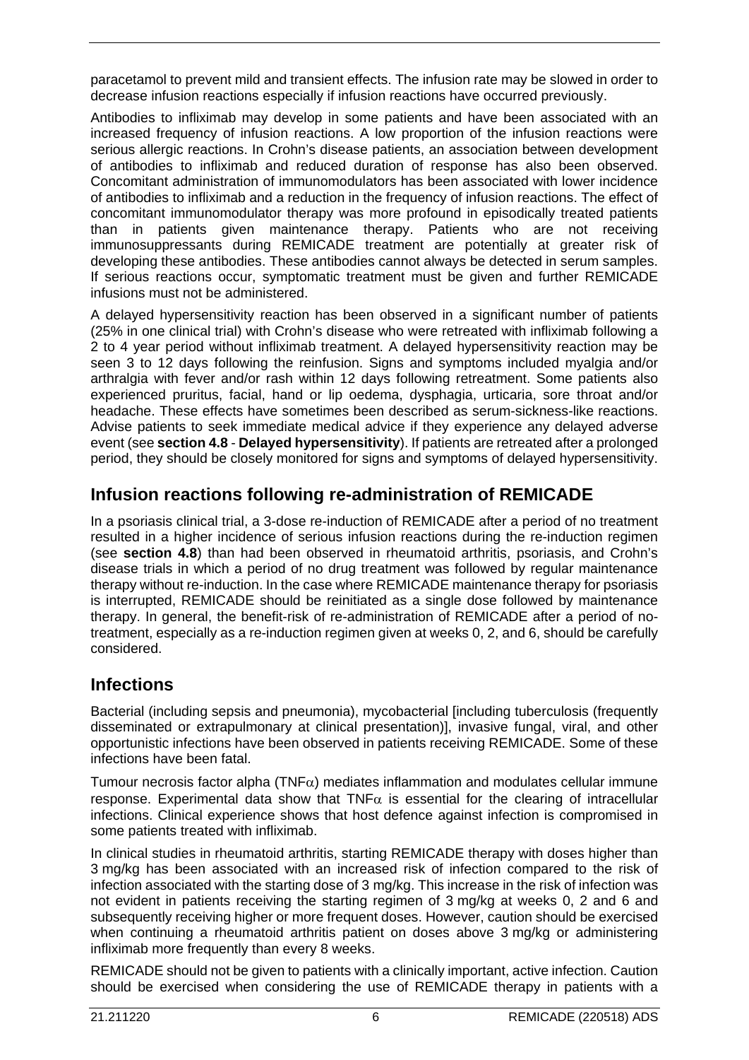paracetamol to prevent mild and transient effects. The infusion rate may be slowed in order to decrease infusion reactions especially if infusion reactions have occurred previously.

Antibodies to infliximab may develop in some patients and have been associated with an increased frequency of infusion reactions. A low proportion of the infusion reactions were serious allergic reactions. In Crohn's disease patients, an association between development of antibodies to infliximab and reduced duration of response has also been observed. Concomitant administration of immunomodulators has been associated with lower incidence of antibodies to infliximab and a reduction in the frequency of infusion reactions. The effect of concomitant immunomodulator therapy was more profound in episodically treated patients than in patients given maintenance therapy. Patients who are not receiving immunosuppressants during REMICADE treatment are potentially at greater risk of developing these antibodies. These antibodies cannot always be detected in serum samples. If serious reactions occur, symptomatic treatment must be given and further REMICADE infusions must not be administered.

A delayed hypersensitivity reaction has been observed in a significant number of patients (25% in one clinical trial) with Crohn's disease who were retreated with infliximab following a 2 to 4 year period without infliximab treatment. A delayed hypersensitivity reaction may be seen 3 to 12 days following the reinfusion. Signs and symptoms included myalgia and/or arthralgia with fever and/or rash within 12 days following retreatment. Some patients also experienced pruritus, facial, hand or lip oedema, dysphagia, urticaria, sore throat and/or headache. These effects have sometimes been described as serum-sickness-like reactions. Advise patients to seek immediate medical advice if they experience any delayed adverse event (see **section 4.8** - **Delayed hypersensitivity**). If patients are retreated after a prolonged period, they should be closely monitored for signs and symptoms of delayed hypersensitivity.

## Infusion reactions following re-administration of REMICADE

In a psoriasis clinical trial, a 3-dose re-induction of REMICADE after a period of no treatment resulted in a higher incidence of serious infusion reactions during the re-induction regimen (see **section 4.8**) than had been observed in rheumatoid arthritis, psoriasis, and Crohn's disease trials in which a period of no drug treatment was followed by regular maintenance therapy without re-induction. In the case where REMICADE maintenance therapy for psoriasis is interrupted, REMICADE should be reinitiated as a single dose followed by maintenance therapy. In general, the benefit-risk of re-administration of REMICADE after a period of no-treatment, especially as a re-induction regimen given at weeks 0, 2, and 6, should be carefully considered.

## Infections

Bacterial (including sepsis and pneumonia), mycobacterial [including tuberculosis (frequently disseminated or extrapulmonary at clinical presentation)], invasive fungal, viral, and other opportunistic infections have been observed in patients receiving REMICADE. Some of these infections have been fatal.

Tumour necrosis factor alpha (TNF$\alpha$) mediates inflammation and modulates cellular immune response. Experimental data show that TNF$\alpha$ is essential for the clearing of intracellular infections. Clinical experience shows that host defence against infection is compromised in some patients treated with infliximab.

In clinical studies in rheumatoid arthritis, starting REMICADE therapy with doses higher than 3 mg/kg has been associated with an increased risk of infection compared to the risk of infection associated with the starting dose of 3 mg/kg. This increase in the risk of infection was not evident in patients receiving the starting regimen of 3 mg/kg at weeks 0, 2 and 6 and subsequently receiving higher or more frequent doses. However, caution should be exercised when continuing a rheumatoid arthritis patient on doses above 3 mg/kg or administering infliximab more frequently than every 8 weeks.

REMICADE should not be given to patients with a clinically important, active infection. Caution should be exercised when considering the use of REMICADE therapy in patients with a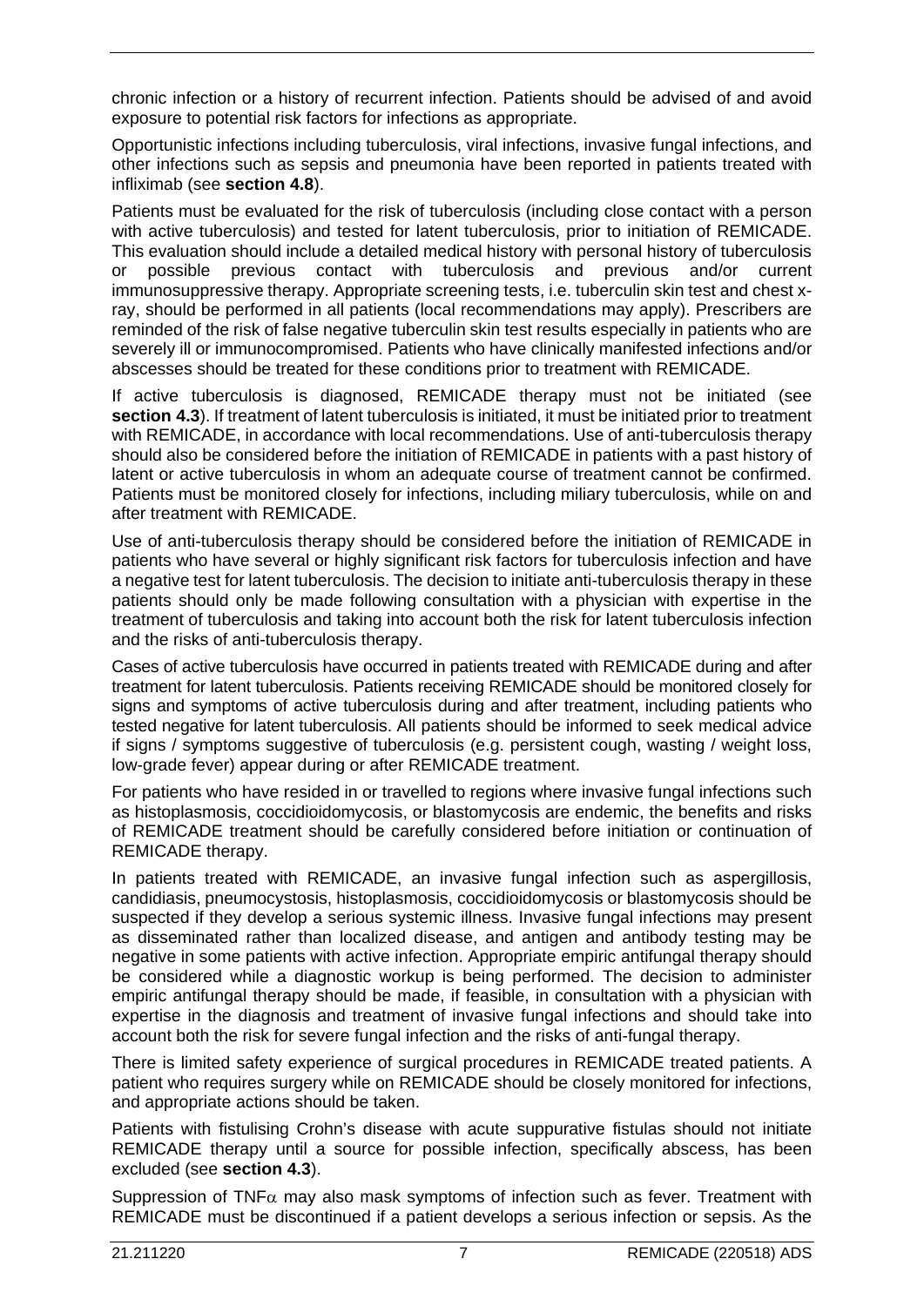chronic infection or a history of recurrent infection. Patients should be advised of and avoid exposure to potential risk factors for infections as appropriate.

Opportunistic infections including tuberculosis, viral infections, invasive fungal infections, and other infections such as sepsis and pneumonia have been reported in patients treated with infliximab (see **section 4.8**).

Patients must be evaluated for the risk of tuberculosis (including close contact with a person with active tuberculosis) and tested for latent tuberculosis, prior to initiation of REMICADE. This evaluation should include a detailed medical history with personal history of tuberculosis or possible previous contact with tuberculosis and previous and/or current immunosuppressive therapy. Appropriate screening tests, i.e. tuberculin skin test and chest x-ray, should be performed in all patients (local recommendations may apply). Prescribers are reminded of the risk of false negative tuberculin skin test results especially in patients who are severely ill or immunocompromised. Patients who have clinically manifested infections and/or abscesses should be treated for these conditions prior to treatment with REMICADE.

If active tuberculosis is diagnosed, REMICADE therapy must not be initiated (see **section 4.3**). If treatment of latent tuberculosis is initiated, it must be initiated prior to treatment with REMICADE, in accordance with local recommendations. Use of anti-tuberculosis therapy should also be considered before the initiation of REMICADE in patients with a past history of latent or active tuberculosis in whom an adequate course of treatment cannot be confirmed. Patients must be monitored closely for infections, including miliary tuberculosis, while on and after treatment with REMICADE.

Use of anti-tuberculosis therapy should be considered before the initiation of REMICADE in patients who have several or highly significant risk factors for tuberculosis infection and have a negative test for latent tuberculosis. The decision to initiate anti-tuberculosis therapy in these patients should only be made following consultation with a physician with expertise in the treatment of tuberculosis and taking into account both the risk for latent tuberculosis infection and the risks of anti-tuberculosis therapy.

Cases of active tuberculosis have occurred in patients treated with REMICADE during and after treatment for latent tuberculosis. Patients receiving REMICADE should be monitored closely for signs and symptoms of active tuberculosis during and after treatment, including patients who tested negative for latent tuberculosis. All patients should be informed to seek medical advice if signs / symptoms suggestive of tuberculosis (e.g. persistent cough, wasting / weight loss, low-grade fever) appear during or after REMICADE treatment.

For patients who have resided in or travelled to regions where invasive fungal infections such as histoplasmosis, coccidioidomycosis, or blastomycosis are endemic, the benefits and risks of REMICADE treatment should be carefully considered before initiation or continuation of REMICADE therapy.

In patients treated with REMICADE, an invasive fungal infection such as aspergillosis, candidiasis, pneumocystosis, histoplasmosis, coccidioidomycosis or blastomycosis should be suspected if they develop a serious systemic illness. Invasive fungal infections may present as disseminated rather than localized disease, and antigen and antibody testing may be negative in some patients with active infection. Appropriate empiric antifungal therapy should be considered while a diagnostic workup is being performed. The decision to administer empiric antifungal therapy should be made, if feasible, in consultation with a physician with expertise in the diagnosis and treatment of invasive fungal infections and should take into account both the risk for severe fungal infection and the risks of anti-fungal therapy.

There is limited safety experience of surgical procedures in REMICADE treated patients. A patient who requires surgery while on REMICADE should be closely monitored for infections, and appropriate actions should be taken.

Patients with fistulising Crohn's disease with acute suppurative fistulas should not initiate REMICADE therapy until a source for possible infection, specifically abscess, has been excluded (see **section 4.3**).

Suppression of TNF$\alpha$ may also mask symptoms of infection such as fever. Treatment with REMICADE must be discontinued if a patient develops a serious infection or sepsis. As the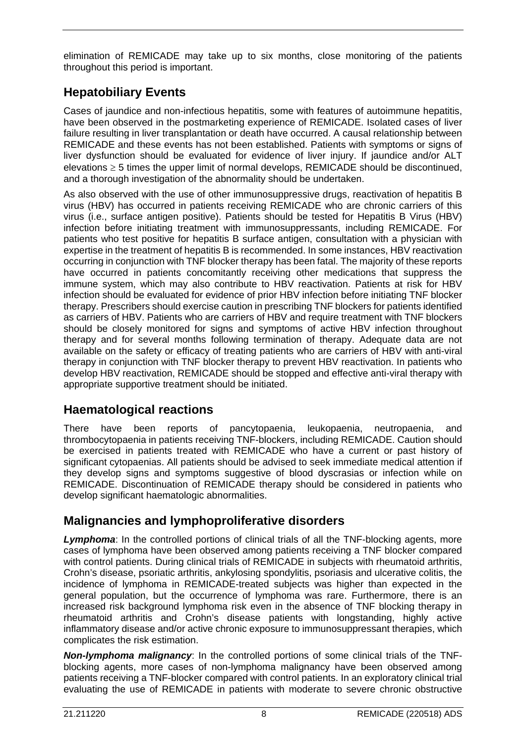elimination of REMICADE may take up to six months, close monitoring of the patients throughout this period is important.

## Hepatobiliary Events

Cases of jaundice and non-infectious hepatitis, some with features of autoimmune hepatitis, have been observed in the postmarketing experience of REMICADE. Isolated cases of liver failure resulting in liver transplantation or death have occurred. A causal relationship between REMICADE and these events has not been established. Patients with symptoms or signs of liver dysfunction should be evaluated for evidence of liver injury. If jaundice and/or ALT elevations $\geq$ 5 times the upper limit of normal develops, REMICADE should be discontinued, and a thorough investigation of the abnormality should be undertaken.

As also observed with the use of other immunosuppressive drugs, reactivation of hepatitis B virus (HBV) has occurred in patients receiving REMICADE who are chronic carriers of this virus (i.e., surface antigen positive). Patients should be tested for Hepatitis B Virus (HBV) infection before initiating treatment with immunosuppressants, including REMICADE. For patients who test positive for hepatitis B surface antigen, consultation with a physician with expertise in the treatment of hepatitis B is recommended. In some instances, HBV reactivation occurring in conjunction with TNF blocker therapy has been fatal. The majority of these reports have occurred in patients concomitantly receiving other medications that suppress the immune system, which may also contribute to HBV reactivation. Patients at risk for HBV infection should be evaluated for evidence of prior HBV infection before initiating TNF blocker therapy. Prescribers should exercise caution in prescribing TNF blockers for patients identified as carriers of HBV. Patients who are carriers of HBV and require treatment with TNF blockers should be closely monitored for signs and symptoms of active HBV infection throughout therapy and for several months following termination of therapy. Adequate data are not available on the safety or efficacy of treating patients who are carriers of HBV with anti-viral therapy in conjunction with TNF blocker therapy to prevent HBV reactivation. In patients who develop HBV reactivation, REMICADE should be stopped and effective anti-viral therapy with appropriate supportive treatment should be initiated.

## Haematological reactions

There have been reports of pancytopaenia, leukopaenia, neutropaenia, and thrombocytopaenia in patients receiving TNF-blockers, including REMICADE. Caution should be exercised in patients treated with REMICADE who have a current or past history of significant cytopaenias. All patients should be advised to seek immediate medical attention if they develop signs and symptoms suggestive of blood dyscrasias or infection while on REMICADE. Discontinuation of REMICADE therapy should be considered in patients who develop significant haematologic abnormalities.

## Malignancies and lymphoproliferative disorders

***Lymphoma***: In the controlled portions of clinical trials of all the TNF-blocking agents, more cases of lymphoma have been observed among patients receiving a TNF blocker compared with control patients. During clinical trials of REMICADE in subjects with rheumatoid arthritis, Crohn's disease, psoriatic arthritis, ankylosing spondylitis, psoriasis and ulcerative colitis, the incidence of lymphoma in REMICADE-treated subjects was higher than expected in the general population, but the occurrence of lymphoma was rare. Furthermore, there is an increased risk background lymphoma risk even in the absence of TNF blocking therapy in rheumatoid arthritis and Crohn's disease patients with longstanding, highly active inflammatory disease and/or active chronic exposure to immunosuppressant therapies, which complicates the risk estimation.

***Non-lymphoma malignancy***: In the controlled portions of some clinical trials of the TNF-blocking agents, more cases of non-lymphoma malignancy have been observed among patients receiving a TNF-blocker compared with control patients. In an exploratory clinical trial evaluating the use of REMICADE in patients with moderate to severe chronic obstructive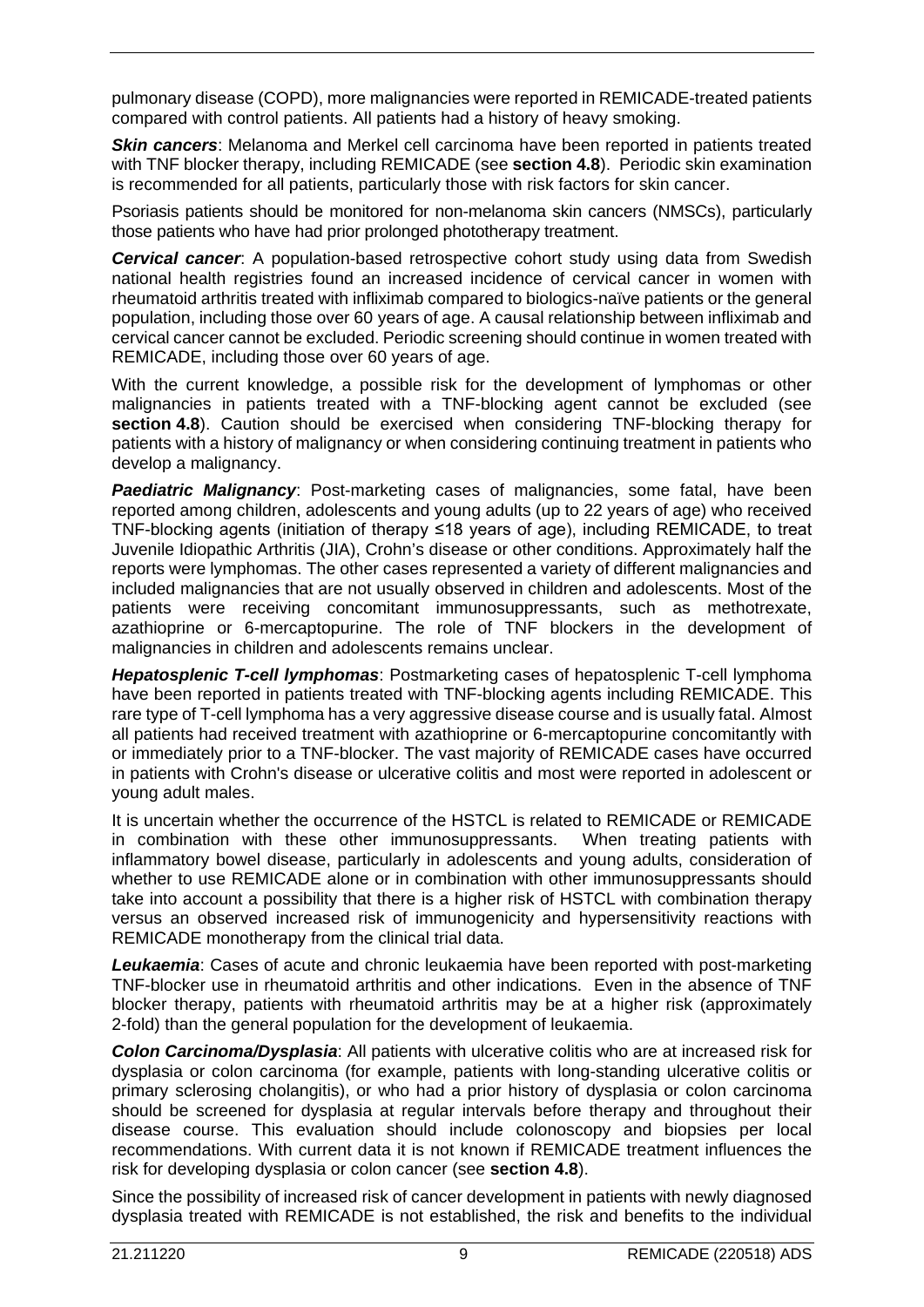pulmonary disease (COPD), more malignancies were reported in REMICADE-treated patients compared with control patients. All patients had a history of heavy smoking.

***Skin cancers***: Melanoma and Merkel cell carcinoma have been reported in patients treated with TNF blocker therapy, including REMICADE (see **section 4.8**). Periodic skin examination is recommended for all patients, particularly those with risk factors for skin cancer.

Psoriasis patients should be monitored for non-melanoma skin cancers (NMSCs), particularly those patients who have had prior prolonged phototherapy treatment.

***Cervical cancer***: A population-based retrospective cohort study using data from Swedish national health registries found an increased incidence of cervical cancer in women with rheumatoid arthritis treated with infliximab compared to biologics-naïve patients or the general population, including those over 60 years of age. A causal relationship between infliximab and cervical cancer cannot be excluded. Periodic screening should continue in women treated with REMICADE, including those over 60 years of age.

With the current knowledge, a possible risk for the development of lymphomas or other malignancies in patients treated with a TNF-blocking agent cannot be excluded (see **section 4.8**). Caution should be exercised when considering TNF-blocking therapy for patients with a history of malignancy or when considering continuing treatment in patients who develop a malignancy.

***Paediatric Malignancy***: Post-marketing cases of malignancies, some fatal, have been reported among children, adolescents and young adults (up to 22 years of age) who received TNF-blocking agents (initiation of therapy ≤18 years of age), including REMICADE, to treat Juvenile Idiopathic Arthritis (JIA), Crohn's disease or other conditions. Approximately half the reports were lymphomas. The other cases represented a variety of different malignancies and included malignancies that are not usually observed in children and adolescents. Most of the patients were receiving concomitant immunosuppressants, such as methotrexate, azathioprine or 6-mercaptopurine. The role of TNF blockers in the development of malignancies in children and adolescents remains unclear.

***Hepatosplenic T-cell lymphomas***: Postmarketing cases of hepatosplenic T-cell lymphoma have been reported in patients treated with TNF-blocking agents including REMICADE. This rare type of T-cell lymphoma has a very aggressive disease course and is usually fatal. Almost all patients had received treatment with azathioprine or 6-mercaptopurine concomitantly with or immediately prior to a TNF-blocker. The vast majority of REMICADE cases have occurred in patients with Crohn's disease or ulcerative colitis and most were reported in adolescent or young adult males.

It is uncertain whether the occurrence of the HSTCL is related to REMICADE or REMICADE in combination with these other immunosuppressants. When treating patients with inflammatory bowel disease, particularly in adolescents and young adults, consideration of whether to use REMICADE alone or in combination with other immunosuppressants should take into account a possibility that there is a higher risk of HSTCL with combination therapy versus an observed increased risk of immunogenicity and hypersensitivity reactions with REMICADE monotherapy from the clinical trial data.

***Leukaemia***: Cases of acute and chronic leukaemia have been reported with post-marketing TNF-blocker use in rheumatoid arthritis and other indications. Even in the absence of TNF blocker therapy, patients with rheumatoid arthritis may be at a higher risk (approximately 2-fold) than the general population for the development of leukaemia.

***Colon Carcinoma/Dysplasia***: All patients with ulcerative colitis who are at increased risk for dysplasia or colon carcinoma (for example, patients with long-standing ulcerative colitis or primary sclerosing cholangitis), or who had a prior history of dysplasia or colon carcinoma should be screened for dysplasia at regular intervals before therapy and throughout their disease course. This evaluation should include colonoscopy and biopsies per local recommendations. With current data it is not known if REMICADE treatment influences the risk for developing dysplasia or colon cancer (see **section 4.8**).

Since the possibility of increased risk of cancer development in patients with newly diagnosed dysplasia treated with REMICADE is not established, the risk and benefits to the individual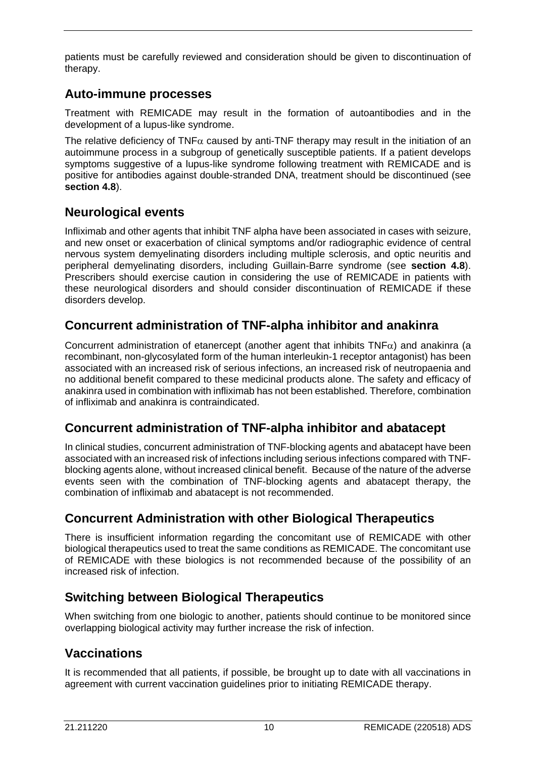patients must be carefully reviewed and consideration should be given to discontinuation of therapy.

## Auto-immune processes

Treatment with REMICADE may result in the formation of autoantibodies and in the development of a lupus-like syndrome.

The relative deficiency of TNF$\alpha$ caused by anti-TNF therapy may result in the initiation of an autoimmune process in a subgroup of genetically susceptible patients. If a patient develops symptoms suggestive of a lupus-like syndrome following treatment with REMICADE and is positive for antibodies against double-stranded DNA, treatment should be discontinued (see **section 4.8**).

## Neurological events

Infliximab and other agents that inhibit TNF alpha have been associated in cases with seizure, and new onset or exacerbation of clinical symptoms and/or radiographic evidence of central nervous system demyelinating disorders including multiple sclerosis, and optic neuritis and peripheral demyelinating disorders, including Guillain-Barre syndrome (see **section 4.8**). Prescribers should exercise caution in considering the use of REMICADE in patients with these neurological disorders and should consider discontinuation of REMICADE if these disorders develop.

## Concurrent administration of TNF-alpha inhibitor and anakinra

Concurrent administration of etanercept (another agent that inhibits TNF$\alpha$) and anakinra (a recombinant, non-glycosylated form of the human interleukin-1 receptor antagonist) has been associated with an increased risk of serious infections, an increased risk of neutropaenia and no additional benefit compared to these medicinal products alone. The safety and efficacy of anakinra used in combination with infliximab has not been established. Therefore, combination of infliximab and anakinra is contraindicated.

## Concurrent administration of TNF-alpha inhibitor and abatacept

In clinical studies, concurrent administration of TNF-blocking agents and abatacept have been associated with an increased risk of infections including serious infections compared with TNF-blocking agents alone, without increased clinical benefit. Because of the nature of the adverse events seen with the combination of TNF-blocking agents and abatacept therapy, the combination of infliximab and abatacept is not recommended.

## Concurrent Administration with other Biological Therapeutics

There is insufficient information regarding the concomitant use of REMICADE with other biological therapeutics used to treat the same conditions as REMICADE. The concomitant use of REMICADE with these biologics is not recommended because of the possibility of an increased risk of infection.

## Switching between Biological Therapeutics

When switching from one biologic to another, patients should continue to be monitored since overlapping biological activity may further increase the risk of infection.

## Vaccinations

It is recommended that all patients, if possible, be brought up to date with all vaccinations in agreement with current vaccination guidelines prior to initiating REMICADE therapy.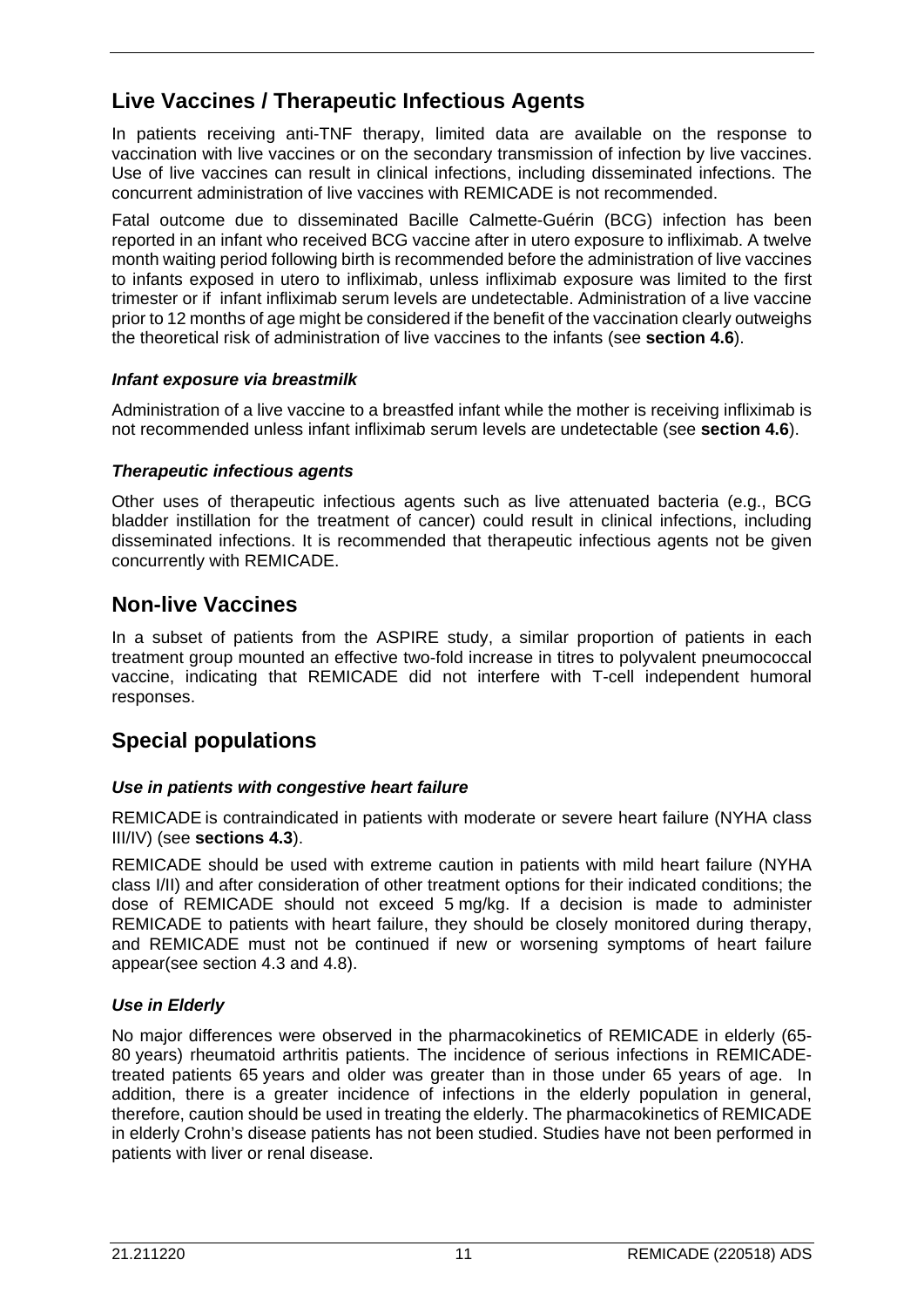## Live Vaccines / Therapeutic Infectious Agents

In patients receiving anti-TNF therapy, limited data are available on the response to vaccination with live vaccines or on the secondary transmission of infection by live vaccines. Use of live vaccines can result in clinical infections, including disseminated infections. The concurrent administration of live vaccines with REMICADE is not recommended.

Fatal outcome due to disseminated Bacille Calmette-Guérin (BCG) infection has been reported in an infant who received BCG vaccine after in utero exposure to infliximab. A twelve month waiting period following birth is recommended before the administration of live vaccines to infants exposed in utero to infliximab, unless infliximab exposure was limited to the first trimester or if infant infliximab serum levels are undetectable. Administration of a live vaccine prior to 12 months of age might be considered if the benefit of the vaccination clearly outweighs the theoretical risk of administration of live vaccines to the infants (see **section 4.6**).

### *Infant exposure via breastmilk*

Administration of a live vaccine to a breastfed infant while the mother is receiving infliximab is not recommended unless infant infliximab serum levels are undetectable (see **section 4.6**).

### *Therapeutic infectious agents*

Other uses of therapeutic infectious agents such as live attenuated bacteria (e.g., BCG bladder instillation for the treatment of cancer) could result in clinical infections, including disseminated infections. It is recommended that therapeutic infectious agents not be given concurrently with REMICADE.

## Non-live Vaccines

In a subset of patients from the ASPIRE study, a similar proportion of patients in each treatment group mounted an effective two-fold increase in titres to polyvalent pneumococcal vaccine, indicating that REMICADE did not interfere with T-cell independent humoral responses.

## Special populations

### *Use in patients with congestive heart failure*

REMICADE is contraindicated in patients with moderate or severe heart failure (NYHA class III/IV) (see **sections 4.3**).

REMICADE should be used with extreme caution in patients with mild heart failure (NYHA class I/II) and after consideration of other treatment options for their indicated conditions; the dose of REMICADE should not exceed 5 mg/kg. If a decision is made to administer REMICADE to patients with heart failure, they should be closely monitored during therapy, and REMICADE must not be continued if new or worsening symptoms of heart failure appear(see section 4.3 and 4.8).

### *Use in Elderly*

No major differences were observed in the pharmacokinetics of REMICADE in elderly (65-80 years) rheumatoid arthritis patients. The incidence of serious infections in REMICADE-treated patients 65 years and older was greater than in those under 65 years of age. In addition, there is a greater incidence of infections in the elderly population in general, therefore, caution should be used in treating the elderly. The pharmacokinetics of REMICADE in elderly Crohn's disease patients has not been studied. Studies have not been performed in patients with liver or renal disease.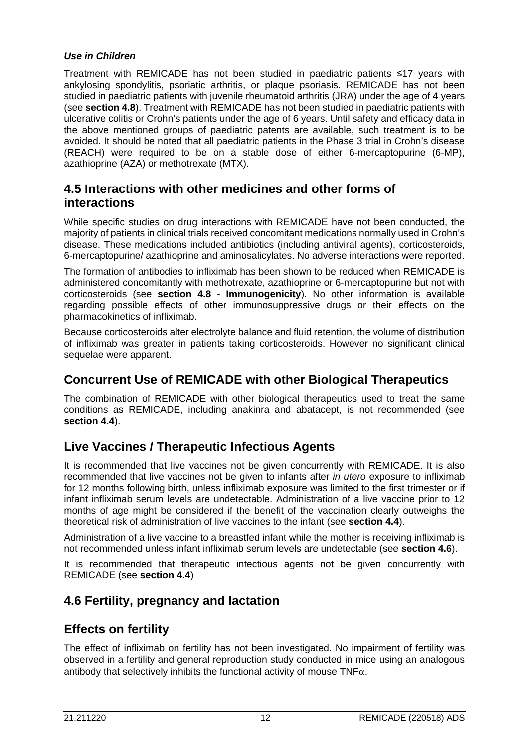***Use in Children***

Treatment with REMICADE has not been studied in paediatric patients ≤17 years with ankylosing spondylitis, psoriatic arthritis, or plaque psoriasis. REMICADE has not been studied in paediatric patients with juvenile rheumatoid arthritis (JRA) under the age of 4 years (see **section 4.8**). Treatment with REMICADE has not been studied in paediatric patients with ulcerative colitis or Crohn's patients under the age of 6 years. Until safety and efficacy data in the above mentioned groups of paediatric patents are available, such treatment is to be avoided. It should be noted that all paediatric patients in the Phase 3 trial in Crohn's disease (REACH) were required to be on a stable dose of either 6-mercaptopurine (6-MP), azathioprine (AZA) or methotrexate (MTX).

## 4.5 Interactions with other medicines and other forms of interactions

While specific studies on drug interactions with REMICADE have not been conducted, the majority of patients in clinical trials received concomitant medications normally used in Crohn's disease. These medications included antibiotics (including antiviral agents), corticosteroids, 6-mercaptopurine/ azathioprine and aminosalicylates. No adverse interactions were reported.

The formation of antibodies to infliximab has been shown to be reduced when REMICADE is administered concomitantly with methotrexate, azathioprine or 6-mercaptopurine but not with corticosteroids (see **section 4.8** - **Immunogenicity**). No other information is available regarding possible effects of other immunosuppressive drugs or their effects on the pharmacokinetics of infliximab.

Because corticosteroids alter electrolyte balance and fluid retention, the volume of distribution of infliximab was greater in patients taking corticosteroids. However no significant clinical sequelae were apparent.

## Concurrent Use of REMICADE with other Biological Therapeutics

The combination of REMICADE with other biological therapeutics used to treat the same conditions as REMICADE, including anakinra and abatacept, is not recommended (see **section 4.4**).

## Live Vaccines / Therapeutic Infectious Agents

It is recommended that live vaccines not be given concurrently with REMICADE. It is also recommended that live vaccines not be given to infants after *in utero* exposure to infliximab for 12 months following birth, unless infliximab exposure was limited to the first trimester or if infant infliximab serum levels are undetectable. Administration of a live vaccine prior to 12 months of age might be considered if the benefit of the vaccination clearly outweighs the theoretical risk of administration of live vaccines to the infant (see **section 4.4**).

Administration of a live vaccine to a breastfed infant while the mother is receiving infliximab is not recommended unless infant infliximab serum levels are undetectable (see **section 4.6**).

It is recommended that therapeutic infectious agents not be given concurrently with REMICADE (see **section 4.4**)

## 4.6 Fertility, pregnancy and lactation

## Effects on fertility

The effect of infliximab on fertility has not been investigated. No impairment of fertility was observed in a fertility and general reproduction study conducted in mice using an analogous antibody that selectively inhibits the functional activity of mouse TNF$\alpha$.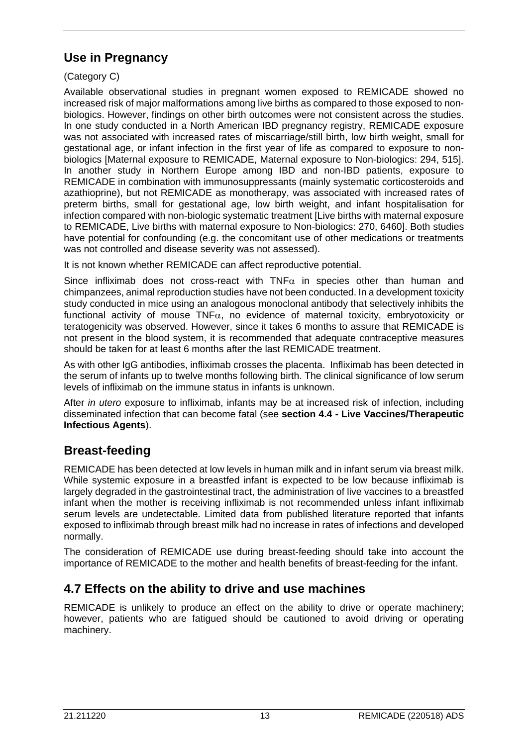## Use in Pregnancy

(Category C)

Available observational studies in pregnant women exposed to REMICADE showed no increased risk of major malformations among live births as compared to those exposed to non-biologics. However, findings on other birth outcomes were not consistent across the studies. In one study conducted in a North American IBD pregnancy registry, REMICADE exposure was not associated with increased rates of miscarriage/still birth, low birth weight, small for gestational age, or infant infection in the first year of life as compared to exposure to non-biologics [Maternal exposure to REMICADE, Maternal exposure to Non-biologics: 294, 515]. In another study in Northern Europe among IBD and non-IBD patients, exposure to REMICADE in combination with immunosuppressants (mainly systematic corticosteroids and azathioprine), but not REMICADE as monotherapy, was associated with increased rates of preterm births, small for gestational age, low birth weight, and infant hospitalisation for infection compared with non-biologic systematic treatment [Live births with maternal exposure to REMICADE, Live births with maternal exposure to Non-biologics: 270, 6460]. Both studies have potential for confounding (e.g. the concomitant use of other medications or treatments was not controlled and disease severity was not assessed).

It is not known whether REMICADE can affect reproductive potential.

Since infliximab does not cross-react with TNF$\alpha$ in species other than human and chimpanzees, animal reproduction studies have not been conducted. In a development toxicity study conducted in mice using an analogous monoclonal antibody that selectively inhibits the functional activity of mouse TNF$\alpha$, no evidence of maternal toxicity, embryotoxicity or teratogenicity was observed. However, since it takes 6 months to assure that REMICADE is not present in the blood system, it is recommended that adequate contraceptive measures should be taken for at least 6 months after the last REMICADE treatment.

As with other IgG antibodies, infliximab crosses the placenta. Infliximab has been detected in the serum of infants up to twelve months following birth. The clinical significance of low serum levels of infliximab on the immune status in infants is unknown.

After *in utero* exposure to infliximab, infants may be at increased risk of infection, including disseminated infection that can become fatal (see **section 4.4 - Live Vaccines/Therapeutic Infectious Agents**).

## Breast-feeding

REMICADE has been detected at low levels in human milk and in infant serum via breast milk. While systemic exposure in a breastfed infant is expected to be low because infliximab is largely degraded in the gastrointestinal tract, the administration of live vaccines to a breastfed infant when the mother is receiving infliximab is not recommended unless infant infliximab serum levels are undetectable. Limited data from published literature reported that infants exposed to infliximab through breast milk had no increase in rates of infections and developed normally.

The consideration of REMICADE use during breast-feeding should take into account the importance of REMICADE to the mother and health benefits of breast-feeding for the infant.

## 4.7 Effects on the ability to drive and use machines

REMICADE is unlikely to produce an effect on the ability to drive or operate machinery; however, patients who are fatigued should be cautioned to avoid driving or operating machinery.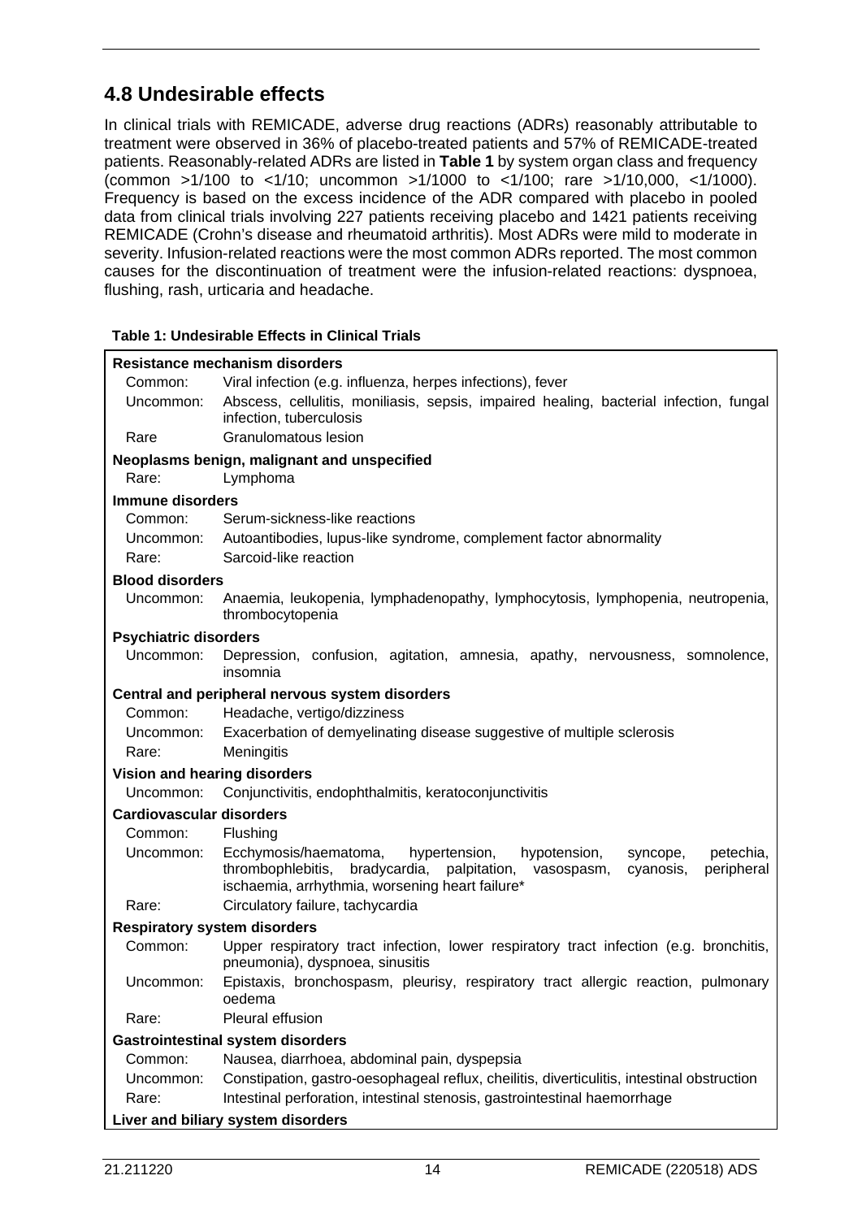## 4.8 Undesirable effects

In clinical trials with REMICADE, adverse drug reactions (ADRs) reasonably attributable to treatment were observed in 36% of placebo-treated patients and 57% of REMICADE-treated patients. Reasonably-related ADRs are listed in **Table 1** by system organ class and frequency (common >1/100 to <1/10; uncommon >1/1000 to <1/100; rare >1/10,000, <1/1000). Frequency is based on the excess incidence of the ADR compared with placebo in pooled data from clinical trials involving 227 patients receiving placebo and 1421 patients receiving REMICADE (Crohn's disease and rheumatoid arthritis). Most ADRs were mild to moderate in severity. Infusion-related reactions were the most common ADRs reported. The most common causes for the discontinuation of treatment were the infusion-related reactions: dyspnoea, flushing, rash, urticaria and headache.

**Table 1: Undesirable Effects in Clinical Trials**

| | |
|---|---|
| **Resistance mechanism disorders** | |
| Common: | Viral infection (e.g. influenza, herpes infections), fever |
| Uncommon: | Abscess, cellulitis, moniliasis, sepsis, impaired healing, bacterial infection, fungal infection, tuberculosis |
| Rare | Granulomatous lesion |
| **Neoplasms benign, malignant and unspecified** | |
| Rare: | Lymphoma |
| **Immune disorders** | |
| Common: | Serum-sickness-like reactions |
| Uncommon: | Autoantibodies, lupus-like syndrome, complement factor abnormality |
| Rare: | Sarcoid-like reaction |
| **Blood disorders** | |
| Uncommon: | Anaemia, leukopenia, lymphadenopathy, lymphocytosis, lymphopenia, neutropenia, thrombocytopenia |
| **Psychiatric disorders** | |
| Uncommon: | Depression, confusion, agitation, amnesia, apathy, nervousness, somnolence, insomnia |
| **Central and peripheral nervous system disorders** | |
| Common: | Headache, vertigo/dizziness |
| Uncommon: | Exacerbation of demyelinating disease suggestive of multiple sclerosis |
| Rare: | Meningitis |
| **Vision and hearing disorders** | |
| Uncommon: | Conjunctivitis, endophthalmitis, keratoconjunctivitis |
| **Cardiovascular disorders** | |
| Common: | Flushing |
| Uncommon: | Ecchymosis/haematoma, hypertension, hypotension, syncope, petechia, thrombophlebitis, bradycardia, palpitation, vasospasm, cyanosis, peripheral ischaemia, arrhythmia, worsening heart failure* |
| Rare: | Circulatory failure, tachycardia |
| **Respiratory system disorders** | |
| Common: | Upper respiratory tract infection, lower respiratory tract infection (e.g. bronchitis, pneumonia), dyspnoea, sinusitis |
| Uncommon: | Epistaxis, bronchospasm, pleurisy, respiratory tract allergic reaction, pulmonary oedema |
| Rare: | Pleural effusion |
| **Gastrointestinal system disorders** | |
| Common: | Nausea, diarrhoea, abdominal pain, dyspepsia |
| Uncommon: | Constipation, gastro-oesophageal reflux, cheilitis, diverticulitis, intestinal obstruction |
| Rare: | Intestinal perforation, intestinal stenosis, gastrointestinal haemorrhage |
| **Liver and biliary system disorders** | |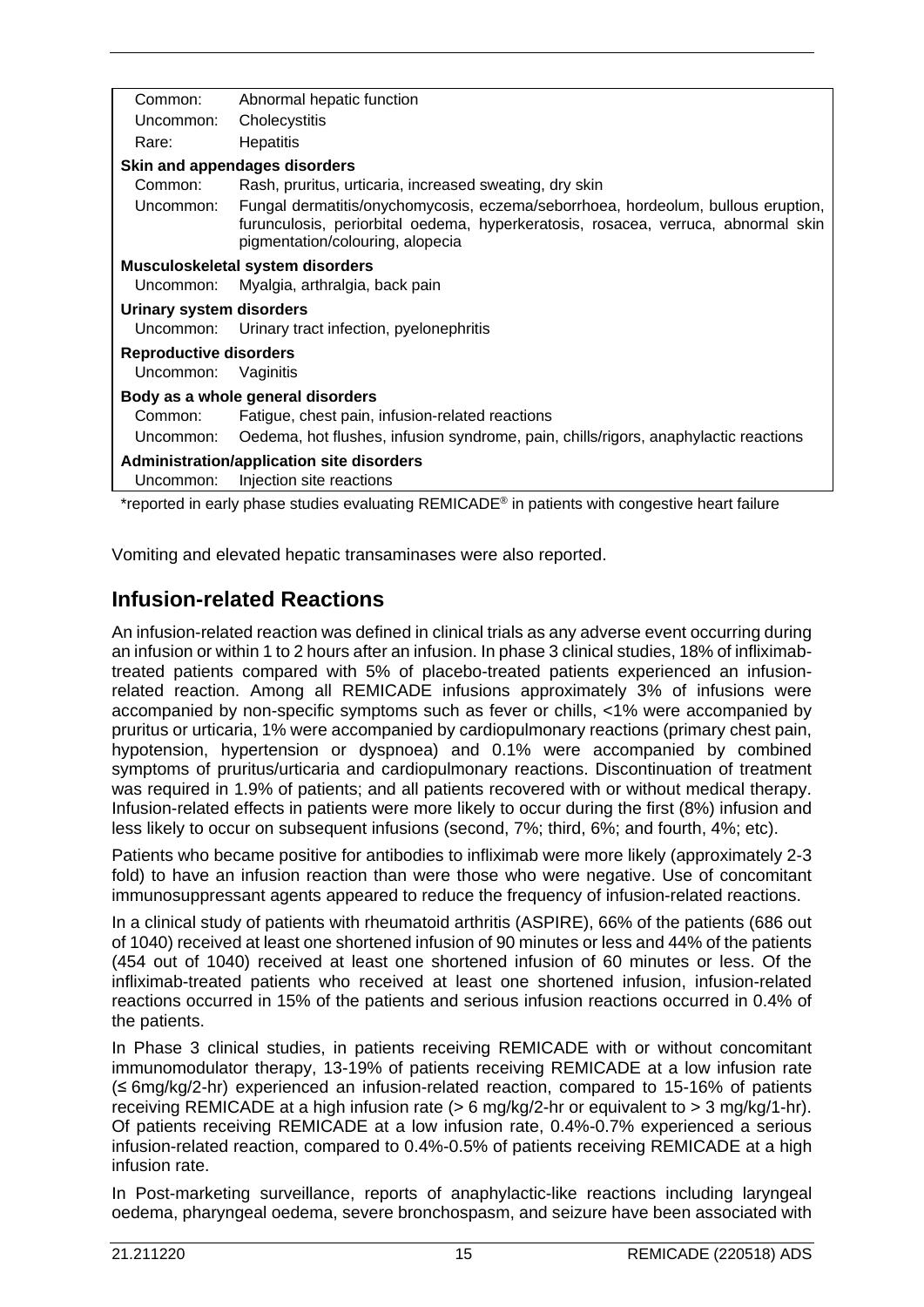| | |
|---|---|
| Common: | Abnormal hepatic function |
| Uncommon: | Cholecystitis |
| Rare: | Hepatitis |
| **Skin and appendages disorders** | |
| Common: | Rash, pruritus, urticaria, increased sweating, dry skin |
| Uncommon: | Fungal dermatitis/onychomycosis, eczema/seborrhoea, hordeolum, bullous eruption, furunculosis, periorbital oedema, hyperkeratosis, rosacea, verruca, abnormal skin pigmentation/colouring, alopecia |
| **Musculoskeletal system disorders** | |
| Uncommon: | Myalgia, arthralgia, back pain |
| **Urinary system disorders** | |
| Uncommon: | Urinary tract infection, pyelonephritis |
| **Reproductive disorders** | |
| Uncommon: | Vaginitis |
| **Body as a whole general disorders** | |
| Common: | Fatigue, chest pain, infusion-related reactions |
| Uncommon: | Oedema, hot flushes, infusion syndrome, pain, chills/rigors, anaphylactic reactions |
| **Administration/application site disorders** | |
| Uncommon: | Injection site reactions |

*reported in early phase studies evaluating REMICADE® in patients with congestive heart failure

Vomiting and elevated hepatic transaminases were also reported.

## Infusion-related Reactions

An infusion-related reaction was defined in clinical trials as any adverse event occurring during an infusion or within 1 to 2 hours after an infusion. In phase 3 clinical studies, 18% of infliximab-treated patients compared with 5% of placebo-treated patients experienced an infusion-related reaction. Among all REMICADE infusions approximately 3% of infusions were accompanied by non-specific symptoms such as fever or chills, <1% were accompanied by pruritus or urticaria, 1% were accompanied by cardiopulmonary reactions (primary chest pain, hypotension, hypertension or dyspnoea) and 0.1% were accompanied by combined symptoms of pruritus/urticaria and cardiopulmonary reactions. Discontinuation of treatment was required in 1.9% of patients; and all patients recovered with or without medical therapy. Infusion-related effects in patients were more likely to occur during the first (8%) infusion and less likely to occur on subsequent infusions (second, 7%; third, 6%; and fourth, 4%; etc).

Patients who became positive for antibodies to infliximab were more likely (approximately 2-3 fold) to have an infusion reaction than were those who were negative. Use of concomitant immunosuppressant agents appeared to reduce the frequency of infusion-related reactions.

In a clinical study of patients with rheumatoid arthritis (ASPIRE), 66% of the patients (686 out of 1040) received at least one shortened infusion of 90 minutes or less and 44% of the patients (454 out of 1040) received at least one shortened infusion of 60 minutes or less. Of the infliximab-treated patients who received at least one shortened infusion, infusion-related reactions occurred in 15% of the patients and serious infusion reactions occurred in 0.4% of the patients.

In Phase 3 clinical studies, in patients receiving REMICADE with or without concomitant immunomodulator therapy, 13-19% of patients receiving REMICADE at a low infusion rate (≤ 6mg/kg/2-hr) experienced an infusion-related reaction, compared to 15-16% of patients receiving REMICADE at a high infusion rate (> 6 mg/kg/2-hr or equivalent to > 3 mg/kg/1-hr). Of patients receiving REMICADE at a low infusion rate, 0.4%-0.7% experienced a serious infusion-related reaction, compared to 0.4%-0.5% of patients receiving REMICADE at a high infusion rate.

In Post-marketing surveillance, reports of anaphylactic-like reactions including laryngeal oedema, pharyngeal oedema, severe bronchospasm, and seizure have been associated with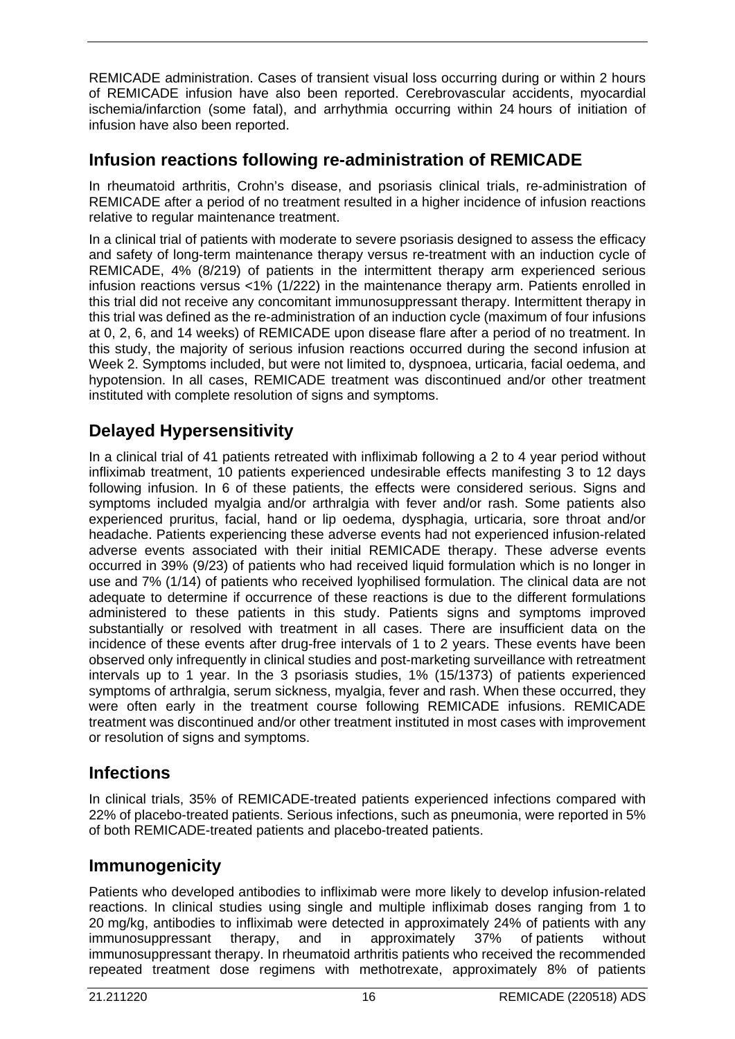REMICADE administration. Cases of transient visual loss occurring during or within 2 hours of REMICADE infusion have also been reported. Cerebrovascular accidents, myocardial ischemia/infarction (some fatal), and arrhythmia occurring within 24 hours of initiation of infusion have also been reported.

## Infusion reactions following re-administration of REMICADE

In rheumatoid arthritis, Crohn's disease, and psoriasis clinical trials, re-administration of REMICADE after a period of no treatment resulted in a higher incidence of infusion reactions relative to regular maintenance treatment.

In a clinical trial of patients with moderate to severe psoriasis designed to assess the efficacy and safety of long-term maintenance therapy versus re-treatment with an induction cycle of REMICADE, 4% (8/219) of patients in the intermittent therapy arm experienced serious infusion reactions versus <1% (1/222) in the maintenance therapy arm. Patients enrolled in this trial did not receive any concomitant immunosuppressant therapy. Intermittent therapy in this trial was defined as the re-administration of an induction cycle (maximum of four infusions at 0, 2, 6, and 14 weeks) of REMICADE upon disease flare after a period of no treatment. In this study, the majority of serious infusion reactions occurred during the second infusion at Week 2. Symptoms included, but were not limited to, dyspnoea, urticaria, facial oedema, and hypotension. In all cases, REMICADE treatment was discontinued and/or other treatment instituted with complete resolution of signs and symptoms.

## Delayed Hypersensitivity

In a clinical trial of 41 patients retreated with infliximab following a 2 to 4 year period without infliximab treatment, 10 patients experienced undesirable effects manifesting 3 to 12 days following infusion. In 6 of these patients, the effects were considered serious. Signs and symptoms included myalgia and/or arthralgia with fever and/or rash. Some patients also experienced pruritus, facial, hand or lip oedema, dysphagia, urticaria, sore throat and/or headache. Patients experiencing these adverse events had not experienced infusion-related adverse events associated with their initial REMICADE therapy. These adverse events occurred in 39% (9/23) of patients who had received liquid formulation which is no longer in use and 7% (1/14) of patients who received lyophilised formulation. The clinical data are not adequate to determine if occurrence of these reactions is due to the different formulations administered to these patients in this study. Patients signs and symptoms improved substantially or resolved with treatment in all cases. There are insufficient data on the incidence of these events after drug-free intervals of 1 to 2 years. These events have been observed only infrequently in clinical studies and post-marketing surveillance with retreatment intervals up to 1 year. In the 3 psoriasis studies, 1% (15/1373) of patients experienced symptoms of arthralgia, serum sickness, myalgia, fever and rash. When these occurred, they were often early in the treatment course following REMICADE infusions. REMICADE treatment was discontinued and/or other treatment instituted in most cases with improvement or resolution of signs and symptoms.

## Infections

In clinical trials, 35% of REMICADE-treated patients experienced infections compared with 22% of placebo-treated patients. Serious infections, such as pneumonia, were reported in 5% of both REMICADE-treated patients and placebo-treated patients.

## Immunogenicity

Patients who developed antibodies to infliximab were more likely to develop infusion-related reactions. In clinical studies using single and multiple infliximab doses ranging from 1 to 20 mg/kg, antibodies to infliximab were detected in approximately 24% of patients with any immunosuppressant therapy, and in approximately 37% of patients without immunosuppressant therapy. In rheumatoid arthritis patients who received the recommended repeated treatment dose regimens with methotrexate, approximately 8% of patients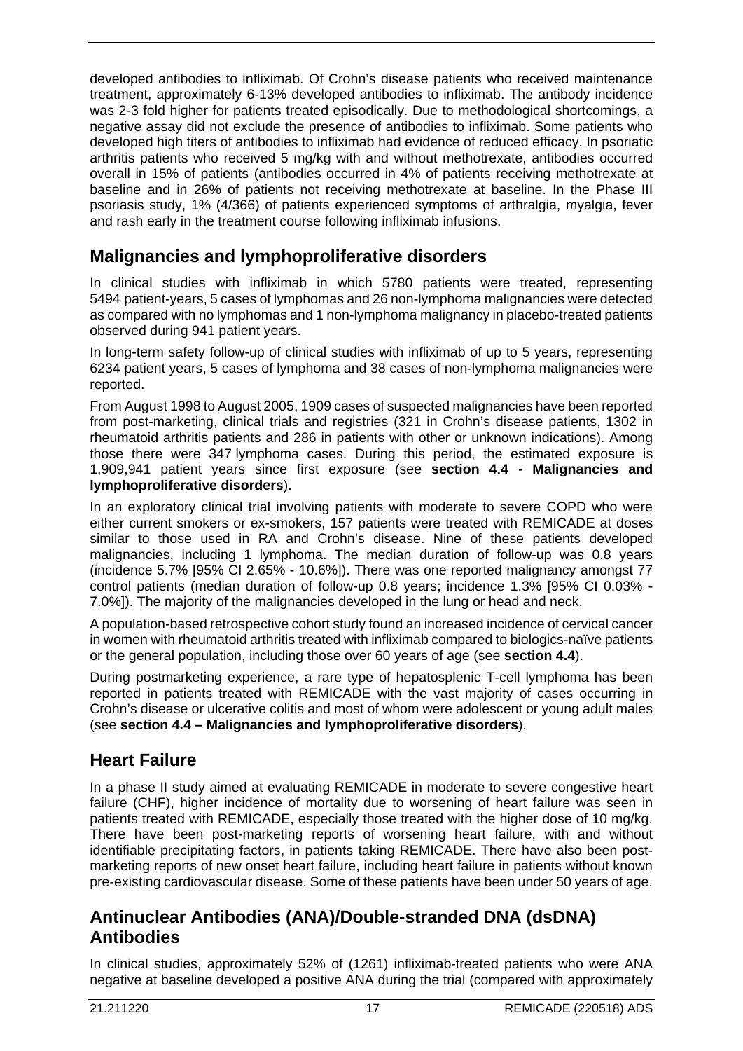developed antibodies to infliximab. Of Crohn's disease patients who received maintenance treatment, approximately 6-13% developed antibodies to infliximab. The antibody incidence was 2-3 fold higher for patients treated episodically. Due to methodological shortcomings, a negative assay did not exclude the presence of antibodies to infliximab. Some patients who developed high titers of antibodies to infliximab had evidence of reduced efficacy. In psoriatic arthritis patients who received 5 mg/kg with and without methotrexate, antibodies occurred overall in 15% of patients (antibodies occurred in 4% of patients receiving methotrexate at baseline and in 26% of patients not receiving methotrexate at baseline. In the Phase III psoriasis study, 1% (4/366) of patients experienced symptoms of arthralgia, myalgia, fever and rash early in the treatment course following infliximab infusions.

## Malignancies and lymphoproliferative disorders

In clinical studies with infliximab in which 5780 patients were treated, representing 5494 patient-years, 5 cases of lymphomas and 26 non-lymphoma malignancies were detected as compared with no lymphomas and 1 non-lymphoma malignancy in placebo-treated patients observed during 941 patient years.

In long-term safety follow-up of clinical studies with infliximab of up to 5 years, representing 6234 patient years, 5 cases of lymphoma and 38 cases of non-lymphoma malignancies were reported.

From August 1998 to August 2005, 1909 cases of suspected malignancies have been reported from post-marketing, clinical trials and registries (321 in Crohn's disease patients, 1302 in rheumatoid arthritis patients and 286 in patients with other or unknown indications). Among those there were 347 lymphoma cases. During this period, the estimated exposure is 1,909,941 patient years since first exposure (see **section 4.4** - **Malignancies and lymphoproliferative disorders**).

In an exploratory clinical trial involving patients with moderate to severe COPD who were either current smokers or ex-smokers, 157 patients were treated with REMICADE at doses similar to those used in RA and Crohn's disease. Nine of these patients developed malignancies, including 1 lymphoma. The median duration of follow-up was 0.8 years (incidence 5.7% [95% CI 2.65% - 10.6%]). There was one reported malignancy amongst 77 control patients (median duration of follow-up 0.8 years; incidence 1.3% [95% CI 0.03% - 7.0%]). The majority of the malignancies developed in the lung or head and neck.

A population-based retrospective cohort study found an increased incidence of cervical cancer in women with rheumatoid arthritis treated with infliximab compared to biologics-naïve patients or the general population, including those over 60 years of age (see **section 4.4**).

During postmarketing experience, a rare type of hepatosplenic T-cell lymphoma has been reported in patients treated with REMICADE with the vast majority of cases occurring in Crohn's disease or ulcerative colitis and most of whom were adolescent or young adult males (see **section 4.4 – Malignancies and lymphoproliferative disorders**).

## Heart Failure

In a phase II study aimed at evaluating REMICADE in moderate to severe congestive heart failure (CHF), higher incidence of mortality due to worsening of heart failure was seen in patients treated with REMICADE, especially those treated with the higher dose of 10 mg/kg. There have been post-marketing reports of worsening heart failure, with and without identifiable precipitating factors, in patients taking REMICADE. There have also been post-marketing reports of new onset heart failure, including heart failure in patients without known pre-existing cardiovascular disease. Some of these patients have been under 50 years of age.

## Antinuclear Antibodies (ANA)/Double-stranded DNA (dsDNA) Antibodies

In clinical studies, approximately 52% of (1261) infliximab-treated patients who were ANA negative at baseline developed a positive ANA during the trial (compared with approximately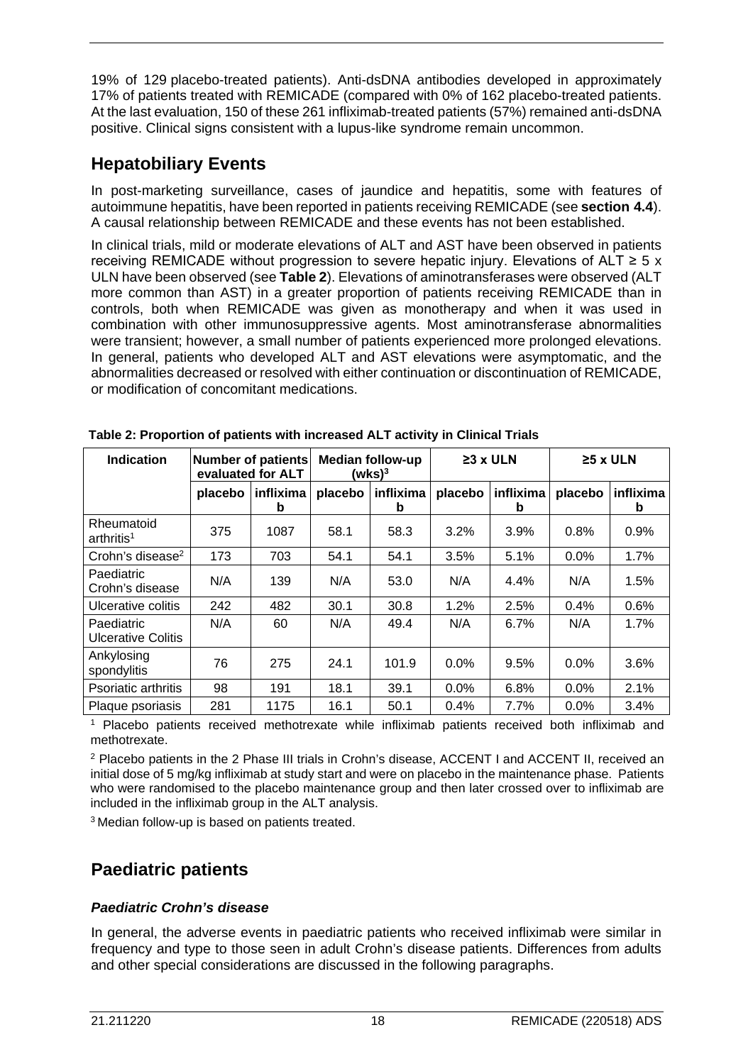19% of 129 placebo-treated patients). Anti-dsDNA antibodies developed in approximately 17% of patients treated with REMICADE (compared with 0% of 162 placebo-treated patients. At the last evaluation, 150 of these 261 infliximab-treated patients (57%) remained anti-dsDNA positive. Clinical signs consistent with a lupus-like syndrome remain uncommon.

## Hepatobiliary Events

In post-marketing surveillance, cases of jaundice and hepatitis, some with features of autoimmune hepatitis, have been reported in patients receiving REMICADE (see **section 4.4**). A causal relationship between REMICADE and these events has not been established.

In clinical trials, mild or moderate elevations of ALT and AST have been observed in patients receiving REMICADE without progression to severe hepatic injury. Elevations of ALT ≥ 5 x ULN have been observed (see **Table 2**). Elevations of aminotransferases were observed (ALT more common than AST) in a greater proportion of patients receiving REMICADE than in controls, both when REMICADE was given as monotherapy and when it was used in combination with other immunosuppressive agents. Most aminotransferase abnormalities were transient; however, a small number of patients experienced more prolonged elevations. In general, patients who developed ALT and AST elevations were asymptomatic, and the abnormalities decreased or resolved with either continuation or discontinuation of REMICADE, or modification of concomitant medications.

**Table 2: Proportion of patients with increased ALT activity in Clinical Trials**

| Indication | Number of patients evaluated for ALT | | Median follow-up (wks)[3] | | ≥3 x ULN | | ≥5 x ULN | |
|---|---|---|---|---|---|---|---|---|
| | placebo | infliximab | placebo | infliximab | placebo | infliximab | placebo | infliximab |
| Rheumatoid arthritis[1] | 375 | 1087 | 58.1 | 58.3 | 3.2% | 3.9% | 0.8% | 0.9% |
| Crohn's disease[2] | 173 | 703 | 54.1 | 54.1 | 3.5% | 5.1% | 0.0% | 1.7% |
| Paediatric Crohn's disease | N/A | 139 | N/A | 53.0 | N/A | 4.4% | N/A | 1.5% |
| Ulcerative colitis | 242 | 482 | 30.1 | 30.8 | 1.2% | 2.5% | 0.4% | 0.6% |
| Paediatric Ulcerative Colitis | N/A | 60 | N/A | 49.4 | N/A | 6.7% | N/A | 1.7% |
| Ankylosing spondylitis | 76 | 275 | 24.1 | 101.9 | 0.0% | 9.5% | 0.0% | 3.6% |
| Psoriatic arthritis | 98 | 191 | 18.1 | 39.1 | 0.0% | 6.8% | 0.0% | 2.1% |
| Plaque psoriasis | 281 | 1175 | 16.1 | 50.1 | 0.4% | 7.7% | 0.0% | 3.4% |

[1] Placebo patients received methotrexate while infliximab patients received both infliximab and methotrexate.

[2] Placebo patients in the 2 Phase III trials in Crohn's disease, ACCENT I and ACCENT II, received an initial dose of 5 mg/kg infliximab at study start and were on placebo in the maintenance phase. Patients who were randomised to the placebo maintenance group and then later crossed over to infliximab are included in the infliximab group in the ALT analysis.

[3] Median follow-up is based on patients treated.

## Paediatric patients

### *Paediatric Crohn's disease*

In general, the adverse events in paediatric patients who received infliximab were similar in frequency and type to those seen in adult Crohn's disease patients. Differences from adults and other special considerations are discussed in the following paragraphs.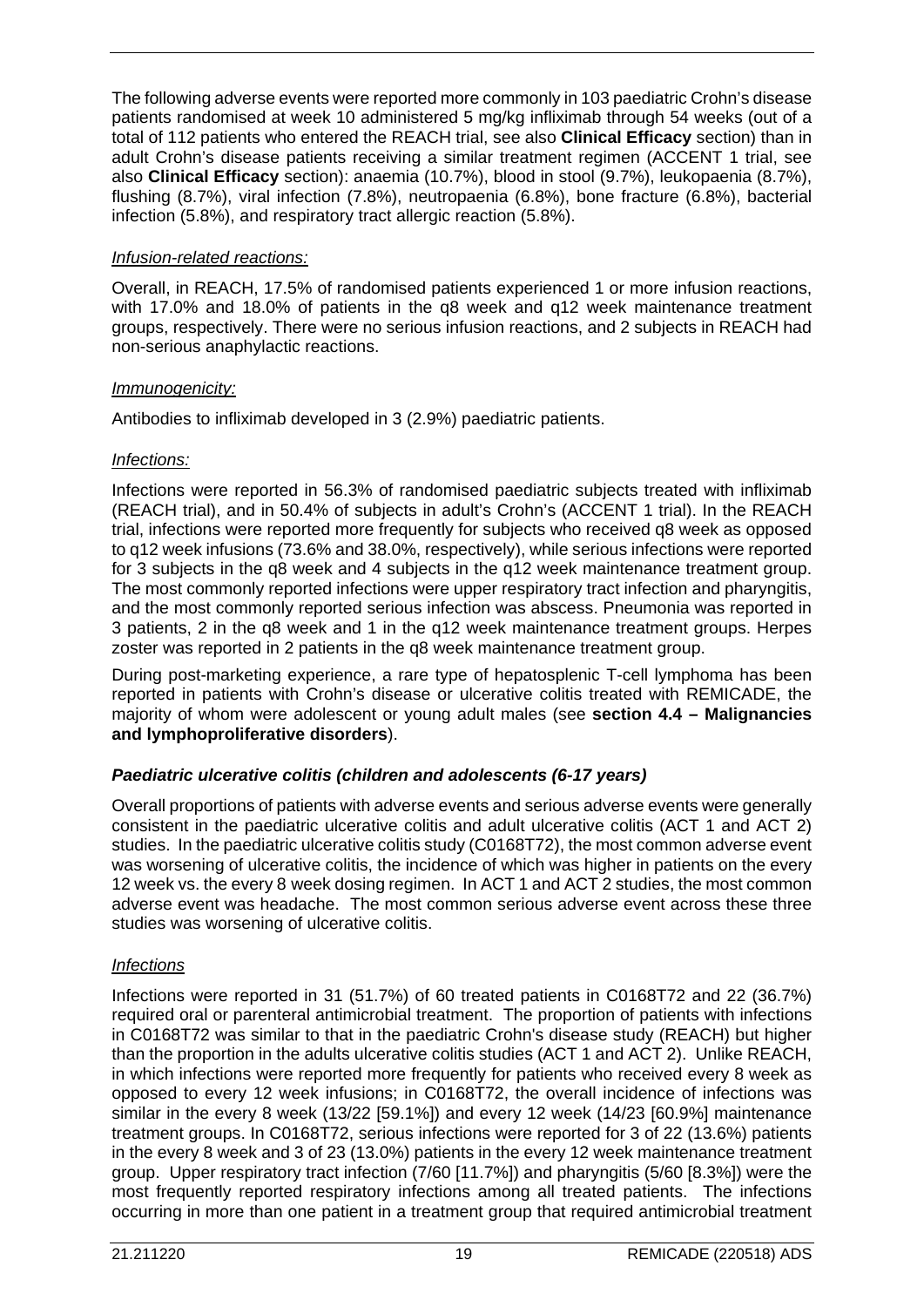The following adverse events were reported more commonly in 103 paediatric Crohn's disease patients randomised at week 10 administered 5 mg/kg infliximab through 54 weeks (out of a total of 112 patients who entered the REACH trial, see also **Clinical Efficacy** section) than in adult Crohn's disease patients receiving a similar treatment regimen (ACCENT 1 trial, see also **Clinical Efficacy** section): anaemia (10.7%), blood in stool (9.7%), leukopaenia (8.7%), flushing (8.7%), viral infection (7.8%), neutropaenia (6.8%), bone fracture (6.8%), bacterial infection (5.8%), and respiratory tract allergic reaction (5.8%).

*Infusion-related reactions:*

Overall, in REACH, 17.5% of randomised patients experienced 1 or more infusion reactions, with 17.0% and 18.0% of patients in the q8 week and q12 week maintenance treatment groups, respectively. There were no serious infusion reactions, and 2 subjects in REACH had non-serious anaphylactic reactions.

*Immunogenicity:*

Antibodies to infliximab developed in 3 (2.9%) paediatric patients.

*Infections:*

Infections were reported in 56.3% of randomised paediatric subjects treated with infliximab (REACH trial), and in 50.4% of subjects in adult's Crohn's (ACCENT 1 trial). In the REACH trial, infections were reported more frequently for subjects who received q8 week as opposed to q12 week infusions (73.6% and 38.0%, respectively), while serious infections were reported for 3 subjects in the q8 week and 4 subjects in the q12 week maintenance treatment group. The most commonly reported infections were upper respiratory tract infection and pharyngitis, and the most commonly reported serious infection was abscess. Pneumonia was reported in 3 patients, 2 in the q8 week and 1 in the q12 week maintenance treatment groups. Herpes zoster was reported in 2 patients in the q8 week maintenance treatment group.

During post-marketing experience, a rare type of hepatosplenic T-cell lymphoma has been reported in patients with Crohn's disease or ulcerative colitis treated with REMICADE, the majority of whom were adolescent or young adult males (see **section 4.4 – Malignancies and lymphoproliferative disorders**).

### *Paediatric ulcerative colitis (children and adolescents (6-17 years)*

Overall proportions of patients with adverse events and serious adverse events were generally consistent in the paediatric ulcerative colitis and adult ulcerative colitis (ACT 1 and ACT 2) studies. In the paediatric ulcerative colitis study (C0168T72), the most common adverse event was worsening of ulcerative colitis, the incidence of which was higher in patients on the every 12 week vs. the every 8 week dosing regimen. In ACT 1 and ACT 2 studies, the most common adverse event was headache. The most common serious adverse event across these three studies was worsening of ulcerative colitis.

*Infections*

Infections were reported in 31 (51.7%) of 60 treated patients in C0168T72 and 22 (36.7%) required oral or parenteral antimicrobial treatment. The proportion of patients with infections in C0168T72 was similar to that in the paediatric Crohn's disease study (REACH) but higher than the proportion in the adults ulcerative colitis studies (ACT 1 and ACT 2). Unlike REACH, in which infections were reported more frequently for patients who received every 8 week as opposed to every 12 week infusions; in C0168T72, the overall incidence of infections was similar in the every 8 week (13/22 [59.1%]) and every 12 week (14/23 [60.9%] maintenance treatment groups. In C0168T72, serious infections were reported for 3 of 22 (13.6%) patients in the every 8 week and 3 of 23 (13.0%) patients in the every 12 week maintenance treatment group. Upper respiratory tract infection (7/60 [11.7%]) and pharyngitis (5/60 [8.3%]) were the most frequently reported respiratory infections among all treated patients. The infections occurring in more than one patient in a treatment group that required antimicrobial treatment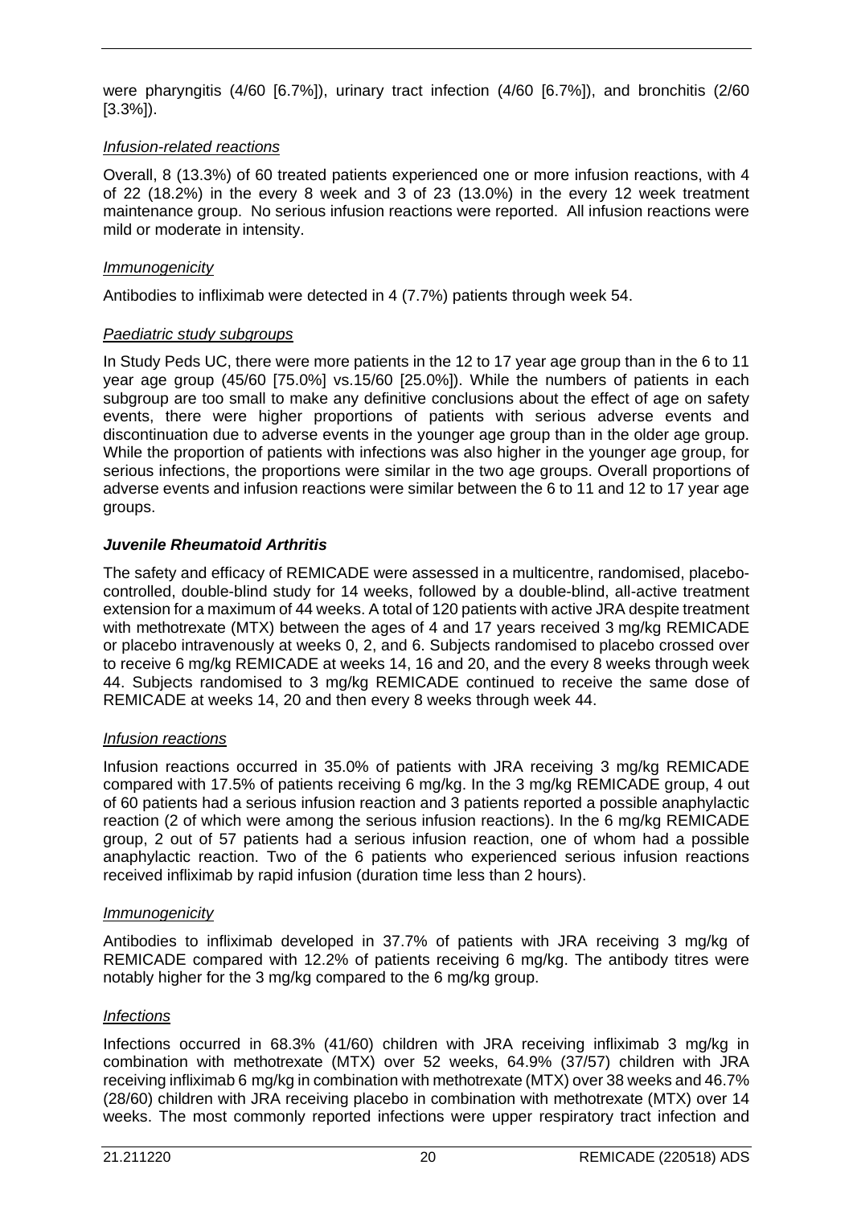were pharyngitis (4/60 [6.7%]), urinary tract infection (4/60 [6.7%]), and bronchitis (2/60 [3.3%]).

*Infusion-related reactions*

Overall, 8 (13.3%) of 60 treated patients experienced one or more infusion reactions, with 4 of 22 (18.2%) in the every 8 week and 3 of 23 (13.0%) in the every 12 week treatment maintenance group. No serious infusion reactions were reported. All infusion reactions were mild or moderate in intensity.

*Immunogenicity*

Antibodies to infliximab were detected in 4 (7.7%) patients through week 54.

*Paediatric study subgroups*

In Study Peds UC, there were more patients in the 12 to 17 year age group than in the 6 to 11 year age group (45/60 [75.0%] vs.15/60 [25.0%]). While the numbers of patients in each subgroup are too small to make any definitive conclusions about the effect of age on safety events, there were higher proportions of patients with serious adverse events and discontinuation due to adverse events in the younger age group than in the older age group. While the proportion of patients with infections was also higher in the younger age group, for serious infections, the proportions were similar in the two age groups. Overall proportions of adverse events and infusion reactions were similar between the 6 to 11 and 12 to 17 year age groups.

***Juvenile Rheumatoid Arthritis***

The safety and efficacy of REMICADE were assessed in a multicentre, randomised, placebo-controlled, double-blind study for 14 weeks, followed by a double-blind, all-active treatment extension for a maximum of 44 weeks. A total of 120 patients with active JRA despite treatment with methotrexate (MTX) between the ages of 4 and 17 years received 3 mg/kg REMICADE or placebo intravenously at weeks 0, 2, and 6. Subjects randomised to placebo crossed over to receive 6 mg/kg REMICADE at weeks 14, 16 and 20, and the every 8 weeks through week 44. Subjects randomised to 3 mg/kg REMICADE continued to receive the same dose of REMICADE at weeks 14, 20 and then every 8 weeks through week 44.

*Infusion reactions*

Infusion reactions occurred in 35.0% of patients with JRA receiving 3 mg/kg REMICADE compared with 17.5% of patients receiving 6 mg/kg. In the 3 mg/kg REMICADE group, 4 out of 60 patients had a serious infusion reaction and 3 patients reported a possible anaphylactic reaction (2 of which were among the serious infusion reactions). In the 6 mg/kg REMICADE group, 2 out of 57 patients had a serious infusion reaction, one of whom had a possible anaphylactic reaction. Two of the 6 patients who experienced serious infusion reactions received infliximab by rapid infusion (duration time less than 2 hours).

*Immunogenicity*

Antibodies to infliximab developed in 37.7% of patients with JRA receiving 3 mg/kg of REMICADE compared with 12.2% of patients receiving 6 mg/kg. The antibody titres were notably higher for the 3 mg/kg compared to the 6 mg/kg group.

*Infections*

Infections occurred in 68.3% (41/60) children with JRA receiving infliximab 3 mg/kg in combination with methotrexate (MTX) over 52 weeks, 64.9% (37/57) children with JRA receiving infliximab 6 mg/kg in combination with methotrexate (MTX) over 38 weeks and 46.7% (28/60) children with JRA receiving placebo in combination with methotrexate (MTX) over 14 weeks. The most commonly reported infections were upper respiratory tract infection and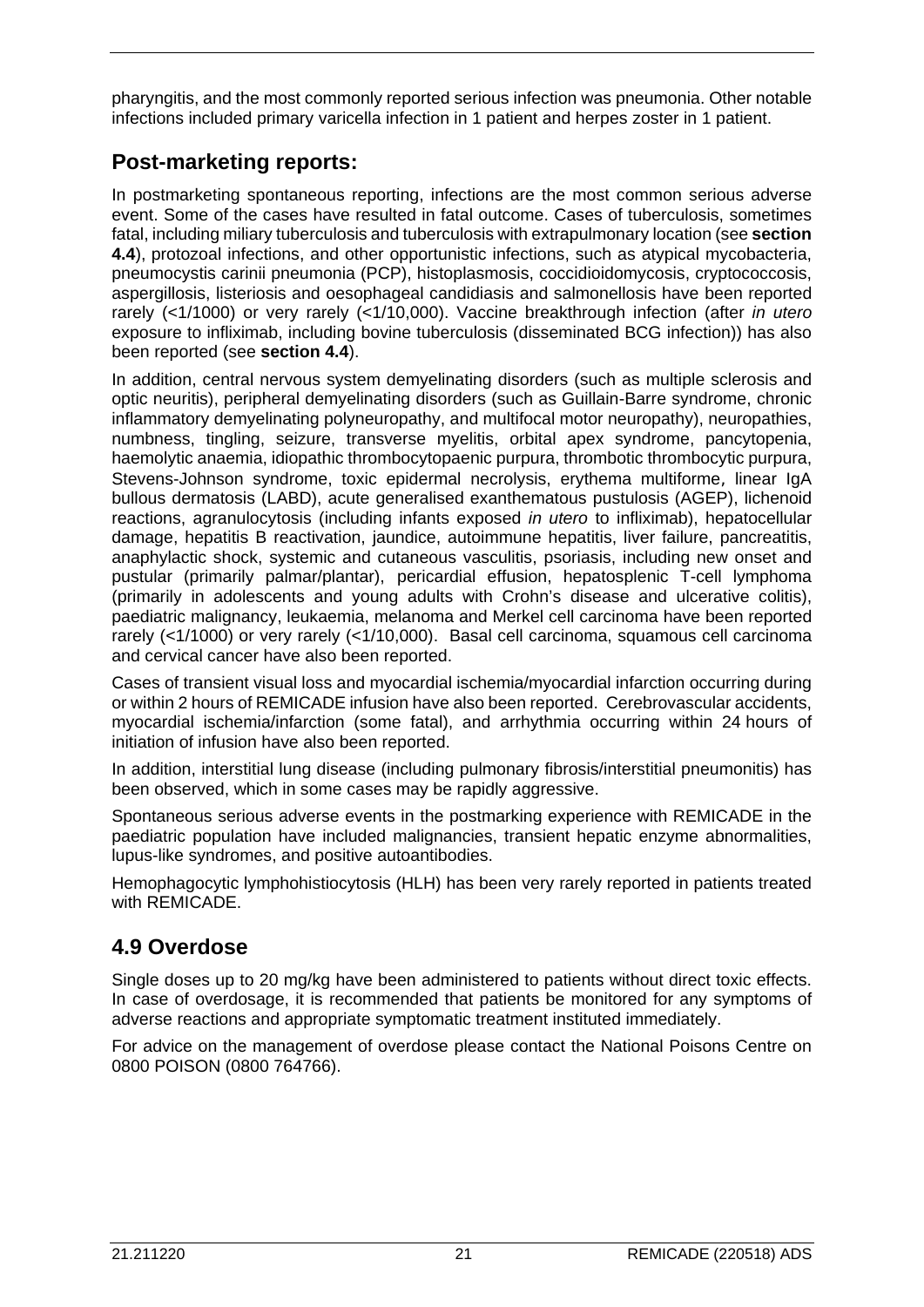pharyngitis, and the most commonly reported serious infection was pneumonia. Other notable infections included primary varicella infection in 1 patient and herpes zoster in 1 patient.

## Post-marketing reports:

In postmarketing spontaneous reporting, infections are the most common serious adverse event. Some of the cases have resulted in fatal outcome. Cases of tuberculosis, sometimes fatal, including miliary tuberculosis and tuberculosis with extrapulmonary location (see **section 4.4**), protozoal infections, and other opportunistic infections, such as atypical mycobacteria, pneumocystis carinii pneumonia (PCP), histoplasmosis, coccidioidomycosis, cryptococcosis, aspergillosis, listeriosis and oesophageal candidiasis and salmonellosis have been reported rarely (<1/1000) or very rarely (<1/10,000). Vaccine breakthrough infection (after *in utero* exposure to infliximab, including bovine tuberculosis (disseminated BCG infection)) has also been reported (see **section 4.4**).

In addition, central nervous system demyelinating disorders (such as multiple sclerosis and optic neuritis), peripheral demyelinating disorders (such as Guillain-Barre syndrome, chronic inflammatory demyelinating polyneuropathy, and multifocal motor neuropathy), neuropathies, numbness, tingling, seizure, transverse myelitis, orbital apex syndrome, pancytopenia, haemolytic anaemia, idiopathic thrombocytopaenic purpura, thrombotic thrombocytic purpura, Stevens-Johnson syndrome, toxic epidermal necrolysis, erythema multiforme, linear IgA bullous dermatosis (LABD), acute generalised exanthematous pustulosis (AGEP), lichenoid reactions, agranulocytosis (including infants exposed *in utero* to infliximab), hepatocellular damage, hepatitis B reactivation, jaundice, autoimmune hepatitis, liver failure, pancreatitis, anaphylactic shock, systemic and cutaneous vasculitis, psoriasis, including new onset and pustular (primarily palmar/plantar), pericardial effusion, hepatosplenic T-cell lymphoma (primarily in adolescents and young adults with Crohn's disease and ulcerative colitis), paediatric malignancy, leukaemia, melanoma and Merkel cell carcinoma have been reported rarely (<1/1000) or very rarely (<1/10,000). Basal cell carcinoma, squamous cell carcinoma and cervical cancer have also been reported.

Cases of transient visual loss and myocardial ischemia/myocardial infarction occurring during or within 2 hours of REMICADE infusion have also been reported. Cerebrovascular accidents, myocardial ischemia/infarction (some fatal), and arrhythmia occurring within 24 hours of initiation of infusion have also been reported.

In addition, interstitial lung disease (including pulmonary fibrosis/interstitial pneumonitis) has been observed, which in some cases may be rapidly aggressive.

Spontaneous serious adverse events in the postmarking experience with REMICADE in the paediatric population have included malignancies, transient hepatic enzyme abnormalities, lupus-like syndromes, and positive autoantibodies.

Hemophagocytic lymphohistiocytosis (HLH) has been very rarely reported in patients treated with REMICADE.

## 4.9 Overdose

Single doses up to 20 mg/kg have been administered to patients without direct toxic effects. In case of overdosage, it is recommended that patients be monitored for any symptoms of adverse reactions and appropriate symptomatic treatment instituted immediately.

For advice on the management of overdose please contact the National Poisons Centre on 0800 POISON (0800 764766).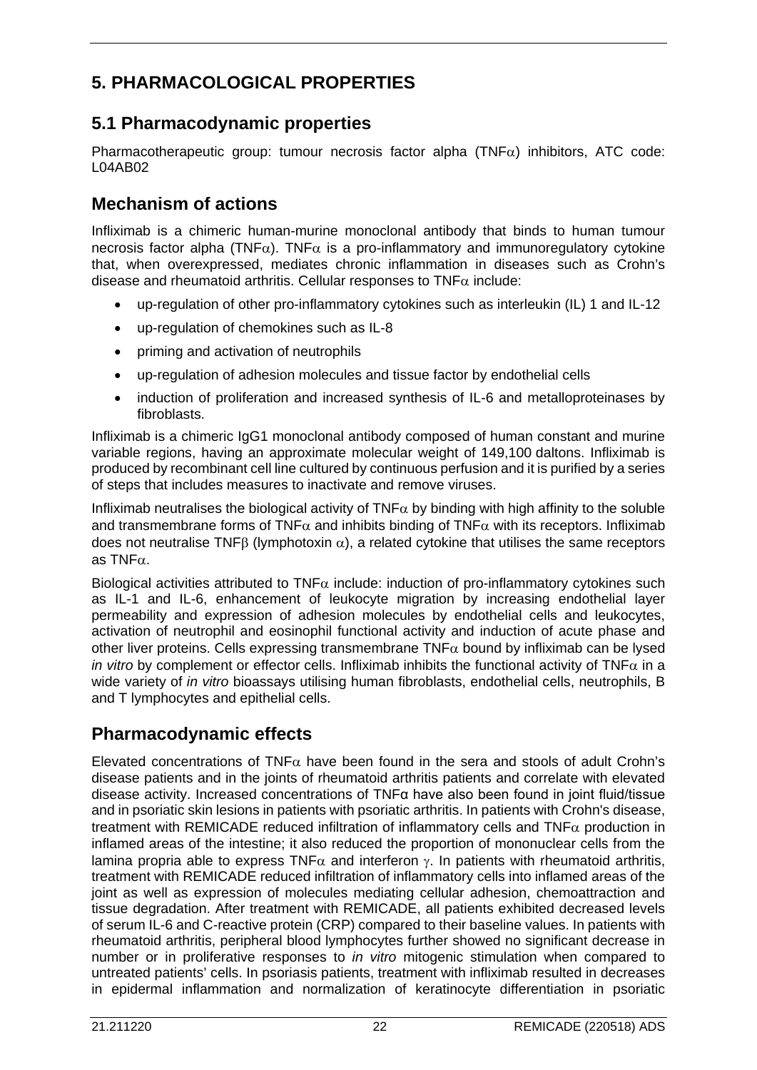# 5. PHARMACOLOGICAL PROPERTIES

## 5.1 Pharmacodynamic properties

Pharmacotherapeutic group: tumour necrosis factor alpha (TNF$\alpha$) inhibitors, ATC code: L04AB02

## Mechanism of actions

Infliximab is a chimeric human-murine monoclonal antibody that binds to human tumour necrosis factor alpha (TNF$\alpha$). TNF$\alpha$ is a pro-inflammatory and immunoregulatory cytokine that, when overexpressed, mediates chronic inflammation in diseases such as Crohn's disease and rheumatoid arthritis. Cellular responses to TNF$\alpha$ include:

- up-regulation of other pro-inflammatory cytokines such as interleukin (IL) 1 and IL-12
- up-regulation of chemokines such as IL-8
- priming and activation of neutrophils
- up-regulation of adhesion molecules and tissue factor by endothelial cells
- induction of proliferation and increased synthesis of IL-6 and metalloproteinases by fibroblasts.

Infliximab is a chimeric IgG1 monoclonal antibody composed of human constant and murine variable regions, having an approximate molecular weight of 149,100 daltons. Infliximab is produced by recombinant cell line cultured by continuous perfusion and it is purified by a series of steps that includes measures to inactivate and remove viruses.

Infliximab neutralises the biological activity of TNF$\alpha$ by binding with high affinity to the soluble and transmembrane forms of TNF$\alpha$ and inhibits binding of TNF$\alpha$ with its receptors. Infliximab does not neutralise TNF$\beta$ (lymphotoxin $\alpha$), a related cytokine that utilises the same receptors as TNF$\alpha$.

Biological activities attributed to TNF$\alpha$ include: induction of pro-inflammatory cytokines such as IL-1 and IL-6, enhancement of leukocyte migration by increasing endothelial layer permeability and expression of adhesion molecules by endothelial cells and leukocytes, activation of neutrophil and eosinophil functional activity and induction of acute phase and other liver proteins. Cells expressing transmembrane TNF$\alpha$ bound by infliximab can be lysed *in vitro* by complement or effector cells. Infliximab inhibits the functional activity of TNF$\alpha$ in a wide variety of *in vitro* bioassays utilising human fibroblasts, endothelial cells, neutrophils, B and T lymphocytes and epithelial cells.

## Pharmacodynamic effects

Elevated concentrations of TNF$\alpha$ have been found in the sera and stools of adult Crohn's disease patients and in the joints of rheumatoid arthritis patients and correlate with elevated disease activity. Increased concentrations of TNF$\alpha$ have also been found in joint fluid/tissue and in psoriatic skin lesions in patients with psoriatic arthritis. In patients with Crohn's disease, treatment with REMICADE reduced infiltration of inflammatory cells and TNF$\alpha$ production in inflamed areas of the intestine; it also reduced the proportion of mononuclear cells from the lamina propria able to express TNF$\alpha$ and interferon $\gamma$. In patients with rheumatoid arthritis, treatment with REMICADE reduced infiltration of inflammatory cells into inflamed areas of the joint as well as expression of molecules mediating cellular adhesion, chemoattraction and tissue degradation. After treatment with REMICADE, all patients exhibited decreased levels of serum IL-6 and C-reactive protein (CRP) compared to their baseline values. In patients with rheumatoid arthritis, peripheral blood lymphocytes further showed no significant decrease in number or in proliferative responses to *in vitro* mitogenic stimulation when compared to untreated patients' cells. In psoriasis patients, treatment with infliximab resulted in decreases in epidermal inflammation and normalization of keratinocyte differentiation in psoriatic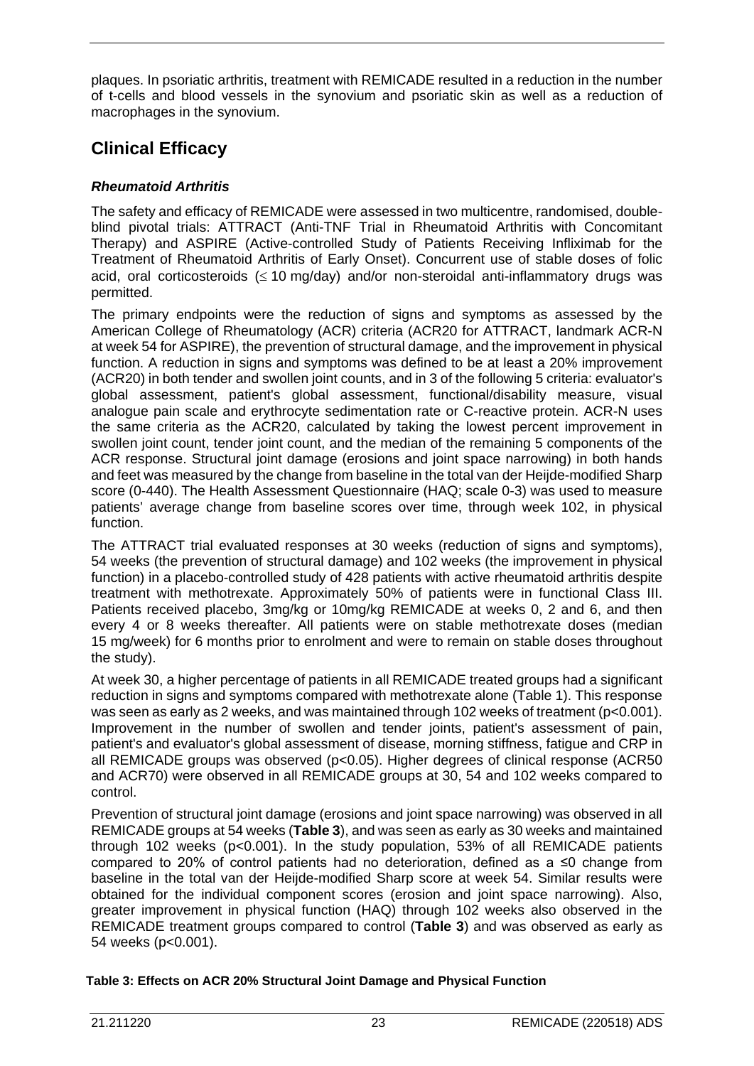plaques. In psoriatic arthritis, treatment with REMICADE resulted in a reduction in the number of t-cells and blood vessels in the synovium and psoriatic skin as well as a reduction of macrophages in the synovium.

## Clinical Efficacy

### *Rheumatoid Arthritis*

The safety and efficacy of REMICADE were assessed in two multicentre, randomised, double-blind pivotal trials: ATTRACT (Anti-TNF Trial in Rheumatoid Arthritis with Concomitant Therapy) and ASPIRE (Active-controlled Study of Patients Receiving Infliximab for the Treatment of Rheumatoid Arthritis of Early Onset). Concurrent use of stable doses of folic acid, oral corticosteroids ($\leq$ 10 mg/day) and/or non-steroidal anti-inflammatory drugs was permitted.

The primary endpoints were the reduction of signs and symptoms as assessed by the American College of Rheumatology (ACR) criteria (ACR20 for ATTRACT, landmark ACR-N at week 54 for ASPIRE), the prevention of structural damage, and the improvement in physical function. A reduction in signs and symptoms was defined to be at least a 20% improvement (ACR20) in both tender and swollen joint counts, and in 3 of the following 5 criteria: evaluator's global assessment, patient's global assessment, functional/disability measure, visual analogue pain scale and erythrocyte sedimentation rate or C-reactive protein. ACR-N uses the same criteria as the ACR20, calculated by taking the lowest percent improvement in swollen joint count, tender joint count, and the median of the remaining 5 components of the ACR response. Structural joint damage (erosions and joint space narrowing) in both hands and feet was measured by the change from baseline in the total van der Heijde-modified Sharp score (0-440). The Health Assessment Questionnaire (HAQ; scale 0-3) was used to measure patients' average change from baseline scores over time, through week 102, in physical function.

The ATTRACT trial evaluated responses at 30 weeks (reduction of signs and symptoms), 54 weeks (the prevention of structural damage) and 102 weeks (the improvement in physical function) in a placebo-controlled study of 428 patients with active rheumatoid arthritis despite treatment with methotrexate. Approximately 50% of patients were in functional Class III. Patients received placebo, 3mg/kg or 10mg/kg REMICADE at weeks 0, 2 and 6, and then every 4 or 8 weeks thereafter. All patients were on stable methotrexate doses (median 15 mg/week) for 6 months prior to enrolment and were to remain on stable doses throughout the study).

At week 30, a higher percentage of patients in all REMICADE treated groups had a significant reduction in signs and symptoms compared with methotrexate alone (Table 1). This response was seen as early as 2 weeks, and was maintained through 102 weeks of treatment ($p<0.001$). Improvement in the number of swollen and tender joints, patient's assessment of pain, patient's and evaluator's global assessment of disease, morning stiffness, fatigue and CRP in all REMICADE groups was observed ($p<0.05$). Higher degrees of clinical response (ACR50 and ACR70) were observed in all REMICADE groups at 30, 54 and 102 weeks compared to control.

Prevention of structural joint damage (erosions and joint space narrowing) was observed in all REMICADE groups at 54 weeks (**Table 3**), and was seen as early as 30 weeks and maintained through 102 weeks ($p<0.001$). In the study population, 53% of all REMICADE patients compared to 20% of control patients had no deterioration, defined as a ≤0 change from baseline in the total van der Heijde-modified Sharp score at week 54. Similar results were obtained for the individual component scores (erosion and joint space narrowing). Also, greater improvement in physical function (HAQ) through 102 weeks also observed in the REMICADE treatment groups compared to control (**Table 3**) and was observed as early as 54 weeks ($p<0.001$).

**Table 3: Effects on ACR 20% Structural Joint Damage and Physical Function**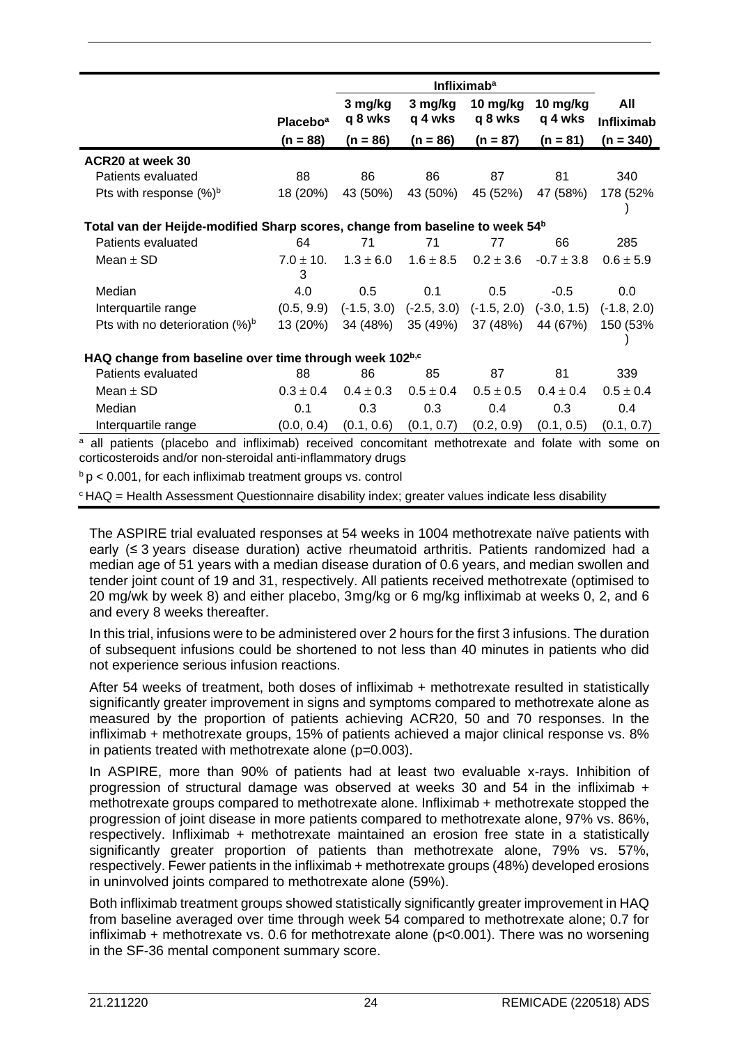| | | Infliximab[a] | | | | |
|---|---|---|---|---|---|---|
| | Placebo[a] | 3 mg/kg q 8 wks | 3 mg/kg q 4 wks | 10 mg/kg q 8 wks | 10 mg/kg q 4 wks | All Infliximab |
| | (n = 88) | (n = 86) | (n = 86) | (n = 87) | (n = 81) | (n = 340) |
| **ACR20 at week 30** | | | | | | |
| Patients evaluated | 88 | 86 | 86 | 87 | 81 | 340 |
| Pts with response (%)[b] | 18 (20%) | 43 (50%) | 43 (50%) | 45 (52%) | 47 (58%) | 178 (52%) |
| **Total van der Heijde-modified Sharp scores, change from baseline to week 54[b]** | | | | | | |
| Patients evaluated | 64 | 71 | 71 | 77 | 66 | 285 |
| Mean ± SD | 7.0 ± 10.3 | 1.3 ± 6.0 | 1.6 ± 8.5 | 0.2 ± 3.6 | -0.7 ± 3.8 | 0.6 ± 5.9 |
| Median | 4.0 | 0.5 | 0.1 | 0.5 | -0.5 | 0.0 |
| Interquartile range | (0.5, 9.9) | (-1.5, 3.0) | (-2.5, 3.0) | (-1.5, 2.0) | (-3.0, 1.5) | (-1.8, 2.0) |
| Pts with no deterioration (%)[b] | 13 (20%) | 34 (48%) | 35 (49%) | 37 (48%) | 44 (67%) | 150 (53%) |
| **HAQ change from baseline over time through week 102[b,c]** | | | | | | |
| Patients evaluated | 88 | 86 | 85 | 87 | 81 | 339 |
| Mean ± SD | 0.3 ± 0.4 | 0.4 ± 0.3 | 0.5 ± 0.4 | 0.5 ± 0.5 | 0.4 ± 0.4 | 0.5 ± 0.4 |
| Median | 0.1 | 0.3 | 0.3 | 0.4 | 0.3 | 0.4 |
| Interquartile range | (0.0, 0.4) | (0.1, 0.6) | (0.1, 0.7) | (0.2, 0.9) | (0.1, 0.5) | (0.1, 0.7) |

[a] all patients (placebo and infliximab) received concomitant methotrexate and folate with some on corticosteroids and/or non-steroidal anti-inflammatory drugs

[b] $p < 0.001$, for each infliximab treatment groups vs. control

[c] HAQ = Health Assessment Questionnaire disability index; greater values indicate less disability

The ASPIRE trial evaluated responses at 54 weeks in 1004 methotrexate naïve patients with early (≤ 3 years disease duration) active rheumatoid arthritis. Patients randomized had a median age of 51 years with a median disease duration of 0.6 years, and median swollen and tender joint count of 19 and 31, respectively. All patients received methotrexate (optimised to 20 mg/wk by week 8) and either placebo, 3mg/kg or 6 mg/kg infliximab at weeks 0, 2, and 6 and every 8 weeks thereafter.

In this trial, infusions were to be administered over 2 hours for the first 3 infusions. The duration of subsequent infusions could be shortened to not less than 40 minutes in patients who did not experience serious infusion reactions.

After 54 weeks of treatment, both doses of infliximab + methotrexate resulted in statistically significantly greater improvement in signs and symptoms compared to methotrexate alone as measured by the proportion of patients achieving ACR20, 50 and 70 responses. In the infliximab + methotrexate groups, 15% of patients achieved a major clinical response vs. 8% in patients treated with methotrexate alone ($p=0.003$).

In ASPIRE, more than 90% of patients had at least two evaluable x-rays. Inhibition of progression of structural damage was observed at weeks 30 and 54 in the infliximab + methotrexate groups compared to methotrexate alone. Infliximab + methotrexate stopped the progression of joint disease in more patients compared to methotrexate alone, 97% vs. 86%, respectively. Infliximab + methotrexate maintained an erosion free state in a statistically significantly greater proportion of patients than methotrexate alone, 79% vs. 57%, respectively. Fewer patients in the infliximab + methotrexate groups (48%) developed erosions in uninvolved joints compared to methotrexate alone (59%).

Both infliximab treatment groups showed statistically significantly greater improvement in HAQ from baseline averaged over time through week 54 compared to methotrexate alone; 0.7 for infliximab + methotrexate vs. 0.6 for methotrexate alone ($p<0.001$). There was no worsening in the SF-36 mental component summary score.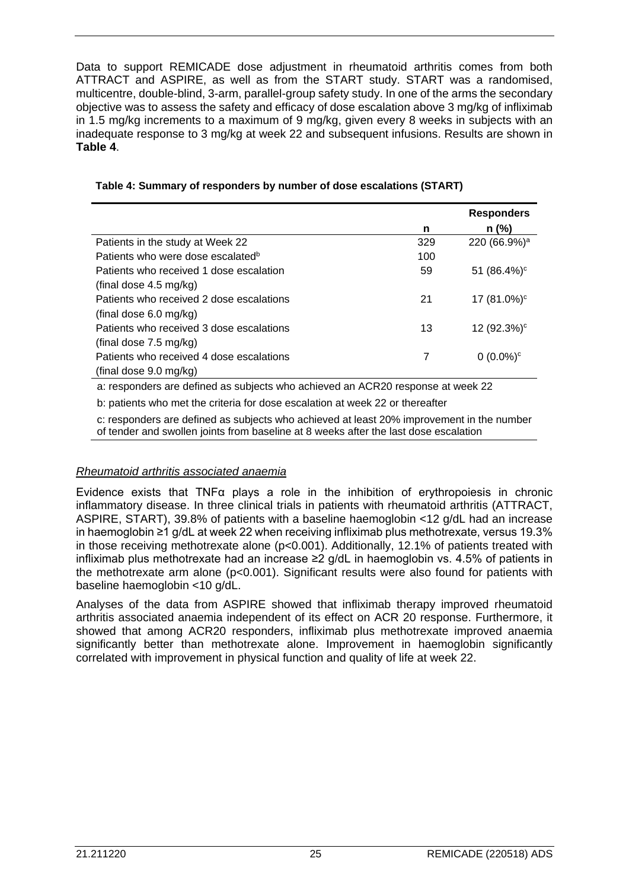Data to support REMICADE dose adjustment in rheumatoid arthritis comes from both ATTRACT and ASPIRE, as well as from the START study. START was a randomised, multicentre, double-blind, 3-arm, parallel-group safety study. In one of the arms the secondary objective was to assess the safety and efficacy of dose escalation above 3 mg/kg of infliximab in 1.5 mg/kg increments to a maximum of 9 mg/kg, given every 8 weeks in subjects with an inadequate response to 3 mg/kg at week 22 and subsequent infusions. Results are shown in **Table 4**.

**Table 4: Summary of responders by number of dose escalations (START)**

| | n | Responders n (%) |
|---|---|---|
| Patients in the study at Week 22 | 329 | 220 (66.9%)[a] |
| Patients who were dose escalated[b] | 100 | |
| Patients who received 1 dose escalation (final dose 4.5 mg/kg) | 59 | 51 (86.4%)[c] |
| Patients who received 2 dose escalations (final dose 6.0 mg/kg) | 21 | 17 (81.0%)[c] |
| Patients who received 3 dose escalations (final dose 7.5 mg/kg) | 13 | 12 (92.3%)[c] |
| Patients who received 4 dose escalations (final dose 9.0 mg/kg) | 7 | 0 (0.0%)[c] |

a: responders are defined as subjects who achieved an ACR20 response at week 22

b: patients who met the criteria for dose escalation at week 22 or thereafter

c: responders are defined as subjects who achieved at least 20% improvement in the number of tender and swollen joints from baseline at 8 weeks after the last dose escalation

*Rheumatoid arthritis associated anaemia*

Evidence exists that TNFα plays a role in the inhibition of erythropoiesis in chronic inflammatory disease. In three clinical trials in patients with rheumatoid arthritis (ATTRACT, ASPIRE, START), 39.8% of patients with a baseline haemoglobin <12 g/dL had an increase in haemoglobin ≥1 g/dL at week 22 when receiving infliximab plus methotrexate, versus 19.3% in those receiving methotrexate alone ($p<0.001$). Additionally, 12.1% of patients treated with infliximab plus methotrexate had an increase ≥2 g/dL in haemoglobin vs. 4.5% of patients in the methotrexate arm alone ($p<0.001$). Significant results were also found for patients with baseline haemoglobin <10 g/dL.

Analyses of the data from ASPIRE showed that infliximab therapy improved rheumatoid arthritis associated anaemia independent of its effect on ACR 20 response. Furthermore, it showed that among ACR20 responders, infliximab plus methotrexate improved anaemia significantly better than methotrexate alone. Improvement in haemoglobin significantly correlated with improvement in physical function and quality of life at week 22.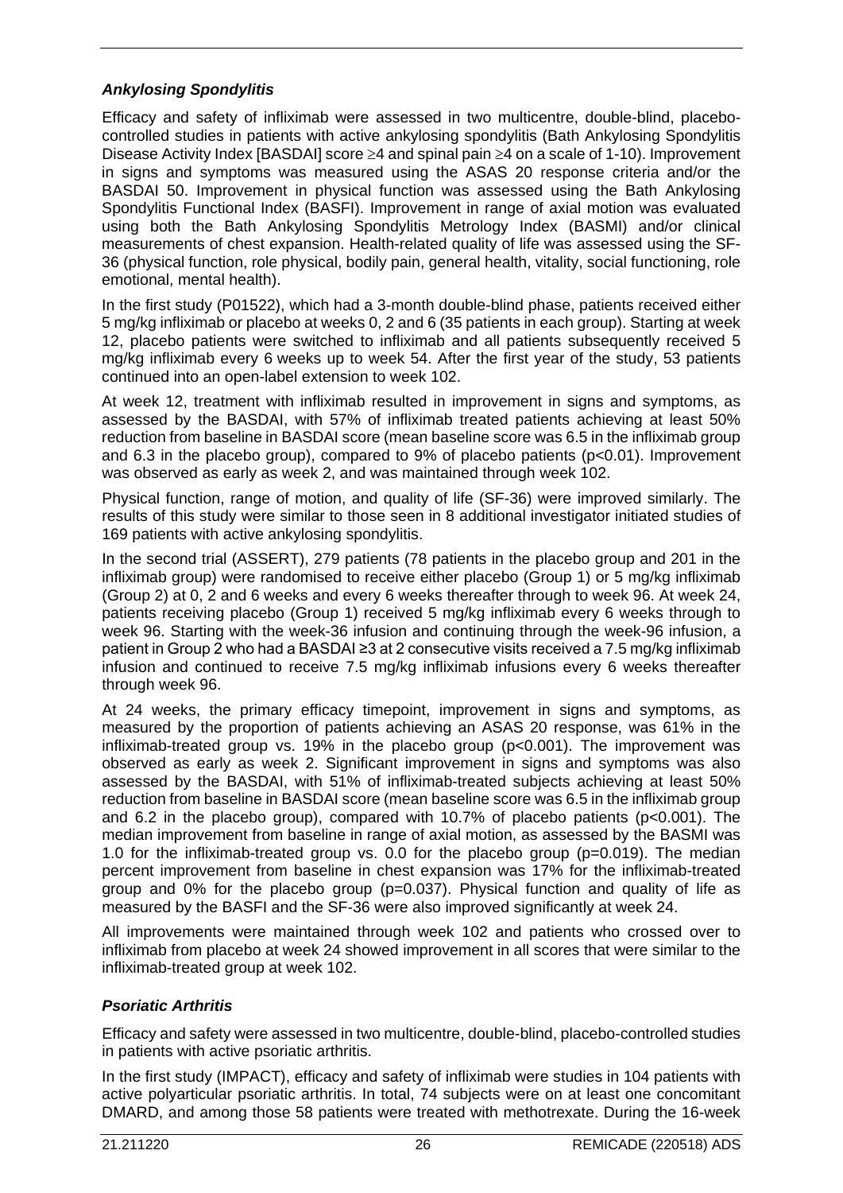### *Ankylosing Spondylitis*

Efficacy and safety of infliximab were assessed in two multicentre, double-blind, placebo-controlled studies in patients with active ankylosing spondylitis (Bath Ankylosing Spondylitis Disease Activity Index [BASDAI] score ≥4 and spinal pain ≥4 on a scale of 1-10). Improvement in signs and symptoms was measured using the ASAS 20 response criteria and/or the BASDAI 50. Improvement in physical function was assessed using the Bath Ankylosing Spondylitis Functional Index (BASFI). Improvement in range of axial motion was evaluated using both the Bath Ankylosing Spondylitis Metrology Index (BASMI) and/or clinical measurements of chest expansion. Health-related quality of life was assessed using the SF-36 (physical function, role physical, bodily pain, general health, vitality, social functioning, role emotional, mental health).

In the first study (P01522), which had a 3-month double-blind phase, patients received either 5 mg/kg infliximab or placebo at weeks 0, 2 and 6 (35 patients in each group). Starting at week 12, placebo patients were switched to infliximab and all patients subsequently received 5 mg/kg infliximab every 6 weeks up to week 54. After the first year of the study, 53 patients continued into an open-label extension to week 102.

At week 12, treatment with infliximab resulted in improvement in signs and symptoms, as assessed by the BASDAI, with 57% of infliximab treated patients achieving at least 50% reduction from baseline in BASDAI score (mean baseline score was 6.5 in the infliximab group and 6.3 in the placebo group), compared to 9% of placebo patients ($p<0.01$). Improvement was observed as early as week 2, and was maintained through week 102.

Physical function, range of motion, and quality of life (SF-36) were improved similarly. The results of this study were similar to those seen in 8 additional investigator initiated studies of 169 patients with active ankylosing spondylitis.

In the second trial (ASSERT), 279 patients (78 patients in the placebo group and 201 in the infliximab group) were randomised to receive either placebo (Group 1) or 5 mg/kg infliximab (Group 2) at 0, 2 and 6 weeks and every 6 weeks thereafter through to week 96. At week 24, patients receiving placebo (Group 1) received 5 mg/kg infliximab every 6 weeks through to week 96. Starting with the week-36 infusion and continuing through the week-96 infusion, a patient in Group 2 who had a BASDAI ≥3 at 2 consecutive visits received a 7.5 mg/kg infliximab infusion and continued to receive 7.5 mg/kg infliximab infusions every 6 weeks thereafter through week 96.

At 24 weeks, the primary efficacy timepoint, improvement in signs and symptoms, as measured by the proportion of patients achieving an ASAS 20 response, was 61% in the infliximab-treated group vs. 19% in the placebo group ($p<0.001$). The improvement was observed as early as week 2. Significant improvement in signs and symptoms was also assessed by the BASDAI, with 51% of infliximab-treated subjects achieving at least 50% reduction from baseline in BASDAI score (mean baseline score was 6.5 in the infliximab group and 6.2 in the placebo group), compared with 10.7% of placebo patients ($p<0.001$). The median improvement from baseline in range of axial motion, as assessed by the BASMI was 1.0 for the infliximab-treated group vs. 0.0 for the placebo group ($p=0.019$). The median percent improvement from baseline in chest expansion was 17% for the infliximab-treated group and 0% for the placebo group ($p=0.037$). Physical function and quality of life as measured by the BASFI and the SF-36 were also improved significantly at week 24.

All improvements were maintained through week 102 and patients who crossed over to infliximab from placebo at week 24 showed improvement in all scores that were similar to the infliximab-treated group at week 102.

### *Psoriatic Arthritis*

Efficacy and safety were assessed in two multicentre, double-blind, placebo-controlled studies in patients with active psoriatic arthritis.

In the first study (IMPACT), efficacy and safety of infliximab were studies in 104 patients with active polyarticular psoriatic arthritis. In total, 74 subjects were on at least one concomitant DMARD, and among those 58 patients were treated with methotrexate. During the 16-week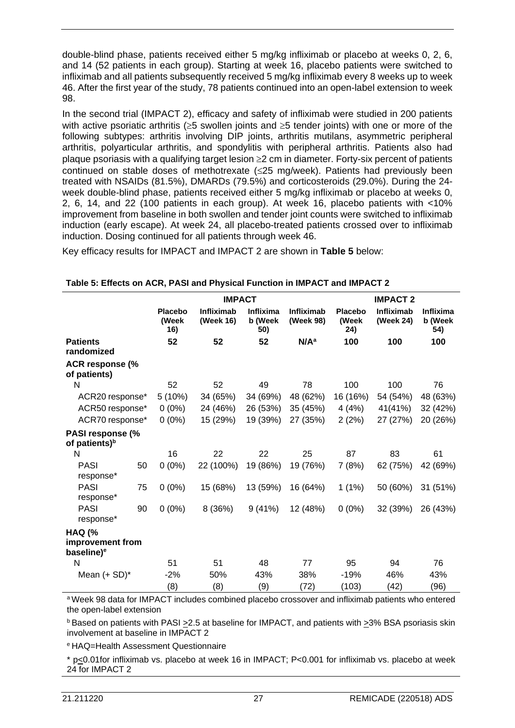double-blind phase, patients received either 5 mg/kg infliximab or placebo at weeks 0, 2, 6, and 14 (52 patients in each group). Starting at week 16, placebo patients were switched to infliximab and all patients subsequently received 5 mg/kg infliximab every 8 weeks up to week 46. After the first year of the study, 78 patients continued into an open-label extension to week 98.

In the second trial (IMPACT 2), efficacy and safety of infliximab were studied in 200 patients with active psoriatic arthritis (≥5 swollen joints and ≥5 tender joints) with one or more of the following subtypes: arthritis involving DIP joints, arthritis mutilans, asymmetric peripheral arthritis, polyarticular arthritis, and spondylitis with peripheral arthritis. Patients also had plaque psoriasis with a qualifying target lesion ≥2 cm in diameter. Forty-six percent of patients continued on stable doses of methotrexate (≤25 mg/week). Patients had previously been treated with NSAIDs (81.5%), DMARDs (79.5%) and corticosteroids (29.0%). During the 24-week double-blind phase, patients received either 5 mg/kg infliximab or placebo at weeks 0, 2, 6, 14, and 22 (100 patients in each group). At week 16, placebo patients with <10% improvement from baseline in both swollen and tender joint counts were switched to infliximab induction (early escape). At week 24, all placebo-treated patients crossed over to infliximab induction. Dosing continued for all patients through week 46.

Key efficacy results for IMPACT and IMPACT 2 are shown in **Table 5** below:

**Table 5: Effects on ACR, PASI and Physical Function in IMPACT and IMPACT 2**

| | IMPACT | | | | IMPACT 2 | | |
|---|---|---|---|---|---|---|---|
| | Placebo (Week 16) | Infliximab (Week 16) | Infliximab (Week 50) | Infliximab (Week 98) | Placebo (Week 24) | Infliximab (Week 24) | Infliximab (Week 54) |
| **Patients randomized** | **52** | **52** | **52** | **N/A[a]** | **100** | **100** | **100** |
| **ACR response (% of patients)** | | | | | | | |
| N | 52 | 52 | 49 | 78 | 100 | 100 | 76 |
| ACR20 response* | 5 (10%) | 34 (65%) | 34 (69%) | 48 (62%) | 16 (16%) | 54 (54%) | 48 (63%) |
| ACR50 response* | 0 (0%) | 24 (46%) | 26 (53%) | 35 (45%) | 4 (4%) | 41(41%) | 32 (42%) |
| ACR70 response* | 0 (0%) | 15 (29%) | 19 (39%) | 27 (35%) | 2 (2%) | 27 (27%) | 20 (26%) |
| **PASI response (% of patients)[b]** | | | | | | | |
| N | 16 | 22 | 22 | 25 | 87 | 83 | 61 |
| PASI 50 response* | 0 (0%) | 22 (100%) | 19 (86%) | 19 (76%) | 7 (8%) | 62 (75%) | 42 (69%) |
| PASI 75 response* | 0 (0%) | 15 (68%) | 13 (59%) | 16 (64%) | 1 (1%) | 50 (60%) | 31 (51%) |
| PASI 90 response* | 0 (0%) | 8 (36%) | 9 (41%) | 12 (48%) | 0 (0%) | 32 (39%) | 26 (43%) |
| **HAQ (% improvement from baseline)[e]** | | | | | | | |
| N | 51 | 51 | 48 | 77 | 95 | 94 | 76 |
| Mean (+ SD)* | -2% (8) | 50% (8) | 43% (9) | 38% (72) | -19% (103) | 46% (42) | 43% (96) |

[a] Week 98 data for IMPACT includes combined placebo crossover and infliximab patients who entered the open-label extension

[b] Based on patients with PASI ≥2.5 at baseline for IMPACT, and patients with ≥3% BSA psoriasis skin involvement at baseline in IMPACT 2

[e] HAQ=Health Assessment Questionnaire

\* p≤0.01for infliximab vs. placebo at week 16 in IMPACT; P<0.001 for infliximab vs. placebo at week 24 for IMPACT 2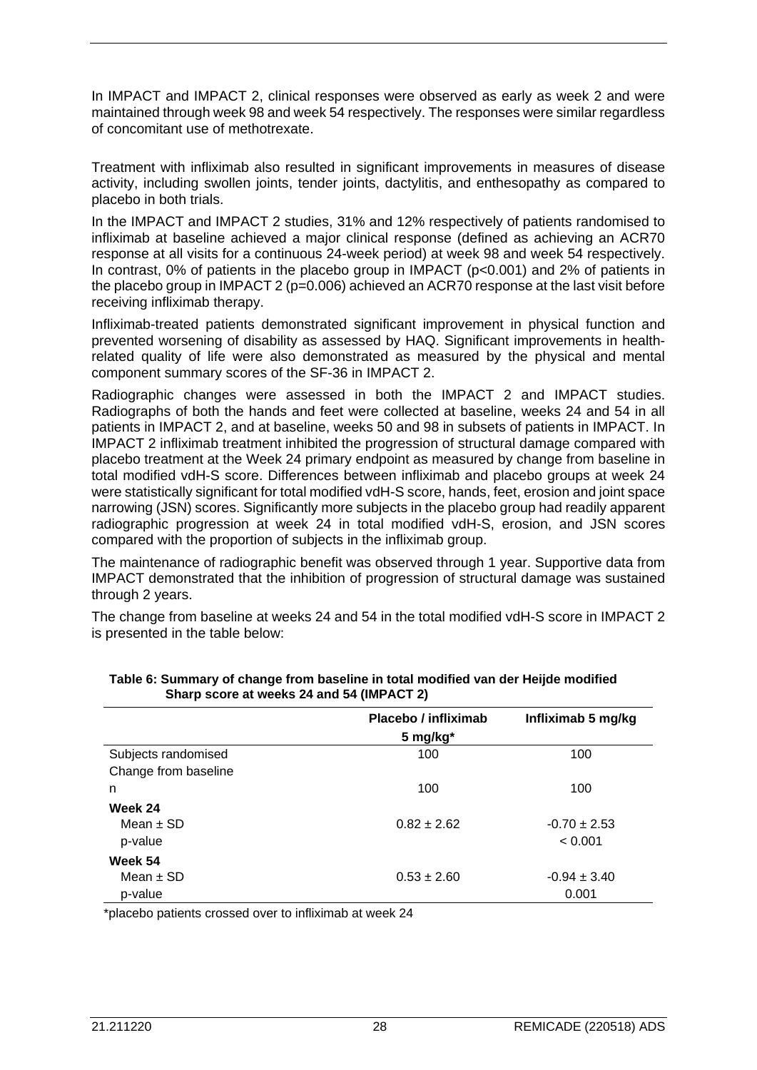In IMPACT and IMPACT 2, clinical responses were observed as early as week 2 and were maintained through week 98 and week 54 respectively. The responses were similar regardless of concomitant use of methotrexate.

Treatment with infliximab also resulted in significant improvements in measures of disease activity, including swollen joints, tender joints, dactylitis, and enthesopathy as compared to placebo in both trials.

In the IMPACT and IMPACT 2 studies, 31% and 12% respectively of patients randomised to infliximab at baseline achieved a major clinical response (defined as achieving an ACR70 response at all visits for a continuous 24-week period) at week 98 and week 54 respectively. In contrast, 0% of patients in the placebo group in IMPACT ($p<0.001$) and 2% of patients in the placebo group in IMPACT 2 ($p=0.006$) achieved an ACR70 response at the last visit before receiving infliximab therapy.

Infliximab-treated patients demonstrated significant improvement in physical function and prevented worsening of disability as assessed by HAQ. Significant improvements in health-related quality of life were also demonstrated as measured by the physical and mental component summary scores of the SF-36 in IMPACT 2.

Radiographic changes were assessed in both the IMPACT 2 and IMPACT studies. Radiographs of both the hands and feet were collected at baseline, weeks 24 and 54 in all patients in IMPACT 2, and at baseline, weeks 50 and 98 in subsets of patients in IMPACT. In IMPACT 2 infliximab treatment inhibited the progression of structural damage compared with placebo treatment at the Week 24 primary endpoint as measured by change from baseline in total modified vdH-S score. Differences between infliximab and placebo groups at week 24 were statistically significant for total modified vdH-S score, hands, feet, erosion and joint space narrowing (JSN) scores. Significantly more subjects in the placebo group had readily apparent radiographic progression at week 24 in total modified vdH-S, erosion, and JSN scores compared with the proportion of subjects in the infliximab group.

The maintenance of radiographic benefit was observed through 1 year. Supportive data from IMPACT demonstrated that the inhibition of progression of structural damage was sustained through 2 years.

The change from baseline at weeks 24 and 54 in the total modified vdH-S score in IMPACT 2 is presented in the table below:

**Table 6: Summary of change from baseline in total modified van der Heijde modified Sharp score at weeks 24 and 54 (IMPACT 2)**

| | Placebo / infliximab 5 mg/kg* | Infliximab 5 mg/kg |
|---|---|---|
| Subjects randomised | 100 | 100 |
| Change from baseline | | |
| n | 100 | 100 |
| **Week 24** | | |
| Mean ± SD | 0.82 ± 2.62 | -0.70 ± 2.53 |
| p-value | | < 0.001 |
| **Week 54** | | |
| Mean ± SD | 0.53 ± 2.60 | -0.94 ± 3.40 |
| p-value | | 0.001 |

*placebo patients crossed over to infliximab at week 24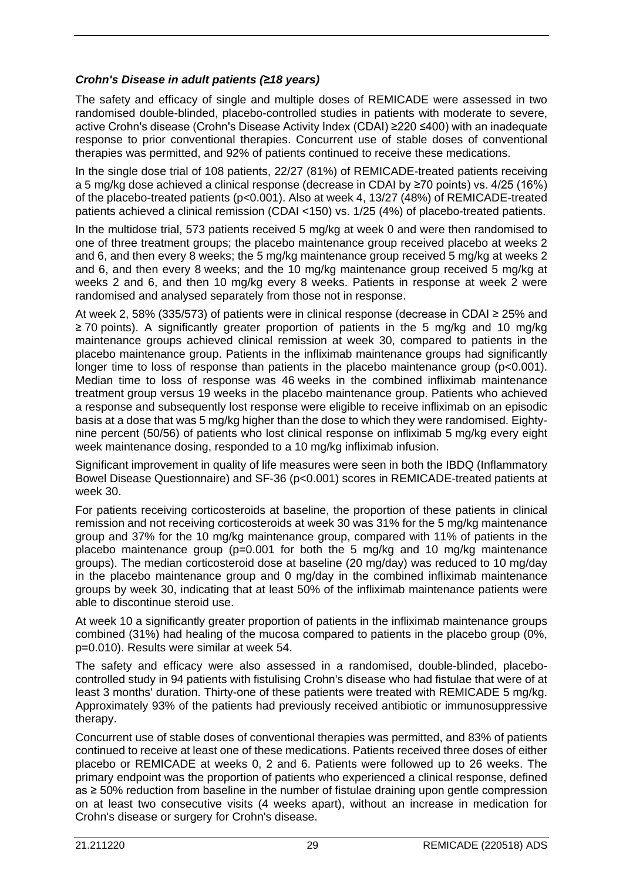### *Crohn's Disease in adult patients (≥18 years)*

The safety and efficacy of single and multiple doses of REMICADE were assessed in two randomised double-blinded, placebo-controlled studies in patients with moderate to severe, active Crohn's disease (Crohn's Disease Activity Index (CDAI) ≥220 ≤400) with an inadequate response to prior conventional therapies. Concurrent use of stable doses of conventional therapies was permitted, and 92% of patients continued to receive these medications.

In the single dose trial of 108 patients, 22/27 (81%) of REMICADE-treated patients receiving a 5 mg/kg dose achieved a clinical response (decrease in CDAI by ≥70 points) vs. 4/25 (16%) of the placebo-treated patients (p<0.001). Also at week 4, 13/27 (48%) of REMICADE-treated patients achieved a clinical remission (CDAI <150) vs. 1/25 (4%) of placebo-treated patients.

In the multidose trial, 573 patients received 5 mg/kg at week 0 and were then randomised to one of three treatment groups; the placebo maintenance group received placebo at weeks 2 and 6, and then every 8 weeks; the 5 mg/kg maintenance group received 5 mg/kg at weeks 2 and 6, and then every 8 weeks; and the 10 mg/kg maintenance group received 5 mg/kg at weeks 2 and 6, and then 10 mg/kg every 8 weeks. Patients in response at week 2 were randomised and analysed separately from those not in response.

At week 2, 58% (335/573) of patients were in clinical response (decrease in CDAI ≥ 25% and ≥ 70 points). A significantly greater proportion of patients in the 5 mg/kg and 10 mg/kg maintenance groups achieved clinical remission at week 30, compared to patients in the placebo maintenance group. Patients in the infliximab maintenance groups had significantly longer time to loss of response than patients in the placebo maintenance group (p<0.001). Median time to loss of response was 46 weeks in the combined infliximab maintenance treatment group versus 19 weeks in the placebo maintenance group. Patients who achieved a response and subsequently lost response were eligible to receive infliximab on an episodic basis at a dose that was 5 mg/kg higher than the dose to which they were randomised. Eighty-nine percent (50/56) of patients who lost clinical response on infliximab 5 mg/kg every eight week maintenance dosing, responded to a 10 mg/kg infliximab infusion.

Significant improvement in quality of life measures were seen in both the IBDQ (Inflammatory Bowel Disease Questionnaire) and SF-36 (p<0.001) scores in REMICADE-treated patients at week 30.

For patients receiving corticosteroids at baseline, the proportion of these patients in clinical remission and not receiving corticosteroids at week 30 was 31% for the 5 mg/kg maintenance group and 37% for the 10 mg/kg maintenance group, compared with 11% of patients in the placebo maintenance group (p=0.001 for both the 5 mg/kg and 10 mg/kg maintenance groups). The median corticosteroid dose at baseline (20 mg/day) was reduced to 10 mg/day in the placebo maintenance group and 0 mg/day in the combined infliximab maintenance groups by week 30, indicating that at least 50% of the infliximab maintenance patients were able to discontinue steroid use.

At week 10 a significantly greater proportion of patients in the infliximab maintenance groups combined (31%) had healing of the mucosa compared to patients in the placebo group (0%, p=0.010). Results were similar at week 54.

The safety and efficacy were also assessed in a randomised, double-blinded, placebo-controlled study in 94 patients with fistulising Crohn's disease who had fistulae that were of at least 3 months' duration. Thirty-one of these patients were treated with REMICADE 5 mg/kg. Approximately 93% of the patients had previously received antibiotic or immunosuppressive therapy.

Concurrent use of stable doses of conventional therapies was permitted, and 83% of patients continued to receive at least one of these medications. Patients received three doses of either placebo or REMICADE at weeks 0, 2 and 6. Patients were followed up to 26 weeks. The primary endpoint was the proportion of patients who experienced a clinical response, defined as ≥ 50% reduction from baseline in the number of fistulae draining upon gentle compression on at least two consecutive visits (4 weeks apart), without an increase in medication for Crohn's disease or surgery for Crohn's disease.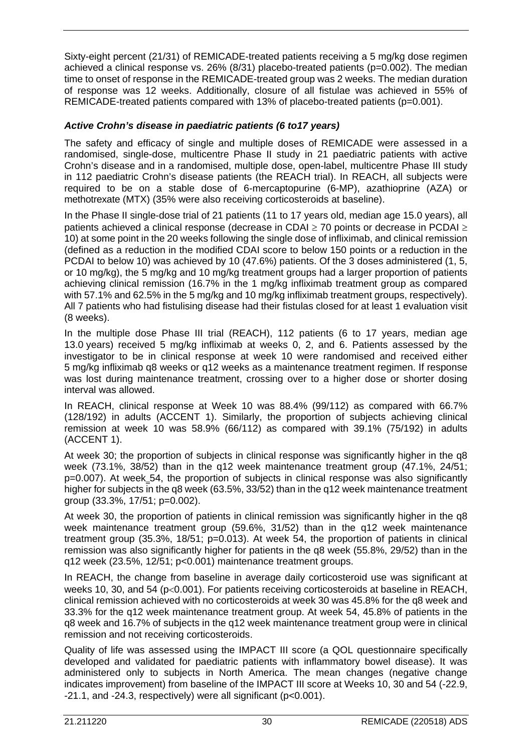Sixty-eight percent (21/31) of REMICADE-treated patients receiving a 5 mg/kg dose regimen achieved a clinical response vs. 26% (8/31) placebo-treated patients (p=0.002). The median time to onset of response in the REMICADE-treated group was 2 weeks. The median duration of response was 12 weeks. Additionally, closure of all fistulae was achieved in 55% of REMICADE-treated patients compared with 13% of placebo-treated patients (p=0.001).

### *Active Crohn's disease in paediatric patients (6 to17 years)*

The safety and efficacy of single and multiple doses of REMICADE were assessed in a randomised, single-dose, multicentre Phase II study in 21 paediatric patients with active Crohn's disease and in a randomised, multiple dose, open-label, multicentre Phase III study in 112 paediatric Crohn's disease patients (the REACH trial). In REACH, all subjects were required to be on a stable dose of 6-mercaptopurine (6-MP), azathioprine (AZA) or methotrexate (MTX) (35% were also receiving corticosteroids at baseline).

In the Phase II single-dose trial of 21 patients (11 to 17 years old, median age 15.0 years), all patients achieved a clinical response (decrease in CDAI $\geq$ 70 points or decrease in PCDAI $\geq$ 10) at some point in the 20 weeks following the single dose of infliximab, and clinical remission (defined as a reduction in the modified CDAI score to below 150 points or a reduction in the PCDAI to below 10) was achieved by 10 (47.6%) patients. Of the 3 doses administered (1, 5, or 10 mg/kg), the 5 mg/kg and 10 mg/kg treatment groups had a larger proportion of patients achieving clinical remission (16.7% in the 1 mg/kg infliximab treatment group as compared with 57.1% and 62.5% in the 5 mg/kg and 10 mg/kg infliximab treatment groups, respectively). All 7 patients who had fistulising disease had their fistulas closed for at least 1 evaluation visit (8 weeks).

In the multiple dose Phase III trial (REACH), 112 patients (6 to 17 years, median age 13.0 years) received 5 mg/kg infliximab at weeks 0, 2, and 6. Patients assessed by the investigator to be in clinical response at week 10 were randomised and received either 5 mg/kg infliximab q8 weeks or q12 weeks as a maintenance treatment regimen. If response was lost during maintenance treatment, crossing over to a higher dose or shorter dosing interval was allowed.

In REACH, clinical response at Week 10 was 88.4% (99/112) as compared with 66.7% (128/192) in adults (ACCENT 1). Similarly, the proportion of subjects achieving clinical remission at week 10 was 58.9% (66/112) as compared with 39.1% (75/192) in adults (ACCENT 1).

At week 30; the proportion of subjects in clinical response was significantly higher in the q8 week (73.1%, 38/52) than in the q12 week maintenance treatment group (47.1%, 24/51; p=0.007). At week 54, the proportion of subjects in clinical response was also significantly higher for subjects in the q8 week (63.5%, 33/52) than in the q12 week maintenance treatment group (33.3%, 17/51; p=0.002).

At week 30, the proportion of patients in clinical remission was significantly higher in the q8 week maintenance treatment group (59.6%, 31/52) than in the q12 week maintenance treatment group (35.3%, 18/51; p=0.013). At week 54, the proportion of patients in clinical remission was also significantly higher for patients in the q8 week (55.8%, 29/52) than in the q12 week (23.5%, 12/51; p<0.001) maintenance treatment groups.

In REACH, the change from baseline in average daily corticosteroid use was significant at weeks 10, 30, and 54 (p<0.001). For patients receiving corticosteroids at baseline in REACH, clinical remission achieved with no corticosteroids at week 30 was 45.8% for the q8 week and 33.3% for the q12 week maintenance treatment group. At week 54, 45.8% of patients in the q8 week and 16.7% of subjects in the q12 week maintenance treatment group were in clinical remission and not receiving corticosteroids.

Quality of life was assessed using the IMPACT III score (a QOL questionnaire specifically developed and validated for paediatric patients with inflammatory bowel disease). It was administered only to subjects in North America. The mean changes (negative change indicates improvement) from baseline of the IMPACT III score at Weeks 10, 30 and 54 (-22.9, -21.1, and -24.3, respectively) were all significant (p<0.001).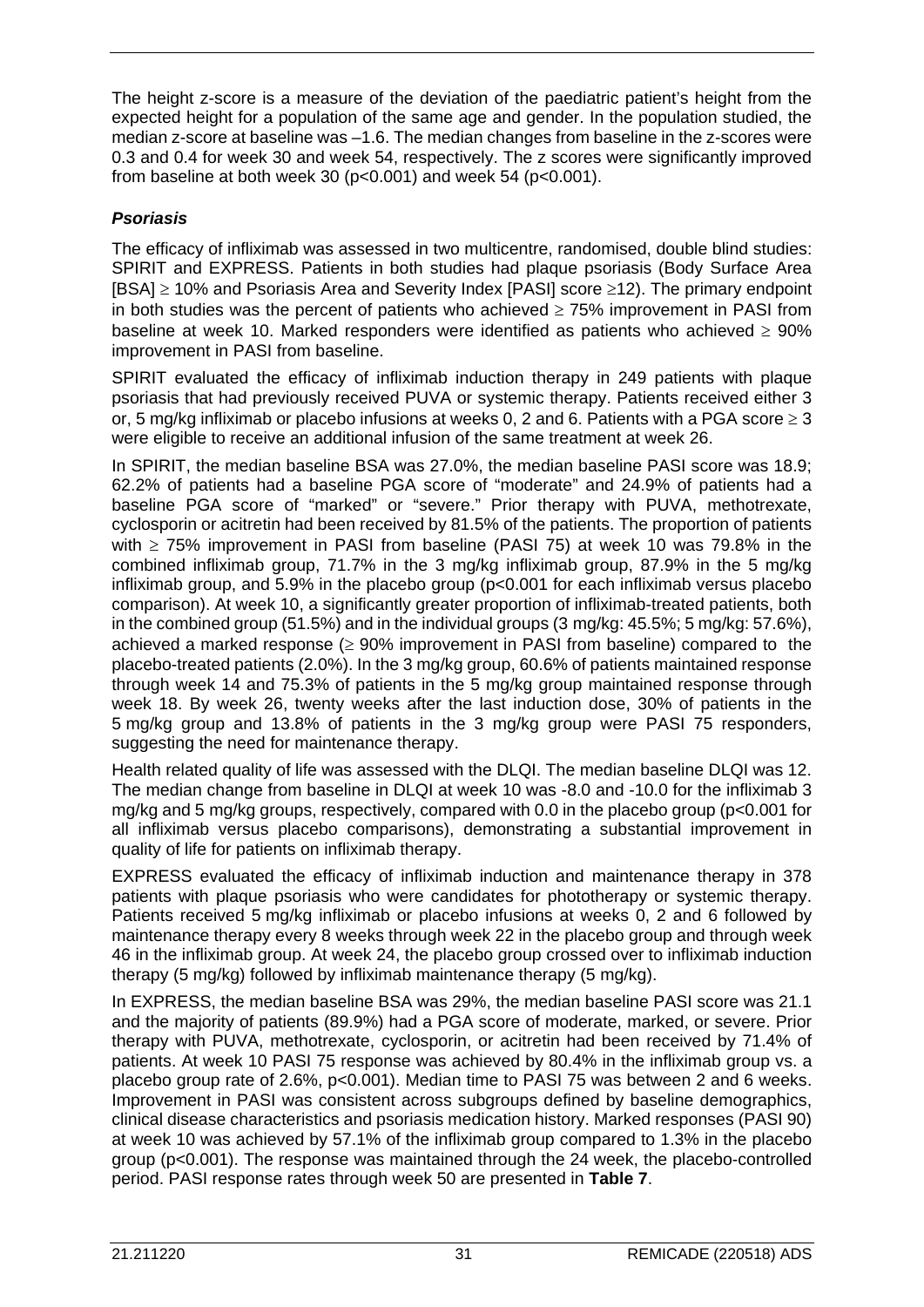The height z-score is a measure of the deviation of the paediatric patient's height from the expected height for a population of the same age and gender. In the population studied, the median z-score at baseline was –1.6. The median changes from baseline in the z-scores were 0.3 and 0.4 for week 30 and week 54, respectively. The z scores were significantly improved from baseline at both week 30 ($p<0.001$) and week 54 ($p<0.001$).

### *Psoriasis*

The efficacy of infliximab was assessed in two multicentre, randomised, double blind studies: SPIRIT and EXPRESS. Patients in both studies had plaque psoriasis (Body Surface Area [BSA] ≥ 10% and Psoriasis Area and Severity Index [PASI] score ≥12). The primary endpoint in both studies was the percent of patients who achieved ≥ 75% improvement in PASI from baseline at week 10. Marked responders were identified as patients who achieved ≥ 90% improvement in PASI from baseline.

SPIRIT evaluated the efficacy of infliximab induction therapy in 249 patients with plaque psoriasis that had previously received PUVA or systemic therapy. Patients received either 3 or, 5 mg/kg infliximab or placebo infusions at weeks 0, 2 and 6. Patients with a PGA score ≥ 3 were eligible to receive an additional infusion of the same treatment at week 26.

In SPIRIT, the median baseline BSA was 27.0%, the median baseline PASI score was 18.9; 62.2% of patients had a baseline PGA score of "moderate" and 24.9% of patients had a baseline PGA score of "marked" or "severe." Prior therapy with PUVA, methotrexate, cyclosporin or acitretin had been received by 81.5% of the patients. The proportion of patients with ≥ 75% improvement in PASI from baseline (PASI 75) at week 10 was 79.8% in the combined infliximab group, 71.7% in the 3 mg/kg infliximab group, 87.9% in the 5 mg/kg infliximab group, and 5.9% in the placebo group ($p<0.001$ for each infliximab versus placebo comparison). At week 10, a significantly greater proportion of infliximab-treated patients, both in the combined group (51.5%) and in the individual groups (3 mg/kg: 45.5%; 5 mg/kg: 57.6%), achieved a marked response (≥ 90% improvement in PASI from baseline) compared to the placebo-treated patients (2.0%). In the 3 mg/kg group, 60.6% of patients maintained response through week 14 and 75.3% of patients in the 5 mg/kg group maintained response through week 18. By week 26, twenty weeks after the last induction dose, 30% of patients in the 5 mg/kg group and 13.8% of patients in the 3 mg/kg group were PASI 75 responders, suggesting the need for maintenance therapy.

Health related quality of life was assessed with the DLQI. The median baseline DLQI was 12. The median change from baseline in DLQI at week 10 was -8.0 and -10.0 for the infliximab 3 mg/kg and 5 mg/kg groups, respectively, compared with 0.0 in the placebo group ($p<0.001$ for all infliximab versus placebo comparisons), demonstrating a substantial improvement in quality of life for patients on infliximab therapy.

EXPRESS evaluated the efficacy of infliximab induction and maintenance therapy in 378 patients with plaque psoriasis who were candidates for phototherapy or systemic therapy. Patients received 5 mg/kg infliximab or placebo infusions at weeks 0, 2 and 6 followed by maintenance therapy every 8 weeks through week 22 in the placebo group and through week 46 in the infliximab group. At week 24, the placebo group crossed over to infliximab induction therapy (5 mg/kg) followed by infliximab maintenance therapy (5 mg/kg).

In EXPRESS, the median baseline BSA was 29%, the median baseline PASI score was 21.1 and the majority of patients (89.9%) had a PGA score of moderate, marked, or severe. Prior therapy with PUVA, methotrexate, cyclosporin, or acitretin had been received by 71.4% of patients. At week 10 PASI 75 response was achieved by 80.4% in the infliximab group vs. a placebo group rate of 2.6%, $p<0.001$). Median time to PASI 75 was between 2 and 6 weeks. Improvement in PASI was consistent across subgroups defined by baseline demographics, clinical disease characteristics and psoriasis medication history. Marked responses (PASI 90) at week 10 was achieved by 57.1% of the infliximab group compared to 1.3% in the placebo group ($p<0.001$). The response was maintained through the 24 week, the placebo-controlled period. PASI response rates through week 50 are presented in **Table 7**.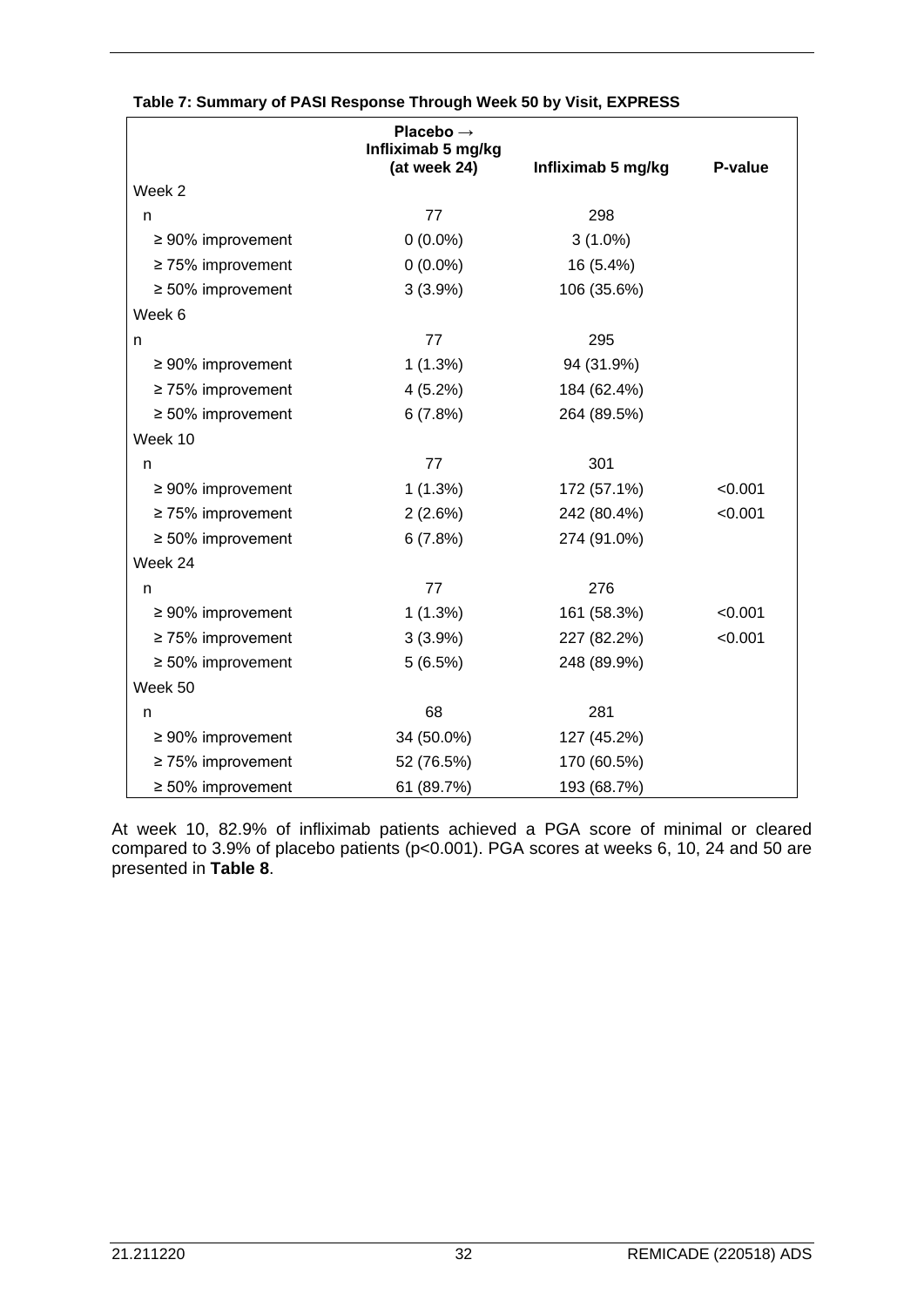**Table 7: Summary of PASI Response Through Week 50 by Visit, EXPRESS**

| | Placebo → Infliximab 5 mg/kg (at week 24) | Infliximab 5 mg/kg | P-value |
|---|---|---|---|
| Week 2 | | | |
| n | 77 | 298 | |
| ≥ 90% improvement | 0 (0.0%) | 3 (1.0%) | |
| ≥ 75% improvement | 0 (0.0%) | 16 (5.4%) | |
| ≥ 50% improvement | 3 (3.9%) | 106 (35.6%) | |
| Week 6 | | | |
| n | 77 | 295 | |
| ≥ 90% improvement | 1 (1.3%) | 94 (31.9%) | |
| ≥ 75% improvement | 4 (5.2%) | 184 (62.4%) | |
| ≥ 50% improvement | 6 (7.8%) | 264 (89.5%) | |
| Week 10 | | | |
| n | 77 | 301 | |
| ≥ 90% improvement | 1 (1.3%) | 172 (57.1%) | <0.001 |
| ≥ 75% improvement | 2 (2.6%) | 242 (80.4%) | <0.001 |
| ≥ 50% improvement | 6 (7.8%) | 274 (91.0%) | |
| Week 24 | | | |
| n | 77 | 276 | |
| ≥ 90% improvement | 1 (1.3%) | 161 (58.3%) | <0.001 |
| ≥ 75% improvement | 3 (3.9%) | 227 (82.2%) | <0.001 |
| ≥ 50% improvement | 5 (6.5%) | 248 (89.9%) | |
| Week 50 | | | |
| n | 68 | 281 | |
| ≥ 90% improvement | 34 (50.0%) | 127 (45.2%) | |
| ≥ 75% improvement | 52 (76.5%) | 170 (60.5%) | |
| ≥ 50% improvement | 61 (89.7%) | 193 (68.7%) | |

At week 10, 82.9% of infliximab patients achieved a PGA score of minimal or cleared compared to 3.9% of placebo patients ($p<0.001$). PGA scores at weeks 6, 10, 24 and 50 are presented in **Table 8**.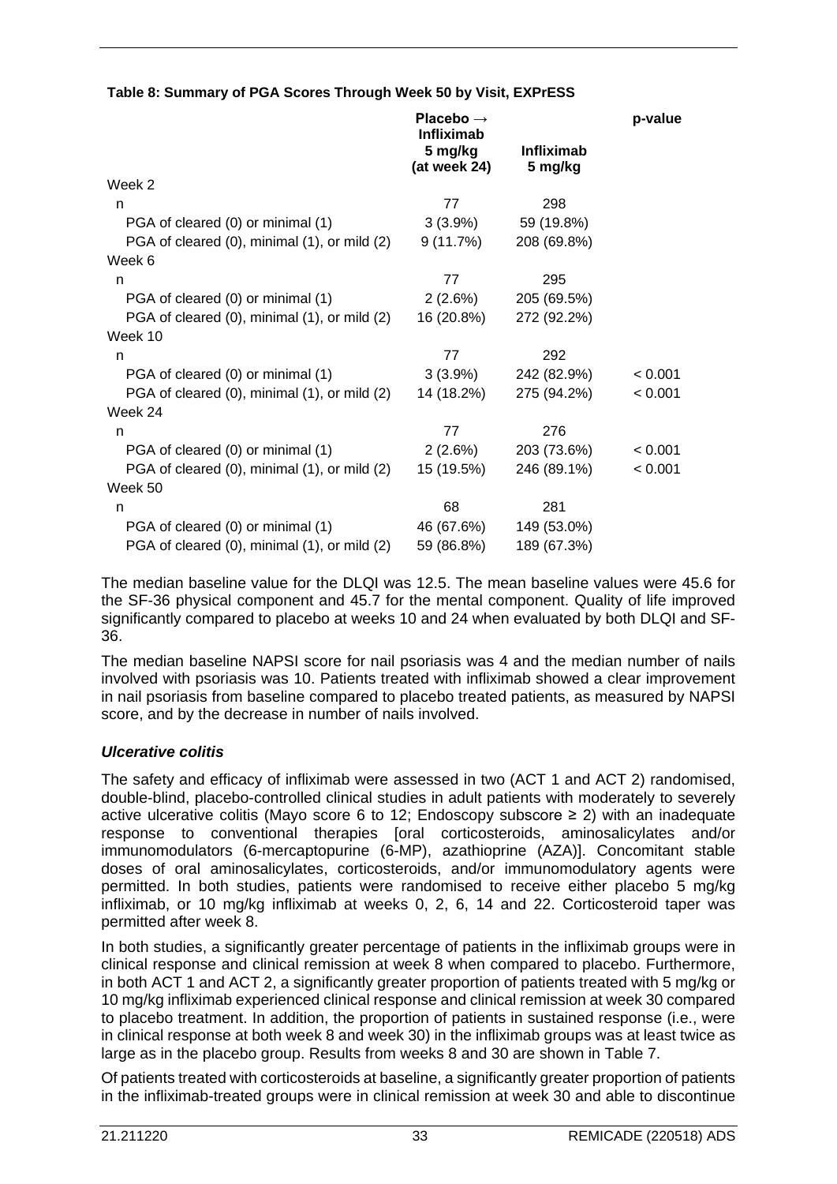**Table 8: Summary of PGA Scores Through Week 50 by Visit, EXPrESS**

| | Placebo → Infliximab 5 mg/kg (at week 24) | Infliximab 5 mg/kg | p-value |
|---|---|---|---|
| Week 2 | | | |
| n | 77 | 298 | |
| PGA of cleared (0) or minimal (1) | 3 (3.9%) | 59 (19.8%) | |
| PGA of cleared (0), minimal (1), or mild (2) | 9 (11.7%) | 208 (69.8%) | |
| Week 6 | | | |
| n | 77 | 295 | |
| PGA of cleared (0) or minimal (1) | 2 (2.6%) | 205 (69.5%) | |
| PGA of cleared (0), minimal (1), or mild (2) | 16 (20.8%) | 272 (92.2%) | |
| Week 10 | | | |
| n | 77 | 292 | |
| PGA of cleared (0) or minimal (1) | 3 (3.9%) | 242 (82.9%) | < 0.001 |
| PGA of cleared (0), minimal (1), or mild (2) | 14 (18.2%) | 275 (94.2%) | < 0.001 |
| Week 24 | | | |
| n | 77 | 276 | |
| PGA of cleared (0) or minimal (1) | 2 (2.6%) | 203 (73.6%) | < 0.001 |
| PGA of cleared (0), minimal (1), or mild (2) | 15 (19.5%) | 246 (89.1%) | < 0.001 |
| Week 50 | | | |
| n | 68 | 281 | |
| PGA of cleared (0) or minimal (1) | 46 (67.6%) | 149 (53.0%) | |
| PGA of cleared (0), minimal (1), or mild (2) | 59 (86.8%) | 189 (67.3%) | |

The median baseline value for the DLQI was 12.5. The mean baseline values were 45.6 for the SF-36 physical component and 45.7 for the mental component. Quality of life improved significantly compared to placebo at weeks 10 and 24 when evaluated by both DLQI and SF-36.

The median baseline NAPSI score for nail psoriasis was 4 and the median number of nails involved with psoriasis was 10. Patients treated with infliximab showed a clear improvement in nail psoriasis from baseline compared to placebo treated patients, as measured by NAPSI score, and by the decrease in number of nails involved.

### *Ulcerative colitis*

The safety and efficacy of infliximab were assessed in two (ACT 1 and ACT 2) randomised, double-blind, placebo-controlled clinical studies in adult patients with moderately to severely active ulcerative colitis (Mayo score 6 to 12; Endoscopy subscore ≥ 2) with an inadequate response to conventional therapies [oral corticosteroids, aminosalicylates and/or immunomodulators (6-mercaptopurine (6-MP), azathioprine (AZA)]. Concomitant stable doses of oral aminosalicylates, corticosteroids, and/or immunomodulatory agents were permitted. In both studies, patients were randomised to receive either placebo 5 mg/kg infliximab, or 10 mg/kg infliximab at weeks 0, 2, 6, 14 and 22. Corticosteroid taper was permitted after week 8.

In both studies, a significantly greater percentage of patients in the infliximab groups were in clinical response and clinical remission at week 8 when compared to placebo. Furthermore, in both ACT 1 and ACT 2, a significantly greater proportion of patients treated with 5 mg/kg or 10 mg/kg infliximab experienced clinical response and clinical remission at week 30 compared to placebo treatment. In addition, the proportion of patients in sustained response (i.e., were in clinical response at both week 8 and week 30) in the infliximab groups was at least twice as large as in the placebo group. Results from weeks 8 and 30 are shown in Table 7.

Of patients treated with corticosteroids at baseline, a significantly greater proportion of patients in the infliximab-treated groups were in clinical remission at week 30 and able to discontinue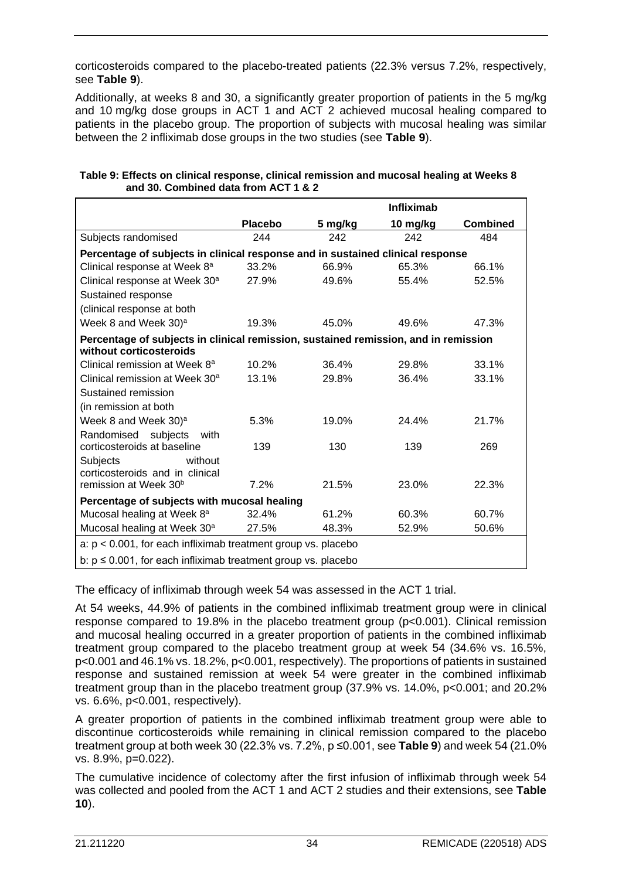corticosteroids compared to the placebo-treated patients (22.3% versus 7.2%, respectively, see **Table 9**).

Additionally, at weeks 8 and 30, a significantly greater proportion of patients in the 5 mg/kg and 10 mg/kg dose groups in ACT 1 and ACT 2 achieved mucosal healing compared to patients in the placebo group. The proportion of subjects with mucosal healing was similar between the 2 infliximab dose groups in the two studies (see **Table 9**).

**Table 9: Effects on clinical response, clinical remission and mucosal healing at Weeks 8 and 30. Combined data from ACT 1 & 2**

| | | Infliximab | | |
|---|---|---|---|---|
| | **Placebo** | **5 mg/kg** | **10 mg/kg** | **Combined** |
| Subjects randomised | 244 | 242 | 242 | 484 |
| **Percentage of subjects in clinical response and in sustained clinical response** | | | | |
| Clinical response at Week 8[a] | 33.2% | 66.9% | 65.3% | 66.1% |
| Clinical response at Week 30[a] | 27.9% | 49.6% | 55.4% | 52.5% |
| Sustained response (clinical response at both Week 8 and Week 30)[a] | 19.3% | 45.0% | 49.6% | 47.3% |
| **Percentage of subjects in clinical remission, sustained remission, and in remission without corticosteroids** | | | | |
| Clinical remission at Week 8[a] | 10.2% | 36.4% | 29.8% | 33.1% |
| Clinical remission at Week 30[a] | 13.1% | 29.8% | 36.4% | 33.1% |
| Sustained remission (in remission at both Week 8 and Week 30)[a] | 5.3% | 19.0% | 24.4% | 21.7% |
| Randomised subjects with corticosteroids at baseline | 139 | 130 | 139 | 269 |
| Subjects without corticosteroids and in clinical remission at Week 30[b] | 7.2% | 21.5% | 23.0% | 22.3% |
| **Percentage of subjects with mucosal healing** | | | | |
| Mucosal healing at Week 8[a] | 32.4% | 61.2% | 60.3% | 60.7% |
| Mucosal healing at Week 30[a] | 27.5% | 48.3% | 52.9% | 50.6% |
| a: $p < 0.001$, for each infliximab treatment group vs. placebo | | | | |
| b: $p \leq 0.001$, for each infliximab treatment group vs. placebo | | | | |

The efficacy of infliximab through week 54 was assessed in the ACT 1 trial.

At 54 weeks, 44.9% of patients in the combined infliximab treatment group were in clinical response compared to 19.8% in the placebo treatment group ($p<0.001$). Clinical remission and mucosal healing occurred in a greater proportion of patients in the combined infliximab treatment group compared to the placebo treatment group at week 54 (34.6% vs. 16.5%, $p<0.001$ and 46.1% vs. 18.2%, $p<0.001$, respectively). The proportions of patients in sustained response and sustained remission at week 54 were greater in the combined infliximab treatment group than in the placebo treatment group (37.9% vs. 14.0%, $p<0.001$; and 20.2% vs. 6.6%, $p<0.001$, respectively).

A greater proportion of patients in the combined infliximab treatment group were able to discontinue corticosteroids while remaining in clinical remission compared to the placebo treatment group at both week 30 (22.3% vs. 7.2%, $p \leq 0.001$, see **Table 9**) and week 54 (21.0% vs. 8.9%, $p=0.022$).

The cumulative incidence of colectomy after the first infusion of infliximab through week 54 was collected and pooled from the ACT 1 and ACT 2 studies and their extensions, see **Table 10**).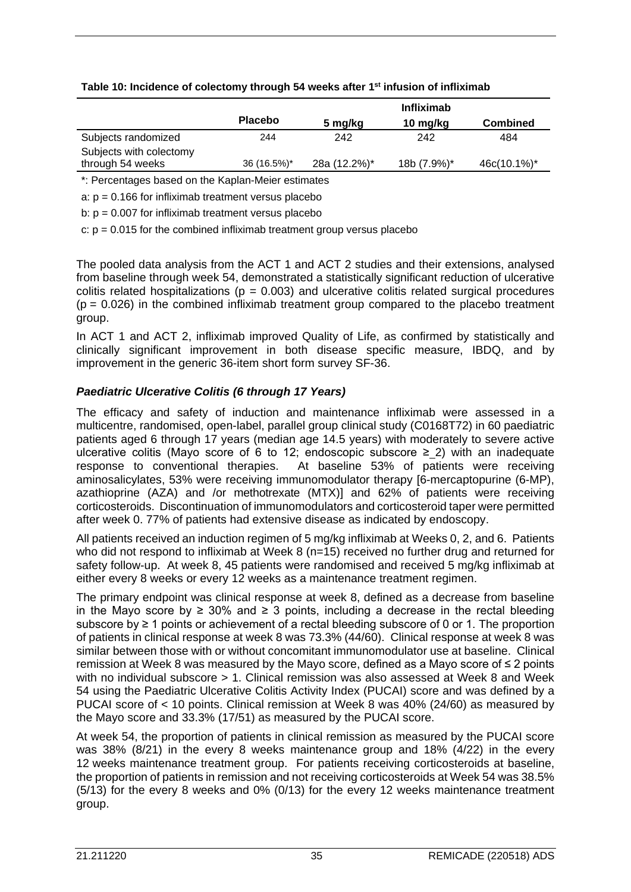**Table 10: Incidence of colectomy through 54 weeks after 1st infusion of infliximab**

| | Placebo | Infliximab | | |
|---|---|---|---|---|
| | | 5 mg/kg | 10 mg/kg | Combined |
| Subjects randomized | 244 | 242 | 242 | 484 |
| Subjects with colectomy through 54 weeks | 36 (16.5%)* | 28a (12.2%)* | 18b (7.9%)* | 46c(10.1%)* |

*: Percentages based on the Kaplan-Meier estimates

a: p = 0.166 for infliximab treatment versus placebo

b: p = 0.007 for infliximab treatment versus placebo

c: p = 0.015 for the combined infliximab treatment group versus placebo

The pooled data analysis from the ACT 1 and ACT 2 studies and their extensions, analysed from baseline through week 54, demonstrated a statistically significant reduction of ulcerative colitis related hospitalizations (p = 0.003) and ulcerative colitis related surgical procedures (p = 0.026) in the combined infliximab treatment group compared to the placebo treatment group.

In ACT 1 and ACT 2, infliximab improved Quality of Life, as confirmed by statistically and clinically significant improvement in both disease specific measure, IBDQ, and by improvement in the generic 36-item short form survey SF-36.

### *Paediatric Ulcerative Colitis (6 through 17 Years)*

The efficacy and safety of induction and maintenance infliximab were assessed in a multicentre, randomised, open-label, parallel group clinical study (C0168T72) in 60 paediatric patients aged 6 through 17 years (median age 14.5 years) with moderately to severe active ulcerative colitis (Mayo score of 6 to 12; endoscopic subscore ≥_2) with an inadequate response to conventional therapies. At baseline 53% of patients were receiving aminosalicylates, 53% were receiving immunomodulator therapy [6-mercaptopurine (6-MP), azathioprine (AZA) and /or methotrexate (MTX)] and 62% of patients were receiving corticosteroids. Discontinuation of immunomodulators and corticosteroid taper were permitted after week 0. 77% of patients had extensive disease as indicated by endoscopy.

All patients received an induction regimen of 5 mg/kg infliximab at Weeks 0, 2, and 6. Patients who did not respond to infliximab at Week 8 (n=15) received no further drug and returned for safety follow-up. At week 8, 45 patients were randomised and received 5 mg/kg infliximab at either every 8 weeks or every 12 weeks as a maintenance treatment regimen.

The primary endpoint was clinical response at week 8, defined as a decrease from baseline in the Mayo score by ≥ 30% and ≥ 3 points, including a decrease in the rectal bleeding subscore by ≥ 1 points or achievement of a rectal bleeding subscore of 0 or 1. The proportion of patients in clinical response at week 8 was 73.3% (44/60). Clinical response at week 8 was similar between those with or without concomitant immunomodulator use at baseline. Clinical remission at Week 8 was measured by the Mayo score, defined as a Mayo score of ≤ 2 points with no individual subscore > 1. Clinical remission was also assessed at Week 8 and Week 54 using the Paediatric Ulcerative Colitis Activity Index (PUCAI) score and was defined by a PUCAI score of < 10 points. Clinical remission at Week 8 was 40% (24/60) as measured by the Mayo score and 33.3% (17/51) as measured by the PUCAI score.

At week 54, the proportion of patients in clinical remission as measured by the PUCAI score was 38% (8/21) in the every 8 weeks maintenance group and 18% (4/22) in the every 12 weeks maintenance treatment group. For patients receiving corticosteroids at baseline, the proportion of patients in remission and not receiving corticosteroids at Week 54 was 38.5% (5/13) for the every 8 weeks and 0% (0/13) for the every 12 weeks maintenance treatment group.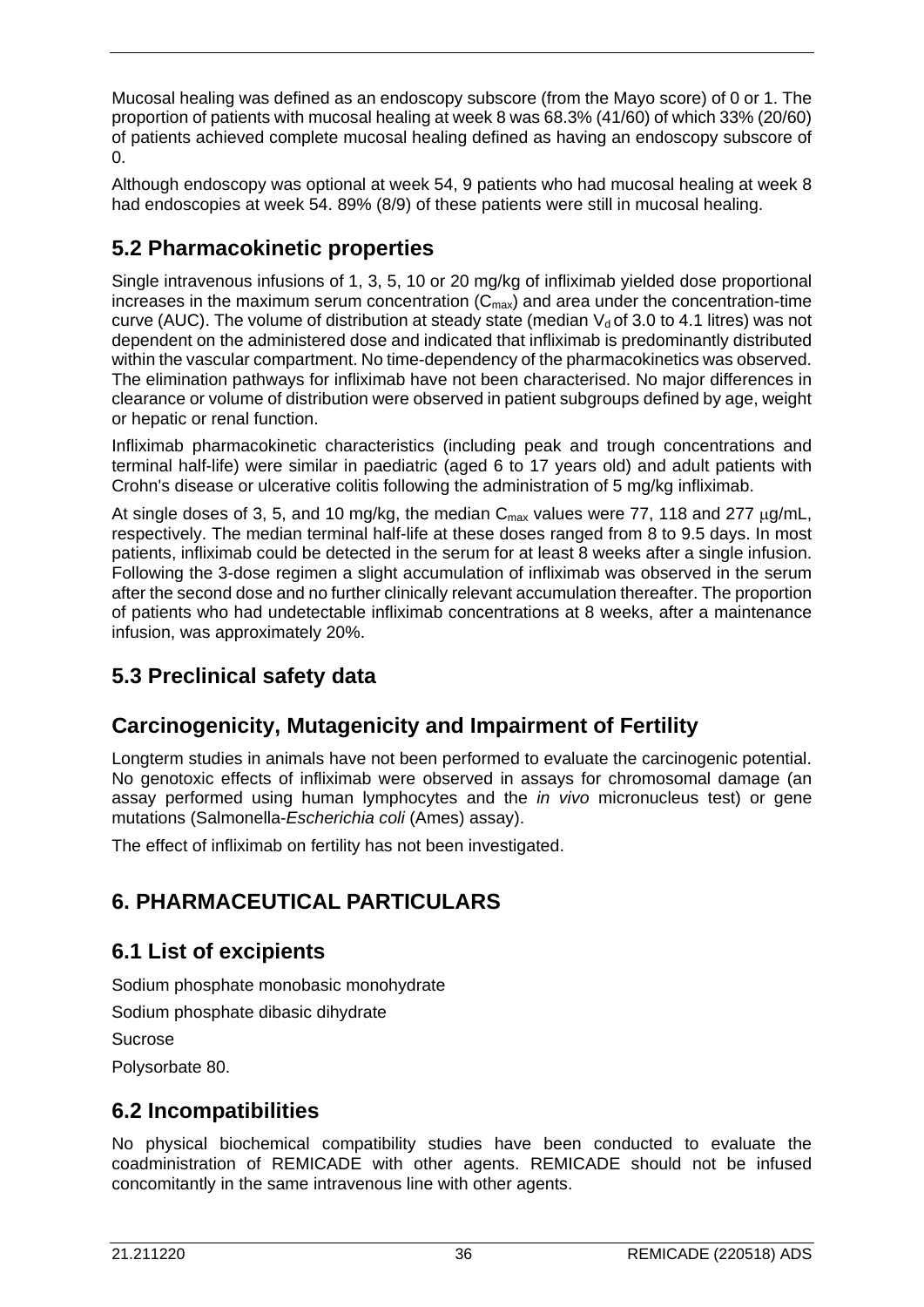Mucosal healing was defined as an endoscopy subscore (from the Mayo score) of 0 or 1. The proportion of patients with mucosal healing at week 8 was 68.3% (41/60) of which 33% (20/60) of patients achieved complete mucosal healing defined as having an endoscopy subscore of 0.

Although endoscopy was optional at week 54, 9 patients who had mucosal healing at week 8 had endoscopies at week 54. 89% (8/9) of these patients were still in mucosal healing.

## 5.2 Pharmacokinetic properties

Single intravenous infusions of 1, 3, 5, 10 or 20 mg/kg of infliximab yielded dose proportional increases in the maximum serum concentration ($C_{max}$) and area under the concentration-time curve (AUC). The volume of distribution at steady state (median $V_d$ of 3.0 to 4.1 litres) was not dependent on the administered dose and indicated that infliximab is predominantly distributed within the vascular compartment. No time-dependency of the pharmacokinetics was observed. The elimination pathways for infliximab have not been characterised. No major differences in clearance or volume of distribution were observed in patient subgroups defined by age, weight or hepatic or renal function.

Infliximab pharmacokinetic characteristics (including peak and trough concentrations and terminal half-life) were similar in paediatric (aged 6 to 17 years old) and adult patients with Crohn's disease or ulcerative colitis following the administration of 5 mg/kg infliximab.

At single doses of 3, 5, and 10 mg/kg, the median $C_{max}$ values were 77, 118 and 277 μg/mL, respectively. The median terminal half-life at these doses ranged from 8 to 9.5 days. In most patients, infliximab could be detected in the serum for at least 8 weeks after a single infusion. Following the 3-dose regimen a slight accumulation of infliximab was observed in the serum after the second dose and no further clinically relevant accumulation thereafter. The proportion of patients who had undetectable infliximab concentrations at 8 weeks, after a maintenance infusion, was approximately 20%.

## 5.3 Preclinical safety data

## Carcinogenicity, Mutagenicity and Impairment of Fertility

Longterm studies in animals have not been performed to evaluate the carcinogenic potential. No genotoxic effects of infliximab were observed in assays for chromosomal damage (an assay performed using human lymphocytes and the *in vivo* micronucleus test) or gene mutations (Salmonella-*Escherichia coli* (Ames) assay).

The effect of infliximab on fertility has not been investigated.

# 6. PHARMACEUTICAL PARTICULARS

## 6.1 List of excipients

Sodium phosphate monobasic monohydrate

Sodium phosphate dibasic dihydrate

Sucrose

Polysorbate 80.

## 6.2 Incompatibilities

No physical biochemical compatibility studies have been conducted to evaluate the coadministration of REMICADE with other agents. REMICADE should not be infused concomitantly in the same intravenous line with other agents.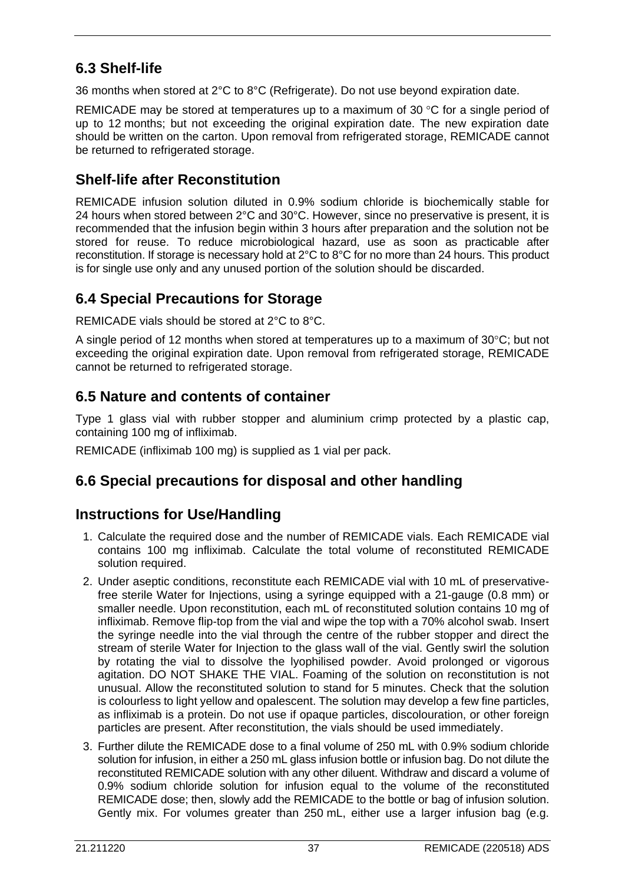## 6.3 Shelf-life

36 months when stored at 2°C to 8°C (Refrigerate). Do not use beyond expiration date.

REMICADE may be stored at temperatures up to a maximum of 30 °C for a single period of up to 12 months; but not exceeding the original expiration date. The new expiration date should be written on the carton. Upon removal from refrigerated storage, REMICADE cannot be returned to refrigerated storage.

## Shelf-life after Reconstitution

REMICADE infusion solution diluted in 0.9% sodium chloride is biochemically stable for 24 hours when stored between 2°C and 30°C. However, since no preservative is present, it is recommended that the infusion begin within 3 hours after preparation and the solution not be stored for reuse. To reduce microbiological hazard, use as soon as practicable after reconstitution. If storage is necessary hold at 2°C to 8°C for no more than 24 hours. This product is for single use only and any unused portion of the solution should be discarded.

## 6.4 Special Precautions for Storage

REMICADE vials should be stored at 2°C to 8°C.

A single period of 12 months when stored at temperatures up to a maximum of 30°C; but not exceeding the original expiration date. Upon removal from refrigerated storage, REMICADE cannot be returned to refrigerated storage.

## 6.5 Nature and contents of container

Type 1 glass vial with rubber stopper and aluminium crimp protected by a plastic cap, containing 100 mg of infliximab.

REMICADE (infliximab 100 mg) is supplied as 1 vial per pack.

## 6.6 Special precautions for disposal and other handling

## Instructions for Use/Handling

1. Calculate the required dose and the number of REMICADE vials. Each REMICADE vial contains 100 mg infliximab. Calculate the total volume of reconstituted REMICADE solution required.
2. Under aseptic conditions, reconstitute each REMICADE vial with 10 mL of preservative-free sterile Water for Injections, using a syringe equipped with a 21-gauge (0.8 mm) or smaller needle. Upon reconstitution, each mL of reconstituted solution contains 10 mg of infliximab. Remove flip-top from the vial and wipe the top with a 70% alcohol swab. Insert the syringe needle into the vial through the centre of the rubber stopper and direct the stream of sterile Water for Injection to the glass wall of the vial. Gently swirl the solution by rotating the vial to dissolve the lyophilised powder. Avoid prolonged or vigorous agitation. DO NOT SHAKE THE VIAL. Foaming of the solution on reconstitution is not unusual. Allow the reconstituted solution to stand for 5 minutes. Check that the solution is colourless to light yellow and opalescent. The solution may develop a few fine particles, as infliximab is a protein. Do not use if opaque particles, discolouration, or other foreign particles are present. After reconstitution, the vials should be used immediately.
3. Further dilute the REMICADE dose to a final volume of 250 mL with 0.9% sodium chloride solution for infusion, in either a 250 mL glass infusion bottle or infusion bag. Do not dilute the reconstituted REMICADE solution with any other diluent. Withdraw and discard a volume of 0.9% sodium chloride solution for infusion equal to the volume of the reconstituted REMICADE dose; then, slowly add the REMICADE to the bottle or bag of infusion solution. Gently mix. For volumes greater than 250 mL, either use a larger infusion bag (e.g.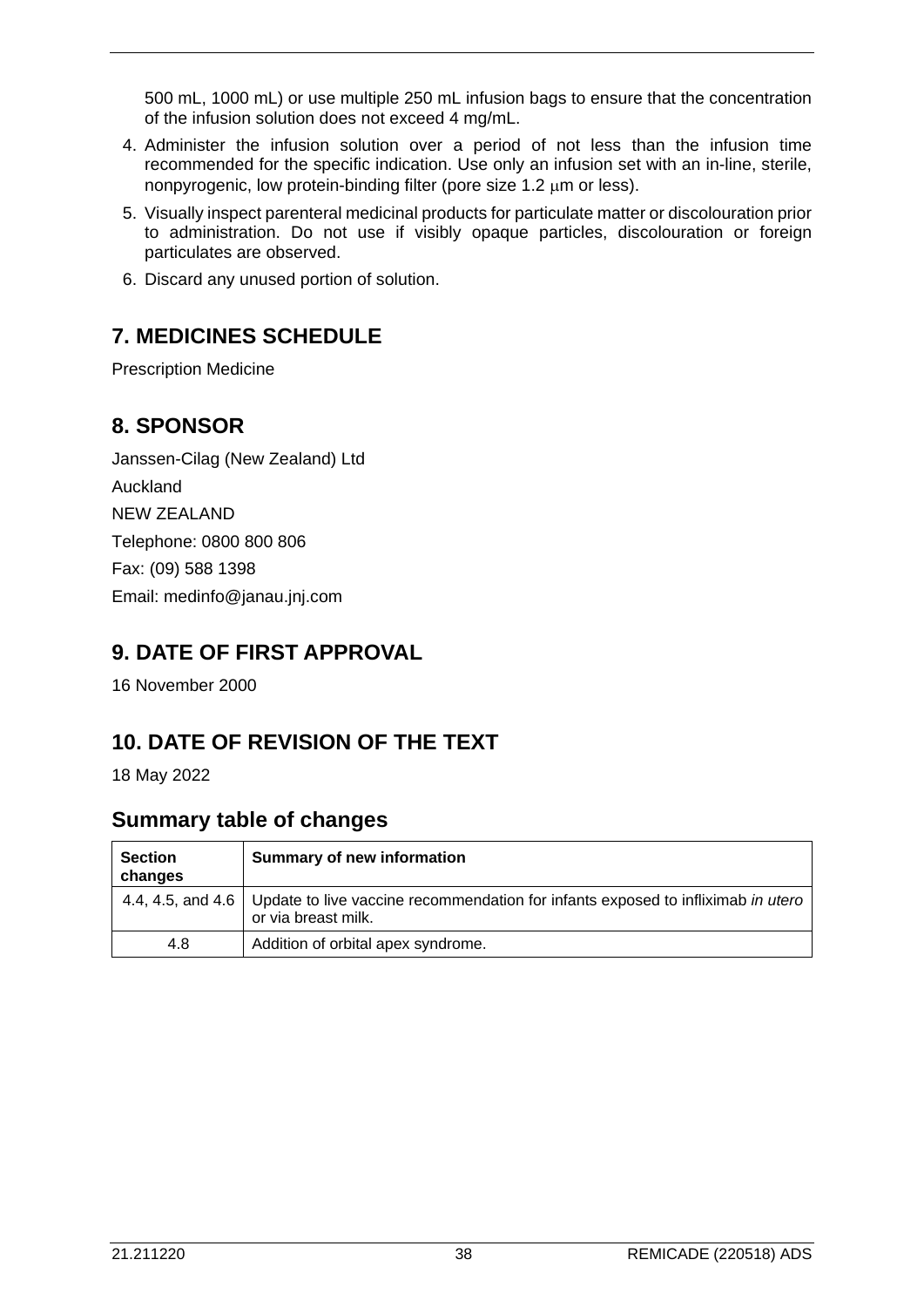500 mL, 1000 mL) or use multiple 250 mL infusion bags to ensure that the concentration of the infusion solution does not exceed 4 mg/mL.

4. Administer the infusion solution over a period of not less than the infusion time recommended for the specific indication. Use only an infusion set with an in-line, sterile, nonpyrogenic, low protein-binding filter (pore size 1.2 μm or less).
5. Visually inspect parenteral medicinal products for particulate matter or discolouration prior to administration. Do not use if visibly opaque particles, discolouration or foreign particulates are observed.
6. Discard any unused portion of solution.

## 7. MEDICINES SCHEDULE

Prescription Medicine

## 8. SPONSOR

Janssen-Cilag (New Zealand) Ltd

Auckland

NEW ZEALAND

Telephone: 0800 800 806

Fax: (09) 588 1398

Email: medinfo@janau.jnj.com

## 9. DATE OF FIRST APPROVAL

16 November 2000

## 10. DATE OF REVISION OF THE TEXT

18 May 2022

### Summary table of changes

| Section changes | Summary of new information |
|---|---|
| 4.4, 4.5, and 4.6 | Update to live vaccine recommendation for infants exposed to infliximab *in utero* or via breast milk. |
| 4.8 | Addition of orbital apex syndrome. |